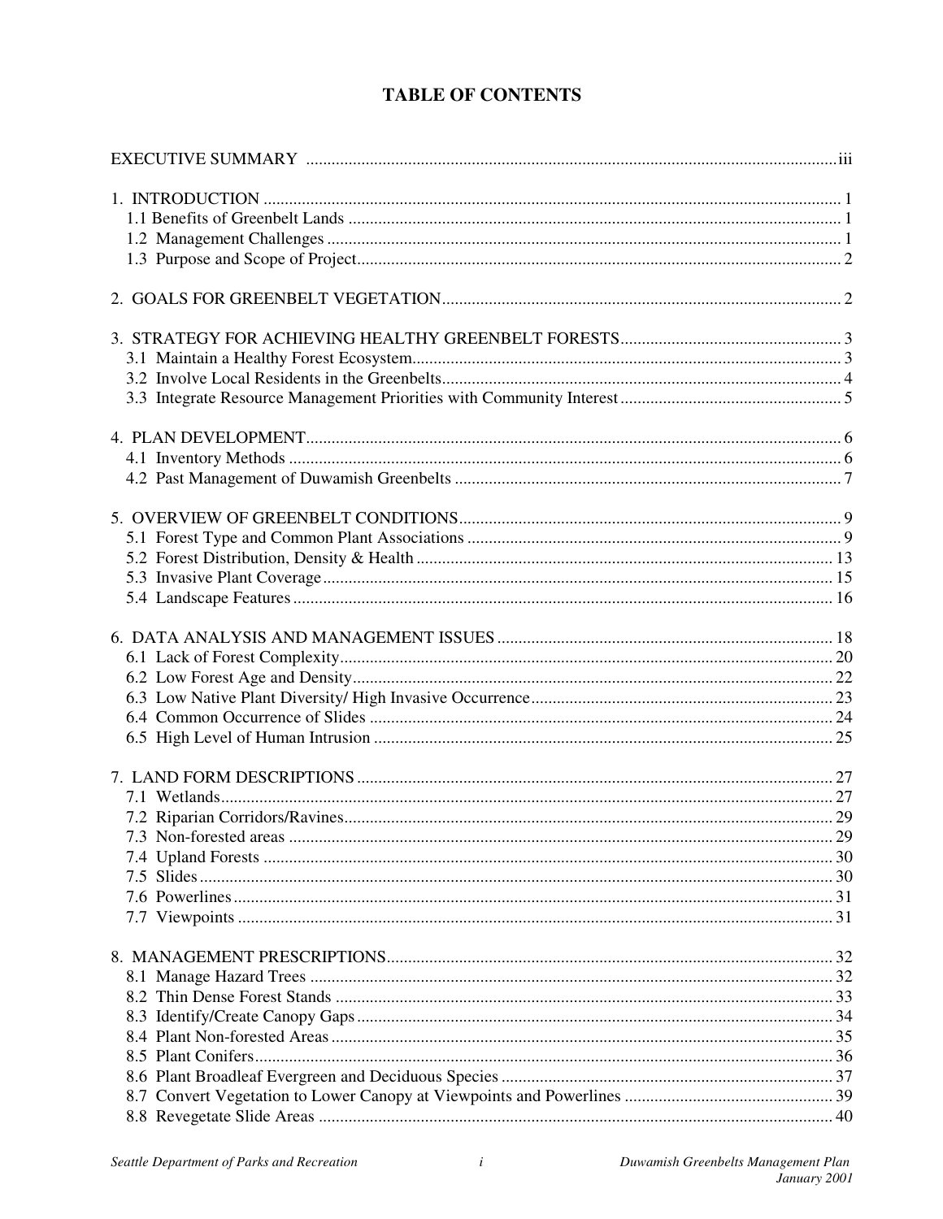# TABLE OF CONTENTS

EXECUTIVE SUMMARY ..... iii

1. INTRODUCTION ..... 1
   - 1.1 Benefits of Greenbelt Lands ..... 1
   - 1.2 Management Challenges ..... 1
   - 1.3 Purpose and Scope of Project ..... 2

2. GOALS FOR GREENBELT VEGETATION ..... 2

3. STRATEGY FOR ACHIEVING HEALTHY GREENBELT FORESTS ..... 3
   - 3.1 Maintain a Healthy Forest Ecosystem ..... 3
   - 3.2 Involve Local Residents in the Greenbelts ..... 4
   - 3.3 Integrate Resource Management Priorities with Community Interest ..... 5

4. PLAN DEVELOPMENT ..... 6
   - 4.1 Inventory Methods ..... 6
   - 4.2 Past Management of Duwamish Greenbelts ..... 7

5. OVERVIEW OF GREENBELT CONDITIONS ..... 9
   - 5.1 Forest Type and Common Plant Associations ..... 9
   - 5.2 Forest Distribution, Density & Health ..... 13
   - 5.3 Invasive Plant Coverage ..... 15
   - 5.4 Landscape Features ..... 16

6. DATA ANALYSIS AND MANAGEMENT ISSUES ..... 18
   - 6.1 Lack of Forest Complexity ..... 20
   - 6.2 Low Forest Age and Density ..... 22
   - 6.3 Low Native Plant Diversity/ High Invasive Occurrence ..... 23
   - 6.4 Common Occurrence of Slides ..... 24
   - 6.5 High Level of Human Intrusion ..... 25

7. LAND FORM DESCRIPTIONS ..... 27
   - 7.1 Wetlands ..... 27
   - 7.2 Riparian Corridors/Ravines ..... 29
   - 7.3 Non-forested areas ..... 29
   - 7.4 Upland Forests ..... 30
   - 7.5 Slides ..... 30
   - 7.6 Powerlines ..... 31
   - 7.7 Viewpoints ..... 31

8. MANAGEMENT PRESCRIPTIONS ..... 32
   - 8.1 Manage Hazard Trees ..... 32
   - 8.2 Thin Dense Forest Stands ..... 33
   - 8.3 Identify/Create Canopy Gaps ..... 34
   - 8.4 Plant Non-forested Areas ..... 35
   - 8.5 Plant Conifers ..... 36
   - 8.6 Plant Broadleaf Evergreen and Deciduous Species ..... 37
   - 8.7 Convert Vegetation to Lower Canopy at Viewpoints and Powerlines ..... 39
   - 8.8 Revegetate Slide Areas ..... 40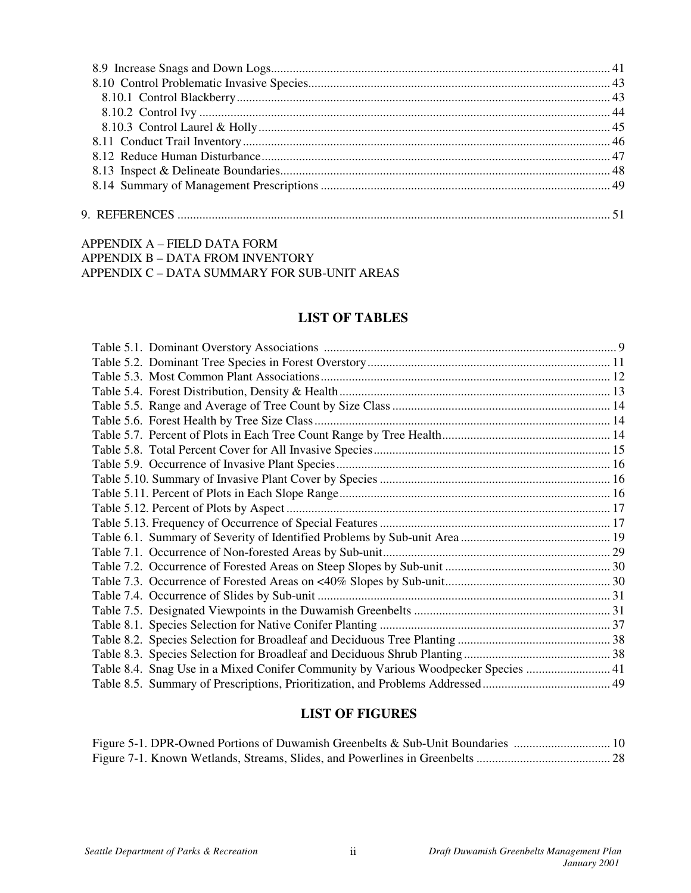8.9 Increase Snags and Down Logs ............ 41
8.10 Control Problematic Invasive Species ............ 43
 8.10.1 Control Blackberry ............ 43
 8.10.2 Control Ivy ............ 44
 8.10.3 Control Laurel & Holly ............ 45
8.11 Conduct Trail Inventory ............ 46
8.12 Reduce Human Disturbance ............ 47
8.13 Inspect & Delineate Boundaries ............ 48
8.14 Summary of Management Prescriptions ............ 49

9. REFERENCES ............ 51

APPENDIX A – FIELD DATA FORM
APPENDIX B – DATA FROM INVENTORY
APPENDIX C – DATA SUMMARY FOR SUB-UNIT AREAS

## LIST OF TABLES

Table 5.1. Dominant Overstory Associations ............ 9
Table 5.2. Dominant Tree Species in Forest Overstory ............ 11
Table 5.3. Most Common Plant Associations ............ 12
Table 5.4. Forest Distribution, Density & Health ............ 13
Table 5.5. Range and Average of Tree Count by Size Class ............ 14
Table 5.6. Forest Health by Tree Size Class ............ 14
Table 5.7. Percent of Plots in Each Tree Count Range by Tree Health ............ 14
Table 5.8. Total Percent Cover for All Invasive Species ............ 15
Table 5.9. Occurrence of Invasive Plant Species ............ 16
Table 5.10. Summary of Invasive Plant Cover by Species ............ 16
Table 5.11. Percent of Plots in Each Slope Range ............ 16
Table 5.12. Percent of Plots by Aspect ............ 17
Table 5.13. Frequency of Occurrence of Special Features ............ 17
Table 6.1. Summary of Severity of Identified Problems by Sub-unit Area ............ 19
Table 7.1. Occurrence of Non-forested Areas by Sub-unit ............ 29
Table 7.2. Occurrence of Forested Areas on Steep Slopes by Sub-unit ............ 30
Table 7.3. Occurrence of Forested Areas on <40% Slopes by Sub-unit ............ 30
Table 7.4. Occurrence of Slides by Sub-unit ............ 31
Table 7.5. Designated Viewpoints in the Duwamish Greenbelts ............ 31
Table 8.1. Species Selection for Native Conifer Planting ............ 37
Table 8.2. Species Selection for Broadleaf and Deciduous Tree Planting ............ 38
Table 8.3. Species Selection for Broadleaf and Deciduous Shrub Planting ............ 38
Table 8.4. Snag Use in a Mixed Conifer Community by Various Woodpecker Species ............ 41
Table 8.5. Summary of Prescriptions, Prioritization, and Problems Addressed ............ 49

## LIST OF FIGURES

Figure 5-1. DPR-Owned Portions of Duwamish Greenbelts & Sub-Unit Boundaries ............ 10
Figure 7-1. Known Wetlands, Streams, Slides, and Powerlines in Greenbelts ............ 28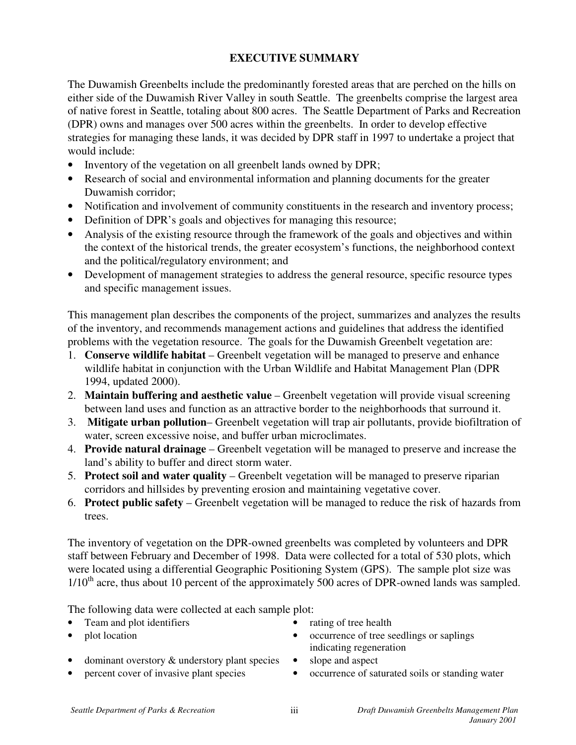# EXECUTIVE SUMMARY

The Duwamish Greenbelts include the predominantly forested areas that are perched on the hills on either side of the Duwamish River Valley in south Seattle. The greenbelts comprise the largest area of native forest in Seattle, totaling about 800 acres. The Seattle Department of Parks and Recreation (DPR) owns and manages over 500 acres within the greenbelts. In order to develop effective strategies for managing these lands, it was decided by DPR staff in 1997 to undertake a project that would include:

- Inventory of the vegetation on all greenbelt lands owned by DPR;
- Research of social and environmental information and planning documents for the greater Duwamish corridor;
- Notification and involvement of community constituents in the research and inventory process;
- Definition of DPR's goals and objectives for managing this resource;
- Analysis of the existing resource through the framework of the goals and objectives and within the context of the historical trends, the greater ecosystem's functions, the neighborhood context and the political/regulatory environment; and
- Development of management strategies to address the general resource, specific resource types and specific management issues.

This management plan describes the components of the project, summarizes and analyzes the results of the inventory, and recommends management actions and guidelines that address the identified problems with the vegetation resource. The goals for the Duwamish Greenbelt vegetation are:

1. **Conserve wildlife habitat** – Greenbelt vegetation will be managed to preserve and enhance wildlife habitat in conjunction with the Urban Wildlife and Habitat Management Plan (DPR 1994, updated 2000).
2. **Maintain buffering and aesthetic value** – Greenbelt vegetation will provide visual screening between land uses and function as an attractive border to the neighborhoods that surround it.
3. **Mitigate urban pollution**– Greenbelt vegetation will trap air pollutants, provide biofiltration of water, screen excessive noise, and buffer urban microclimates.
4. **Provide natural drainage** – Greenbelt vegetation will be managed to preserve and increase the land's ability to buffer and direct storm water.
5. **Protect soil and water quality** – Greenbelt vegetation will be managed to preserve riparian corridors and hillsides by preventing erosion and maintaining vegetative cover.
6. **Protect public safety** – Greenbelt vegetation will be managed to reduce the risk of hazards from trees.

The inventory of vegetation on the DPR-owned greenbelts was completed by volunteers and DPR staff between February and December of 1998. Data were collected for a total of 530 plots, which were located using a differential Geographic Positioning System (GPS). The sample plot size was $1/10^{th}$ acre, thus about 10 percent of the approximately 500 acres of DPR-owned lands was sampled.

The following data were collected at each sample plot:

- Team and plot identifiers
- plot location
- dominant overstory & understory plant species
- percent cover of invasive plant species
- rating of tree health
- occurrence of tree seedlings or saplings indicating regeneration
- slope and aspect
- occurrence of saturated soils or standing water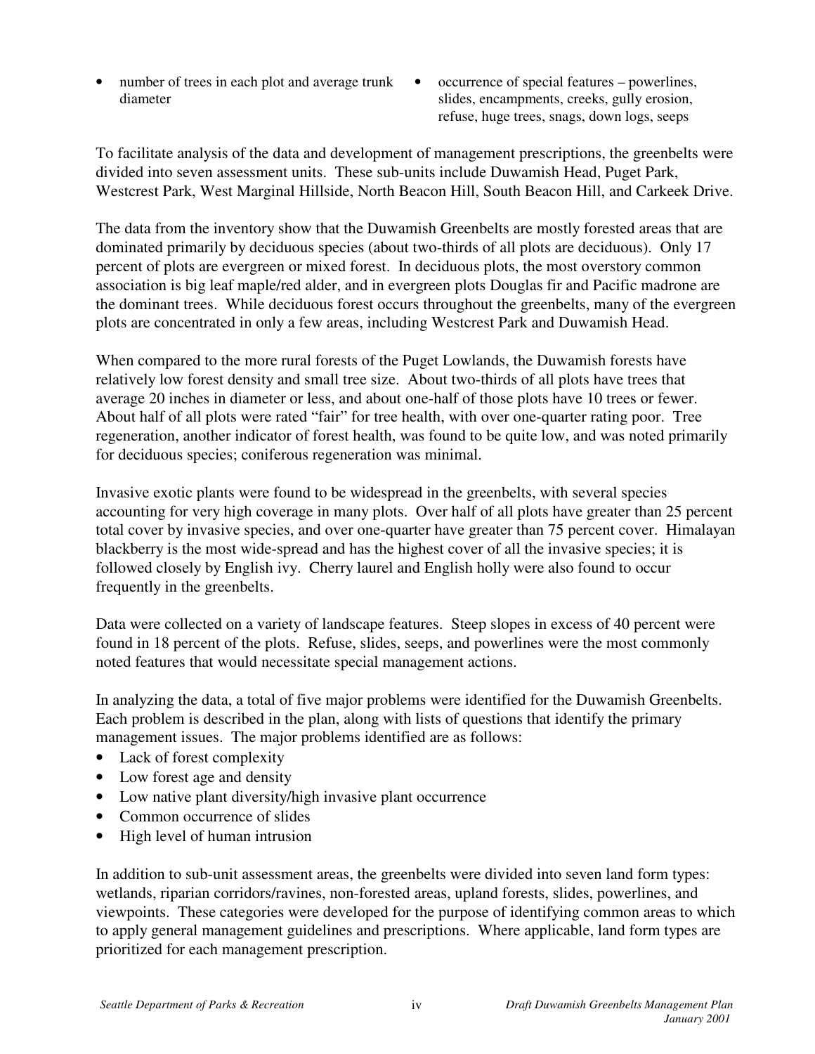- number of trees in each plot and average trunk diameter
- occurrence of special features – powerlines, slides, encampments, creeks, gully erosion, refuse, huge trees, snags, down logs, seeps

To facilitate analysis of the data and development of management prescriptions, the greenbelts were divided into seven assessment units. These sub-units include Duwamish Head, Puget Park, Westcrest Park, West Marginal Hillside, North Beacon Hill, South Beacon Hill, and Carkeek Drive.

The data from the inventory show that the Duwamish Greenbelts are mostly forested areas that are dominated primarily by deciduous species (about two-thirds of all plots are deciduous). Only 17 percent of plots are evergreen or mixed forest. In deciduous plots, the most overstory common association is big leaf maple/red alder, and in evergreen plots Douglas fir and Pacific madrone are the dominant trees. While deciduous forest occurs throughout the greenbelts, many of the evergreen plots are concentrated in only a few areas, including Westcrest Park and Duwamish Head.

When compared to the more rural forests of the Puget Lowlands, the Duwamish forests have relatively low forest density and small tree size. About two-thirds of all plots have trees that average 20 inches in diameter or less, and about one-half of those plots have 10 trees or fewer. About half of all plots were rated "fair" for tree health, with over one-quarter rating poor. Tree regeneration, another indicator of forest health, was found to be quite low, and was noted primarily for deciduous species; coniferous regeneration was minimal.

Invasive exotic plants were found to be widespread in the greenbelts, with several species accounting for very high coverage in many plots. Over half of all plots have greater than 25 percent total cover by invasive species, and over one-quarter have greater than 75 percent cover. Himalayan blackberry is the most wide-spread and has the highest cover of all the invasive species; it is followed closely by English ivy. Cherry laurel and English holly were also found to occur frequently in the greenbelts.

Data were collected on a variety of landscape features. Steep slopes in excess of 40 percent were found in 18 percent of the plots. Refuse, slides, seeps, and powerlines were the most commonly noted features that would necessitate special management actions.

In analyzing the data, a total of five major problems were identified for the Duwamish Greenbelts. Each problem is described in the plan, along with lists of questions that identify the primary management issues. The major problems identified are as follows:

- Lack of forest complexity
- Low forest age and density
- Low native plant diversity/high invasive plant occurrence
- Common occurrence of slides
- High level of human intrusion

In addition to sub-unit assessment areas, the greenbelts were divided into seven land form types: wetlands, riparian corridors/ravines, non-forested areas, upland forests, slides, powerlines, and viewpoints. These categories were developed for the purpose of identifying common areas to which to apply general management guidelines and prescriptions. Where applicable, land form types are prioritized for each management prescription.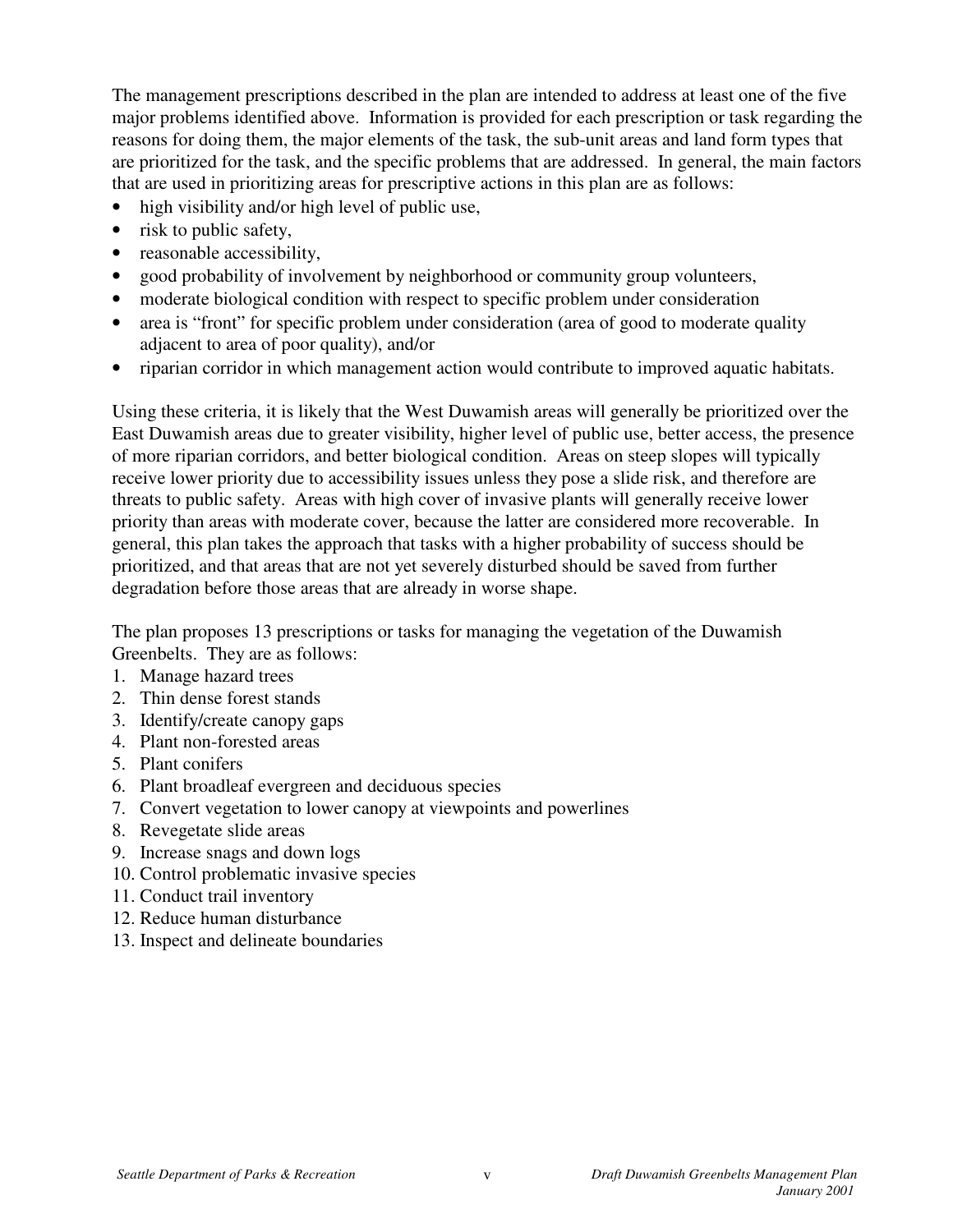The management prescriptions described in the plan are intended to address at least one of the five major problems identified above. Information is provided for each prescription or task regarding the reasons for doing them, the major elements of the task, the sub-unit areas and land form types that are prioritized for the task, and the specific problems that are addressed. In general, the main factors that are used in prioritizing areas for prescriptive actions in this plan are as follows:

- high visibility and/or high level of public use,
- risk to public safety,
- reasonable accessibility,
- good probability of involvement by neighborhood or community group volunteers,
- moderate biological condition with respect to specific problem under consideration
- area is "front" for specific problem under consideration (area of good to moderate quality adjacent to area of poor quality), and/or
- riparian corridor in which management action would contribute to improved aquatic habitats.

Using these criteria, it is likely that the West Duwamish areas will generally be prioritized over the East Duwamish areas due to greater visibility, higher level of public use, better access, the presence of more riparian corridors, and better biological condition. Areas on steep slopes will typically receive lower priority due to accessibility issues unless they pose a slide risk, and therefore are threats to public safety. Areas with high cover of invasive plants will generally receive lower priority than areas with moderate cover, because the latter are considered more recoverable. In general, this plan takes the approach that tasks with a higher probability of success should be prioritized, and that areas that are not yet severely disturbed should be saved from further degradation before those areas that are already in worse shape.

The plan proposes 13 prescriptions or tasks for managing the vegetation of the Duwamish Greenbelts. They are as follows:

1. Manage hazard trees
2. Thin dense forest stands
3. Identify/create canopy gaps
4. Plant non-forested areas
5. Plant conifers
6. Plant broadleaf evergreen and deciduous species
7. Convert vegetation to lower canopy at viewpoints and powerlines
8. Revegetate slide areas
9. Increase snags and down logs
10. Control problematic invasive species
11. Conduct trail inventory
12. Reduce human disturbance
13. Inspect and delineate boundaries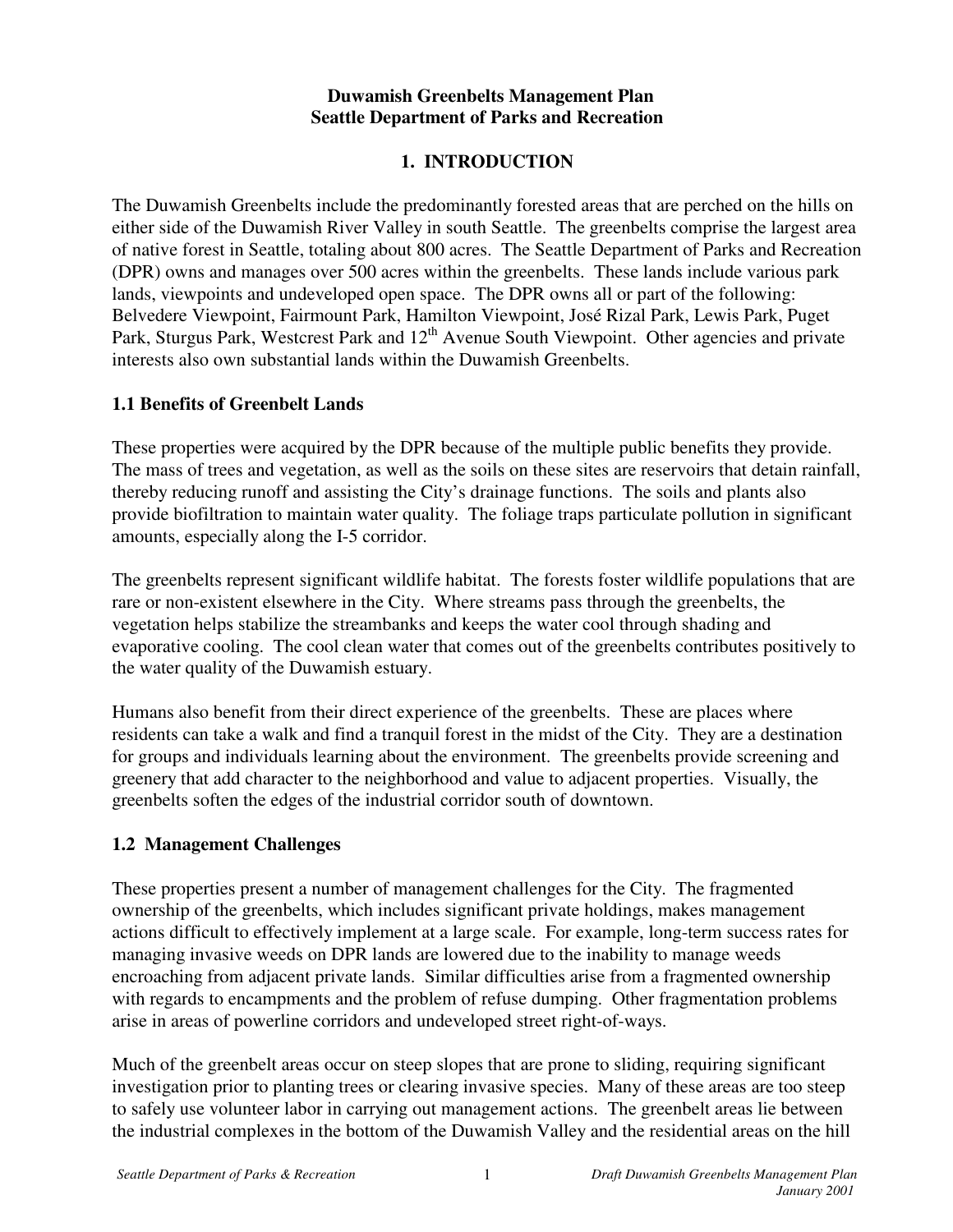**Duwamish Greenbelts Management Plan**
**Seattle Department of Parks and Recreation**

# 1. INTRODUCTION

The Duwamish Greenbelts include the predominantly forested areas that are perched on the hills on either side of the Duwamish River Valley in south Seattle. The greenbelts comprise the largest area of native forest in Seattle, totaling about 800 acres. The Seattle Department of Parks and Recreation (DPR) owns and manages over 500 acres within the greenbelts. These lands include various park lands, viewpoints and undeveloped open space. The DPR owns all or part of the following: Belvedere Viewpoint, Fairmount Park, Hamilton Viewpoint, José Rizal Park, Lewis Park, Puget Park, Sturgus Park, Westcrest Park and 12th Avenue South Viewpoint. Other agencies and private interests also own substantial lands within the Duwamish Greenbelts.

## 1.1 Benefits of Greenbelt Lands

These properties were acquired by the DPR because of the multiple public benefits they provide. The mass of trees and vegetation, as well as the soils on these sites are reservoirs that detain rainfall, thereby reducing runoff and assisting the City's drainage functions. The soils and plants also provide biofiltration to maintain water quality. The foliage traps particulate pollution in significant amounts, especially along the I-5 corridor.

The greenbelts represent significant wildlife habitat. The forests foster wildlife populations that are rare or non-existent elsewhere in the City. Where streams pass through the greenbelts, the vegetation helps stabilize the streambanks and keeps the water cool through shading and evaporative cooling. The cool clean water that comes out of the greenbelts contributes positively to the water quality of the Duwamish estuary.

Humans also benefit from their direct experience of the greenbelts. These are places where residents can take a walk and find a tranquil forest in the midst of the City. They are a destination for groups and individuals learning about the environment. The greenbelts provide screening and greenery that add character to the neighborhood and value to adjacent properties. Visually, the greenbelts soften the edges of the industrial corridor south of downtown.

## 1.2 Management Challenges

These properties present a number of management challenges for the City. The fragmented ownership of the greenbelts, which includes significant private holdings, makes management actions difficult to effectively implement at a large scale. For example, long-term success rates for managing invasive weeds on DPR lands are lowered due to the inability to manage weeds encroaching from adjacent private lands. Similar difficulties arise from a fragmented ownership with regards to encampments and the problem of refuse dumping. Other fragmentation problems arise in areas of powerline corridors and undeveloped street right-of-ways.

Much of the greenbelt areas occur on steep slopes that are prone to sliding, requiring significant investigation prior to planting trees or clearing invasive species. Many of these areas are too steep to safely use volunteer labor in carrying out management actions. The greenbelt areas lie between the industrial complexes in the bottom of the Duwamish Valley and the residential areas on the hill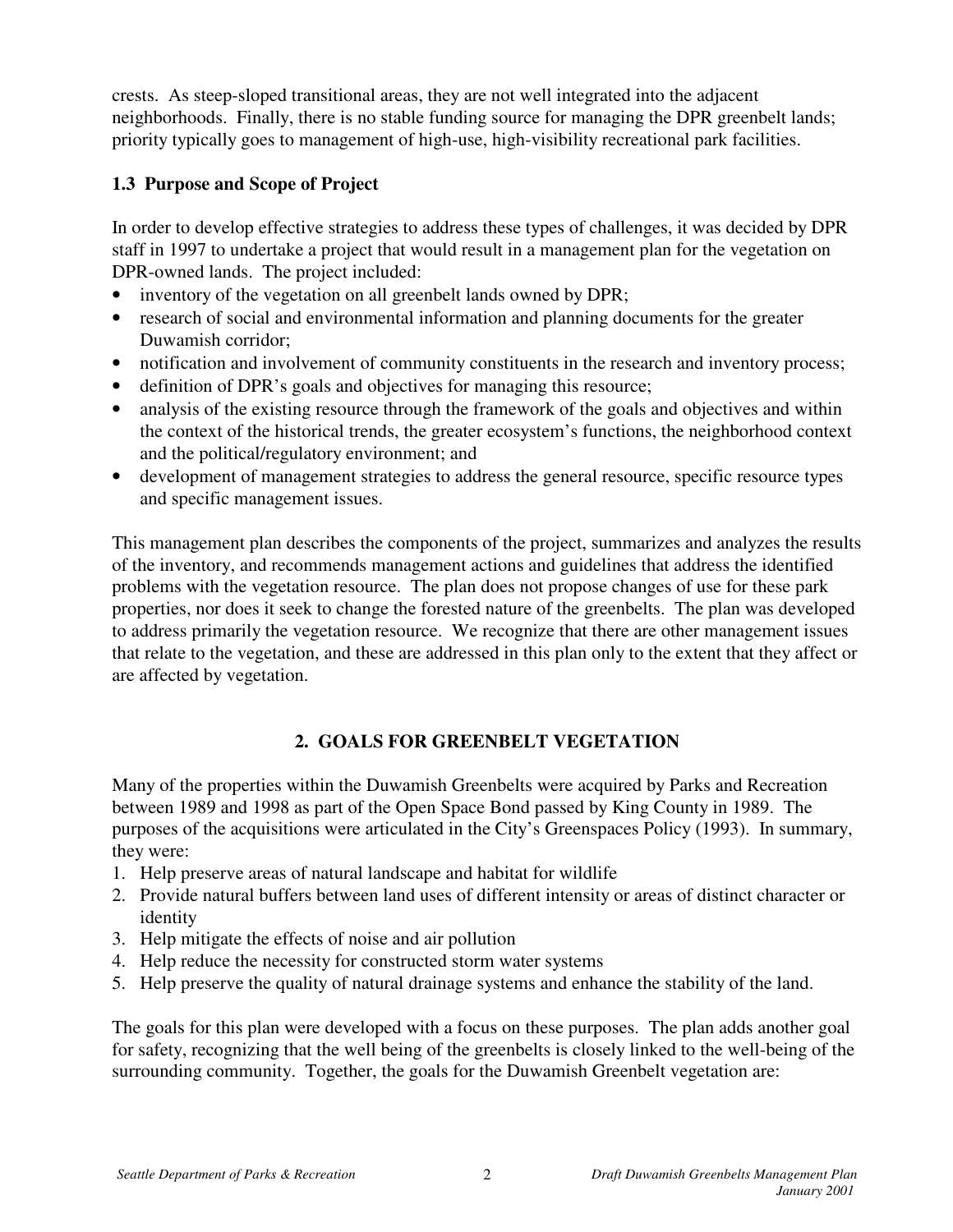crests. As steep-sloped transitional areas, they are not well integrated into the adjacent neighborhoods. Finally, there is no stable funding source for managing the DPR greenbelt lands; priority typically goes to management of high-use, high-visibility recreational park facilities.

### 1.3 Purpose and Scope of Project

In order to develop effective strategies to address these types of challenges, it was decided by DPR staff in 1997 to undertake a project that would result in a management plan for the vegetation on DPR-owned lands. The project included:

- inventory of the vegetation on all greenbelt lands owned by DPR;
- research of social and environmental information and planning documents for the greater Duwamish corridor;
- notification and involvement of community constituents in the research and inventory process;
- definition of DPR's goals and objectives for managing this resource;
- analysis of the existing resource through the framework of the goals and objectives and within the context of the historical trends, the greater ecosystem's functions, the neighborhood context and the political/regulatory environment; and
- development of management strategies to address the general resource, specific resource types and specific management issues.

This management plan describes the components of the project, summarizes and analyzes the results of the inventory, and recommends management actions and guidelines that address the identified problems with the vegetation resource. The plan does not propose changes of use for these park properties, nor does it seek to change the forested nature of the greenbelts. The plan was developed to address primarily the vegetation resource. We recognize that there are other management issues that relate to the vegetation, and these are addressed in this plan only to the extent that they affect or are affected by vegetation.

## 2. GOALS FOR GREENBELT VEGETATION

Many of the properties within the Duwamish Greenbelts were acquired by Parks and Recreation between 1989 and 1998 as part of the Open Space Bond passed by King County in 1989. The purposes of the acquisitions were articulated in the City's Greenspaces Policy (1993). In summary, they were:

1. Help preserve areas of natural landscape and habitat for wildlife
2. Provide natural buffers between land uses of different intensity or areas of distinct character or identity
3. Help mitigate the effects of noise and air pollution
4. Help reduce the necessity for constructed storm water systems
5. Help preserve the quality of natural drainage systems and enhance the stability of the land.

The goals for this plan were developed with a focus on these purposes. The plan adds another goal for safety, recognizing that the well being of the greenbelts is closely linked to the well-being of the surrounding community. Together, the goals for the Duwamish Greenbelt vegetation are: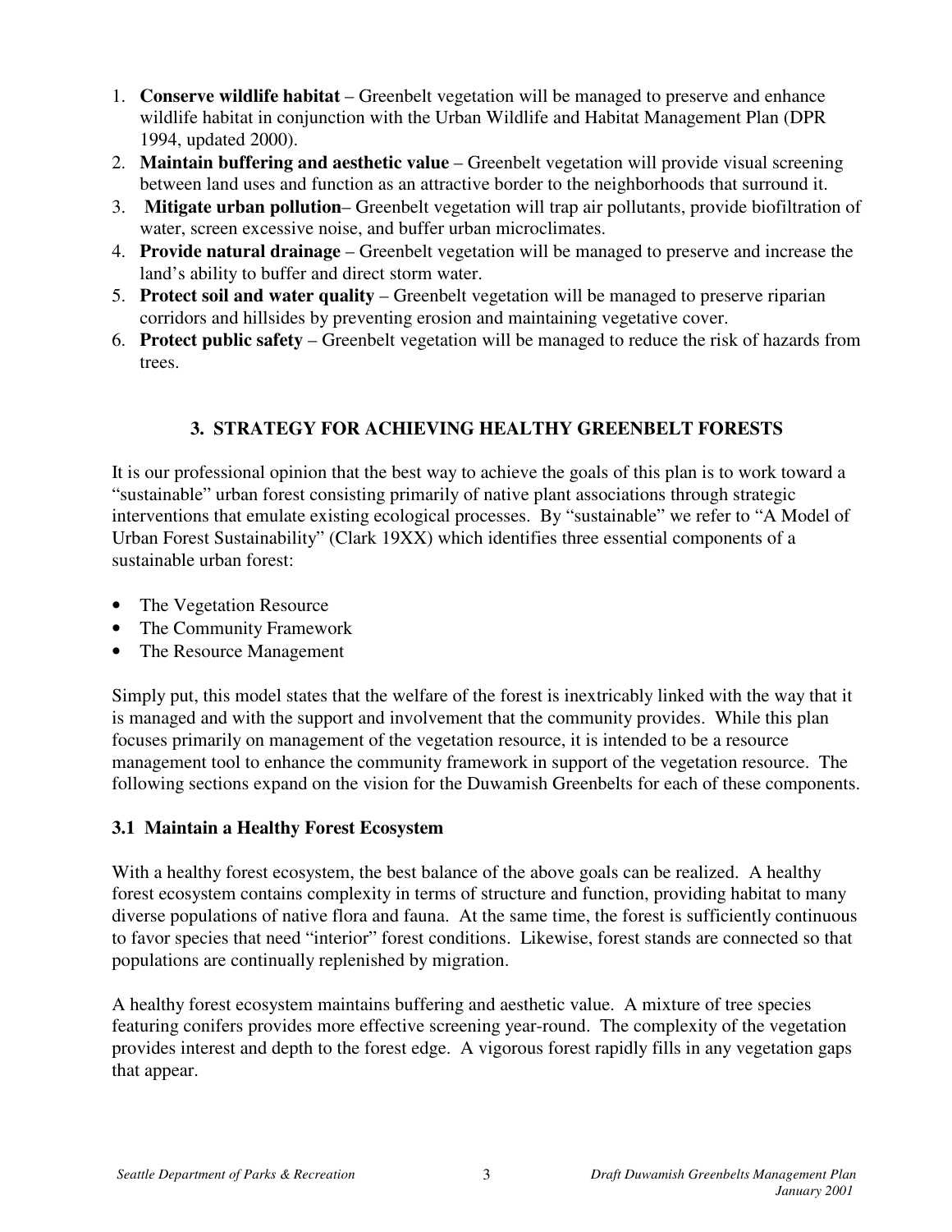1. **Conserve wildlife habitat** – Greenbelt vegetation will be managed to preserve and enhance wildlife habitat in conjunction with the Urban Wildlife and Habitat Management Plan (DPR 1994, updated 2000).
2. **Maintain buffering and aesthetic value** – Greenbelt vegetation will provide visual screening between land uses and function as an attractive border to the neighborhoods that surround it.
3. **Mitigate urban pollution**– Greenbelt vegetation will trap air pollutants, provide biofiltration of water, screen excessive noise, and buffer urban microclimates.
4. **Provide natural drainage** – Greenbelt vegetation will be managed to preserve and increase the land's ability to buffer and direct storm water.
5. **Protect soil and water quality** – Greenbelt vegetation will be managed to preserve riparian corridors and hillsides by preventing erosion and maintaining vegetative cover.
6. **Protect public safety** – Greenbelt vegetation will be managed to reduce the risk of hazards from trees.

## 3. STRATEGY FOR ACHIEVING HEALTHY GREENBELT FORESTS

It is our professional opinion that the best way to achieve the goals of this plan is to work toward a "sustainable" urban forest consisting primarily of native plant associations through strategic interventions that emulate existing ecological processes. By "sustainable" we refer to "A Model of Urban Forest Sustainability" (Clark 19XX) which identifies three essential components of a sustainable urban forest:

- The Vegetation Resource
- The Community Framework
- The Resource Management

Simply put, this model states that the welfare of the forest is inextricably linked with the way that it is managed and with the support and involvement that the community provides. While this plan focuses primarily on management of the vegetation resource, it is intended to be a resource management tool to enhance the community framework in support of the vegetation resource. The following sections expand on the vision for the Duwamish Greenbelts for each of these components.

### 3.1 Maintain a Healthy Forest Ecosystem

With a healthy forest ecosystem, the best balance of the above goals can be realized. A healthy forest ecosystem contains complexity in terms of structure and function, providing habitat to many diverse populations of native flora and fauna. At the same time, the forest is sufficiently continuous to favor species that need "interior" forest conditions. Likewise, forest stands are connected so that populations are continually replenished by migration.

A healthy forest ecosystem maintains buffering and aesthetic value. A mixture of tree species featuring conifers provides more effective screening year-round. The complexity of the vegetation provides interest and depth to the forest edge. A vigorous forest rapidly fills in any vegetation gaps that appear.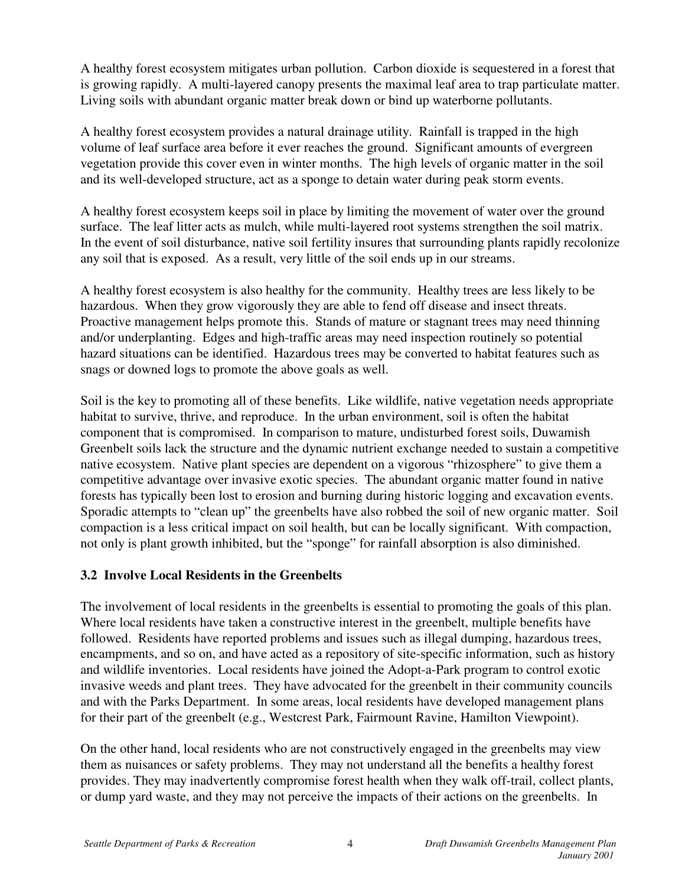A healthy forest ecosystem mitigates urban pollution. Carbon dioxide is sequestered in a forest that is growing rapidly. A multi-layered canopy presents the maximal leaf area to trap particulate matter. Living soils with abundant organic matter break down or bind up waterborne pollutants.

A healthy forest ecosystem provides a natural drainage utility. Rainfall is trapped in the high volume of leaf surface area before it ever reaches the ground. Significant amounts of evergreen vegetation provide this cover even in winter months. The high levels of organic matter in the soil and its well-developed structure, act as a sponge to detain water during peak storm events.

A healthy forest ecosystem keeps soil in place by limiting the movement of water over the ground surface. The leaf litter acts as mulch, while multi-layered root systems strengthen the soil matrix. In the event of soil disturbance, native soil fertility insures that surrounding plants rapidly recolonize any soil that is exposed. As a result, very little of the soil ends up in our streams.

A healthy forest ecosystem is also healthy for the community. Healthy trees are less likely to be hazardous. When they grow vigorously they are able to fend off disease and insect threats. Proactive management helps promote this. Stands of mature or stagnant trees may need thinning and/or underplanting. Edges and high-traffic areas may need inspection routinely so potential hazard situations can be identified. Hazardous trees may be converted to habitat features such as snags or downed logs to promote the above goals as well.

Soil is the key to promoting all of these benefits. Like wildlife, native vegetation needs appropriate habitat to survive, thrive, and reproduce. In the urban environment, soil is often the habitat component that is compromised. In comparison to mature, undisturbed forest soils, Duwamish Greenbelt soils lack the structure and the dynamic nutrient exchange needed to sustain a competitive native ecosystem. Native plant species are dependent on a vigorous "rhizosphere" to give them a competitive advantage over invasive exotic species. The abundant organic matter found in native forests has typically been lost to erosion and burning during historic logging and excavation events. Sporadic attempts to "clean up" the greenbelts have also robbed the soil of new organic matter. Soil compaction is a less critical impact on soil health, but can be locally significant. With compaction, not only is plant growth inhibited, but the "sponge" for rainfall absorption is also diminished.

### 3.2 Involve Local Residents in the Greenbelts

The involvement of local residents in the greenbelts is essential to promoting the goals of this plan. Where local residents have taken a constructive interest in the greenbelt, multiple benefits have followed. Residents have reported problems and issues such as illegal dumping, hazardous trees, encampments, and so on, and have acted as a repository of site-specific information, such as history and wildlife inventories. Local residents have joined the Adopt-a-Park program to control exotic invasive weeds and plant trees. They have advocated for the greenbelt in their community councils and with the Parks Department. In some areas, local residents have developed management plans for their part of the greenbelt (e.g., Westcrest Park, Fairmount Ravine, Hamilton Viewpoint).

On the other hand, local residents who are not constructively engaged in the greenbelts may view them as nuisances or safety problems. They may not understand all the benefits a healthy forest provides. They may inadvertently compromise forest health when they walk off-trail, collect plants, or dump yard waste, and they may not perceive the impacts of their actions on the greenbelts. In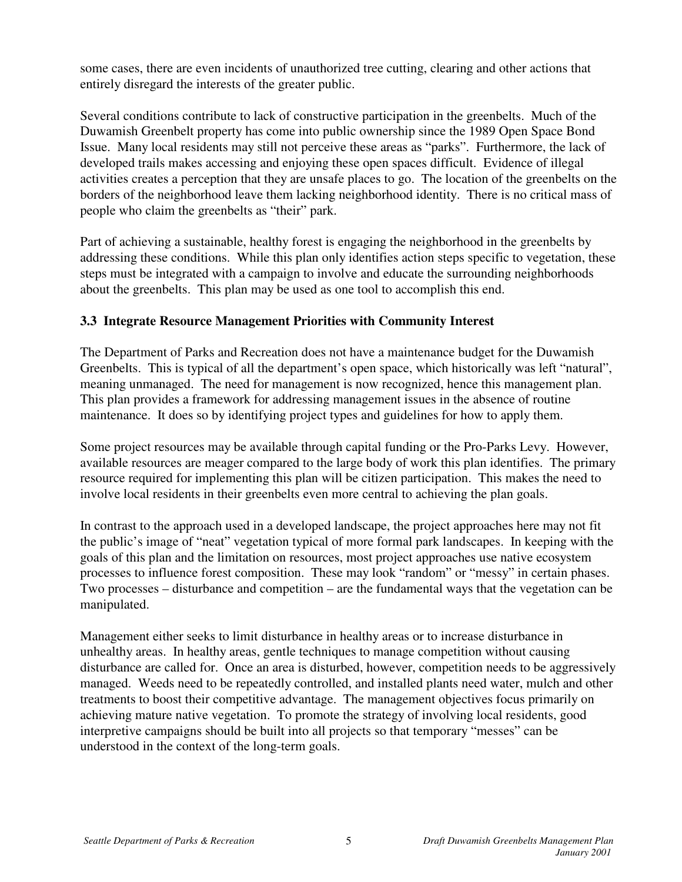some cases, there are even incidents of unauthorized tree cutting, clearing and other actions that entirely disregard the interests of the greater public.

Several conditions contribute to lack of constructive participation in the greenbelts. Much of the Duwamish Greenbelt property has come into public ownership since the 1989 Open Space Bond Issue. Many local residents may still not perceive these areas as "parks". Furthermore, the lack of developed trails makes accessing and enjoying these open spaces difficult. Evidence of illegal activities creates a perception that they are unsafe places to go. The location of the greenbelts on the borders of the neighborhood leave them lacking neighborhood identity. There is no critical mass of people who claim the greenbelts as "their" park.

Part of achieving a sustainable, healthy forest is engaging the neighborhood in the greenbelts by addressing these conditions. While this plan only identifies action steps specific to vegetation, these steps must be integrated with a campaign to involve and educate the surrounding neighborhoods about the greenbelts. This plan may be used as one tool to accomplish this end.

### 3.3 Integrate Resource Management Priorities with Community Interest

The Department of Parks and Recreation does not have a maintenance budget for the Duwamish Greenbelts. This is typical of all the department's open space, which historically was left "natural", meaning unmanaged. The need for management is now recognized, hence this management plan. This plan provides a framework for addressing management issues in the absence of routine maintenance. It does so by identifying project types and guidelines for how to apply them.

Some project resources may be available through capital funding or the Pro-Parks Levy. However, available resources are meager compared to the large body of work this plan identifies. The primary resource required for implementing this plan will be citizen participation. This makes the need to involve local residents in their greenbelts even more central to achieving the plan goals.

In contrast to the approach used in a developed landscape, the project approaches here may not fit the public's image of "neat" vegetation typical of more formal park landscapes. In keeping with the goals of this plan and the limitation on resources, most project approaches use native ecosystem processes to influence forest composition. These may look "random" or "messy" in certain phases. Two processes – disturbance and competition – are the fundamental ways that the vegetation can be manipulated.

Management either seeks to limit disturbance in healthy areas or to increase disturbance in unhealthy areas. In healthy areas, gentle techniques to manage competition without causing disturbance are called for. Once an area is disturbed, however, competition needs to be aggressively managed. Weeds need to be repeatedly controlled, and installed plants need water, mulch and other treatments to boost their competitive advantage. The management objectives focus primarily on achieving mature native vegetation. To promote the strategy of involving local residents, good interpretive campaigns should be built into all projects so that temporary "messes" can be understood in the context of the long-term goals.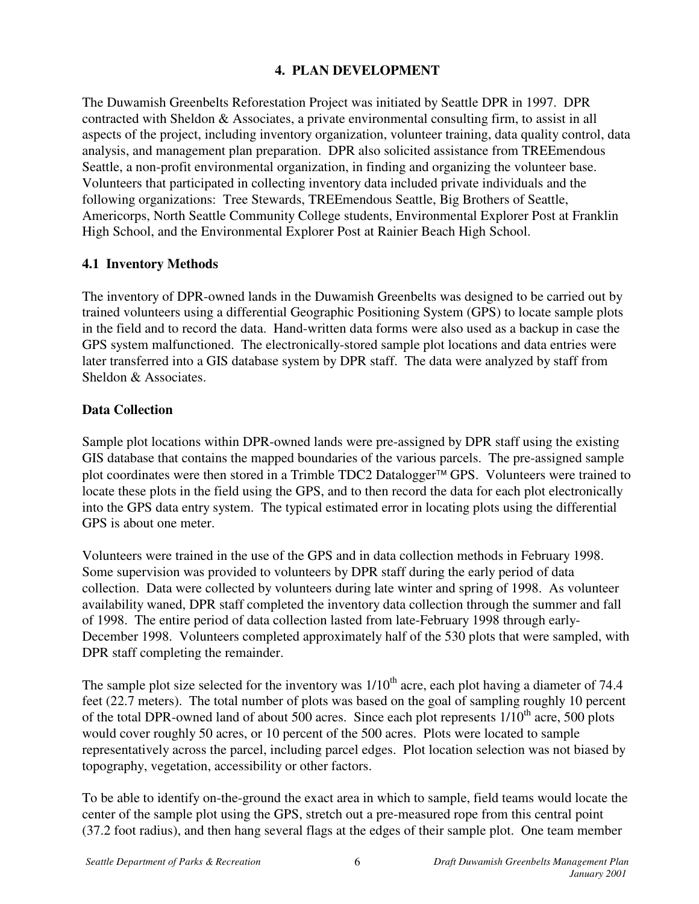# 4. PLAN DEVELOPMENT

The Duwamish Greenbelts Reforestation Project was initiated by Seattle DPR in 1997. DPR contracted with Sheldon & Associates, a private environmental consulting firm, to assist in all aspects of the project, including inventory organization, volunteer training, data quality control, data analysis, and management plan preparation. DPR also solicited assistance from TREEmendous Seattle, a non-profit environmental organization, in finding and organizing the volunteer base. Volunteers that participated in collecting inventory data included private individuals and the following organizations: Tree Stewards, TREEmendous Seattle, Big Brothers of Seattle, Americorps, North Seattle Community College students, Environmental Explorer Post at Franklin High School, and the Environmental Explorer Post at Rainier Beach High School.

## 4.1 Inventory Methods

The inventory of DPR-owned lands in the Duwamish Greenbelts was designed to be carried out by trained volunteers using a differential Geographic Positioning System (GPS) to locate sample plots in the field and to record the data. Hand-written data forms were also used as a backup in case the GPS system malfunctioned. The electronically-stored sample plot locations and data entries were later transferred into a GIS database system by DPR staff. The data were analyzed by staff from Sheldon & Associates.

### Data Collection

Sample plot locations within DPR-owned lands were pre-assigned by DPR staff using the existing GIS database that contains the mapped boundaries of the various parcels. The pre-assigned sample plot coordinates were then stored in a Trimble TDC2 Datalogger™ GPS. Volunteers were trained to locate these plots in the field using the GPS, and to then record the data for each plot electronically into the GPS data entry system. The typical estimated error in locating plots using the differential GPS is about one meter.

Volunteers were trained in the use of the GPS and in data collection methods in February 1998. Some supervision was provided to volunteers by DPR staff during the early period of data collection. Data were collected by volunteers during late winter and spring of 1998. As volunteer availability waned, DPR staff completed the inventory data collection through the summer and fall of 1998. The entire period of data collection lasted from late-February 1998 through early-December 1998. Volunteers completed approximately half of the 530 plots that were sampled, with DPR staff completing the remainder.

The sample plot size selected for the inventory was 1/10$^{th}$ acre, each plot having a diameter of 74.4 feet (22.7 meters). The total number of plots was based on the goal of sampling roughly 10 percent of the total DPR-owned land of about 500 acres. Since each plot represents 1/10$^{th}$ acre, 500 plots would cover roughly 50 acres, or 10 percent of the 500 acres. Plots were located to sample representatively across the parcel, including parcel edges. Plot location selection was not biased by topography, vegetation, accessibility or other factors.

To be able to identify on-the-ground the exact area in which to sample, field teams would locate the center of the sample plot using the GPS, stretch out a pre-measured rope from this central point (37.2 foot radius), and then hang several flags at the edges of their sample plot. One team member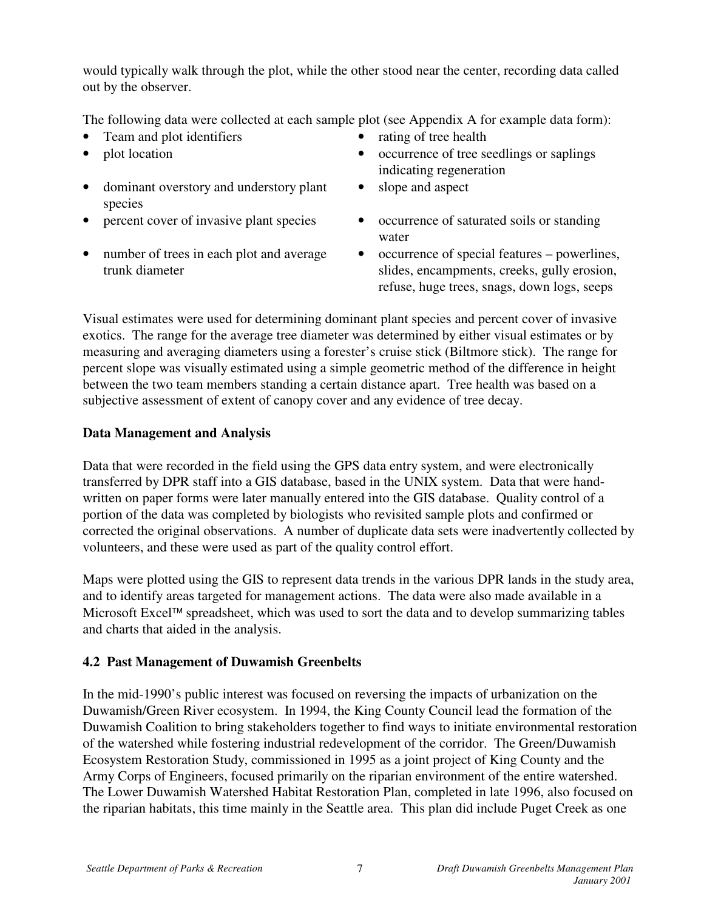would typically walk through the plot, while the other stood near the center, recording data called out by the observer.

The following data were collected at each sample plot (see Appendix A for example data form):

- Team and plot identifiers
- plot location
- dominant overstory and understory plant species
- percent cover of invasive plant species
- number of trees in each plot and average trunk diameter
- rating of tree health
- occurrence of tree seedlings or saplings indicating regeneration
- slope and aspect
- occurrence of saturated soils or standing water
- occurrence of special features – powerlines, slides, encampments, creeks, gully erosion, refuse, huge trees, snags, down logs, seeps

Visual estimates were used for determining dominant plant species and percent cover of invasive exotics. The range for the average tree diameter was determined by either visual estimates or by measuring and averaging diameters using a forester's cruise stick (Biltmore stick). The range for percent slope was visually estimated using a simple geometric method of the difference in height between the two team members standing a certain distance apart. Tree health was based on a subjective assessment of extent of canopy cover and any evidence of tree decay.

**Data Management and Analysis**

Data that were recorded in the field using the GPS data entry system, and were electronically transferred by DPR staff into a GIS database, based in the UNIX system. Data that were hand-written on paper forms were later manually entered into the GIS database. Quality control of a portion of the data was completed by biologists who revisited sample plots and confirmed or corrected the original observations. A number of duplicate data sets were inadvertently collected by volunteers, and these were used as part of the quality control effort.

Maps were plotted using the GIS to represent data trends in the various DPR lands in the study area, and to identify areas targeted for management actions. The data were also made available in a Microsoft Excel™ spreadsheet, which was used to sort the data and to develop summarizing tables and charts that aided in the analysis.

## 4.2 Past Management of Duwamish Greenbelts

In the mid-1990's public interest was focused on reversing the impacts of urbanization on the Duwamish/Green River ecosystem. In 1994, the King County Council lead the formation of the Duwamish Coalition to bring stakeholders together to find ways to initiate environmental restoration of the watershed while fostering industrial redevelopment of the corridor. The Green/Duwamish Ecosystem Restoration Study, commissioned in 1995 as a joint project of King County and the Army Corps of Engineers, focused primarily on the riparian environment of the entire watershed. The Lower Duwamish Watershed Habitat Restoration Plan, completed in late 1996, also focused on the riparian habitats, this time mainly in the Seattle area. This plan did include Puget Creek as one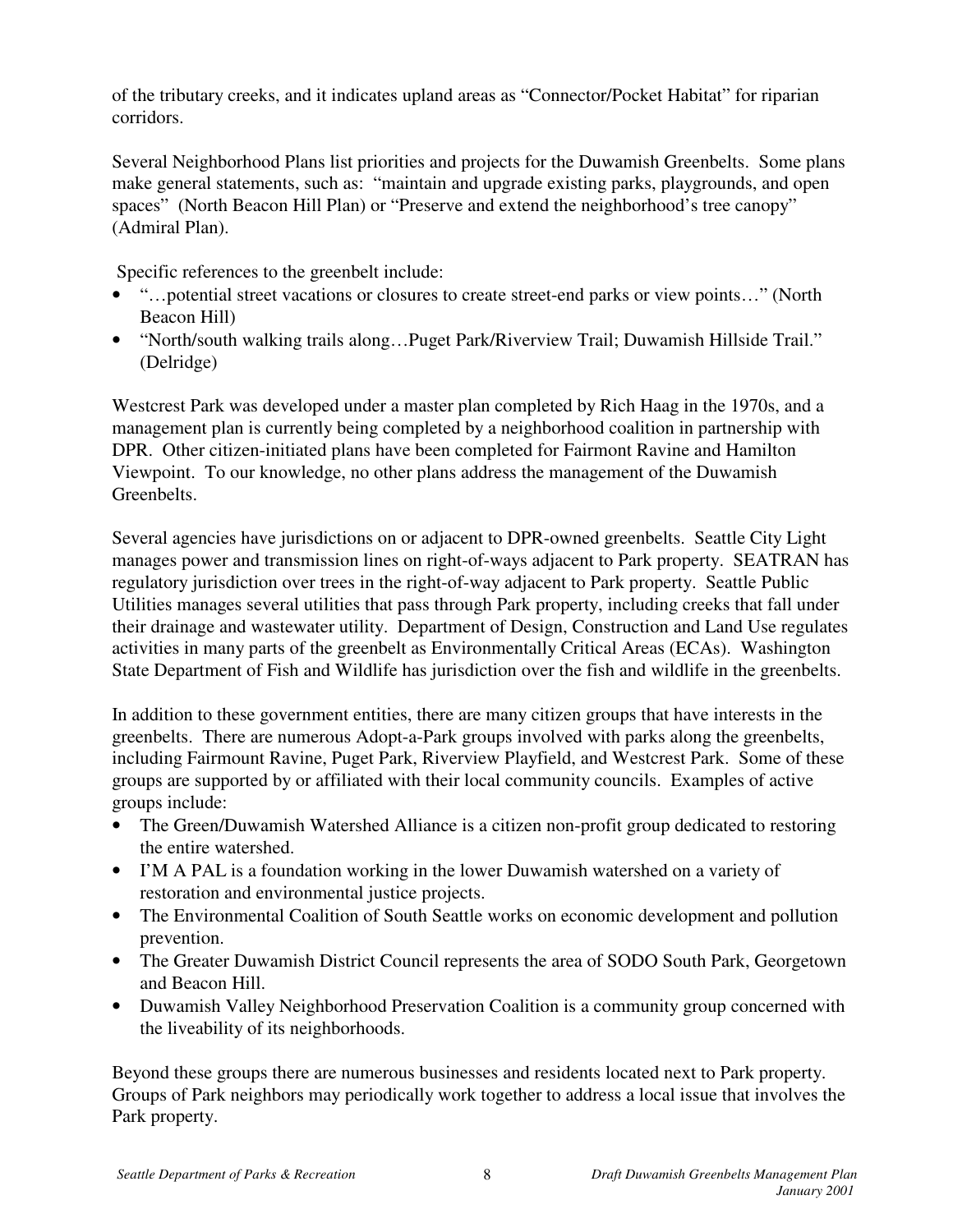of the tributary creeks, and it indicates upland areas as "Connector/Pocket Habitat" for riparian corridors.

Several Neighborhood Plans list priorities and projects for the Duwamish Greenbelts. Some plans make general statements, such as: "maintain and upgrade existing parks, playgrounds, and open spaces" (North Beacon Hill Plan) or "Preserve and extend the neighborhood's tree canopy" (Admiral Plan).

Specific references to the greenbelt include:

- "…potential street vacations or closures to create street-end parks or view points…" (North Beacon Hill)
- "North/south walking trails along…Puget Park/Riverview Trail; Duwamish Hillside Trail." (Delridge)

Westcrest Park was developed under a master plan completed by Rich Haag in the 1970s, and a management plan is currently being completed by a neighborhood coalition in partnership with DPR. Other citizen-initiated plans have been completed for Fairmont Ravine and Hamilton Viewpoint. To our knowledge, no other plans address the management of the Duwamish Greenbelts.

Several agencies have jurisdictions on or adjacent to DPR-owned greenbelts. Seattle City Light manages power and transmission lines on right-of-ways adjacent to Park property. SEATRAN has regulatory jurisdiction over trees in the right-of-way adjacent to Park property. Seattle Public Utilities manages several utilities that pass through Park property, including creeks that fall under their drainage and wastewater utility. Department of Design, Construction and Land Use regulates activities in many parts of the greenbelt as Environmentally Critical Areas (ECAs). Washington State Department of Fish and Wildlife has jurisdiction over the fish and wildlife in the greenbelts.

In addition to these government entities, there are many citizen groups that have interests in the greenbelts. There are numerous Adopt-a-Park groups involved with parks along the greenbelts, including Fairmount Ravine, Puget Park, Riverview Playfield, and Westcrest Park. Some of these groups are supported by or affiliated with their local community councils. Examples of active groups include:

- The Green/Duwamish Watershed Alliance is a citizen non-profit group dedicated to restoring the entire watershed.
- I'M A PAL is a foundation working in the lower Duwamish watershed on a variety of restoration and environmental justice projects.
- The Environmental Coalition of South Seattle works on economic development and pollution prevention.
- The Greater Duwamish District Council represents the area of SODO South Park, Georgetown and Beacon Hill.
- Duwamish Valley Neighborhood Preservation Coalition is a community group concerned with the liveability of its neighborhoods.

Beyond these groups there are numerous businesses and residents located next to Park property. Groups of Park neighbors may periodically work together to address a local issue that involves the Park property.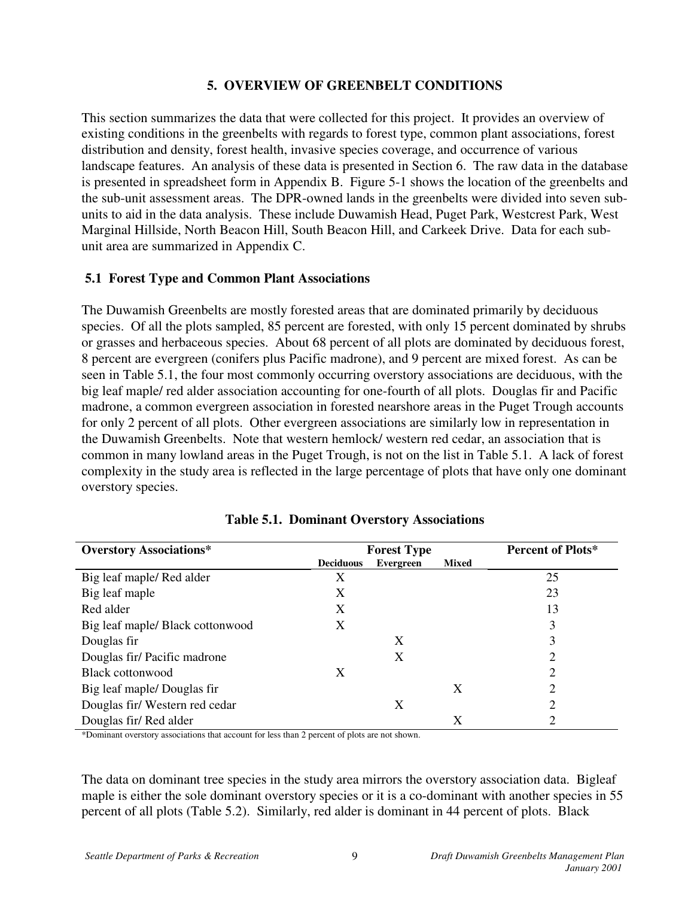## 5. OVERVIEW OF GREENBELT CONDITIONS

This section summarizes the data that were collected for this project. It provides an overview of existing conditions in the greenbelts with regards to forest type, common plant associations, forest distribution and density, forest health, invasive species coverage, and occurrence of various landscape features. An analysis of these data is presented in Section 6. The raw data in the database is presented in spreadsheet form in Appendix B. Figure 5-1 shows the location of the greenbelts and the sub-unit assessment areas. The DPR-owned lands in the greenbelts were divided into seven sub-units to aid in the data analysis. These include Duwamish Head, Puget Park, Westcrest Park, West Marginal Hillside, North Beacon Hill, South Beacon Hill, and Carkeek Drive. Data for each sub-unit area are summarized in Appendix C.

### 5.1 Forest Type and Common Plant Associations

The Duwamish Greenbelts are mostly forested areas that are dominated primarily by deciduous species. Of all the plots sampled, 85 percent are forested, with only 15 percent dominated by shrubs or grasses and herbaceous species. About 68 percent of all plots are dominated by deciduous forest, 8 percent are evergreen (conifers plus Pacific madrone), and 9 percent are mixed forest. As can be seen in Table 5.1, the four most commonly occurring overstory associations are deciduous, with the big leaf maple/ red alder association accounting for one-fourth of all plots. Douglas fir and Pacific madrone, a common evergreen association in forested nearshore areas in the Puget Trough accounts for only 2 percent of all plots. Other evergreen associations are similarly low in representation in the Duwamish Greenbelts. Note that western hemlock/ western red cedar, an association that is common in many lowland areas in the Puget Trough, is not on the list in Table 5.1. A lack of forest complexity in the study area is reflected in the large percentage of plots that have only one dominant overstory species.

**Table 5.1. Dominant Overstory Associations**

| Overstory Associations* | Forest Type | | | Percent of Plots* |
|---|---|---|---|---|
| | Deciduous | Evergreen | Mixed | |
| Big leaf maple/ Red alder | X | | | 25 |
| Big leaf maple | X | | | 23 |
| Red alder | X | | | 13 |
| Big leaf maple/ Black cottonwood | X | | | 3 |
| Douglas fir | | X | | 3 |
| Douglas fir/ Pacific madrone | | X | | 2 |
| Black cottonwood | X | | | 2 |
| Big leaf maple/ Douglas fir | | | X | 2 |
| Douglas fir/ Western red cedar | | X | | 2 |
| Douglas fir/ Red alder | | | X | 2 |

*Dominant overstory associations that account for less than 2 percent of plots are not shown.

The data on dominant tree species in the study area mirrors the overstory association data. Bigleaf maple is either the sole dominant overstory species or it is a co-dominant with another species in 55 percent of all plots (Table 5.2). Similarly, red alder is dominant in 44 percent of plots. Black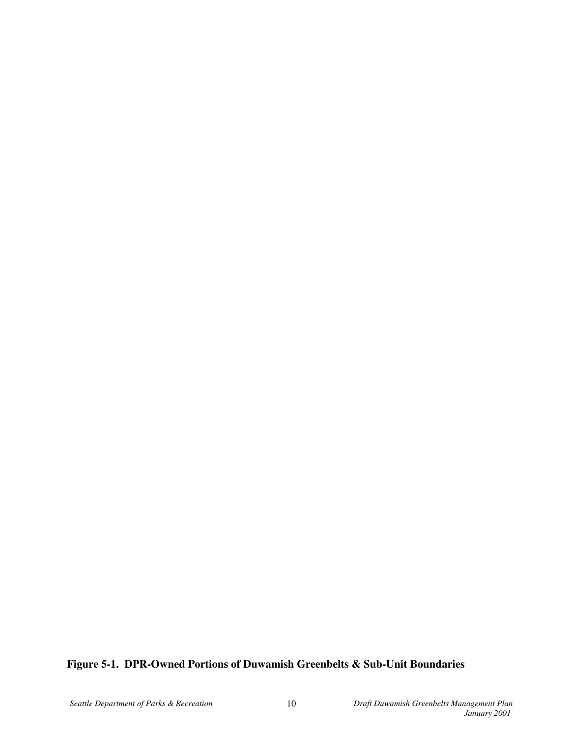**Figure 5-1. DPR-Owned Portions of Duwamish Greenbelts & Sub-Unit Boundaries**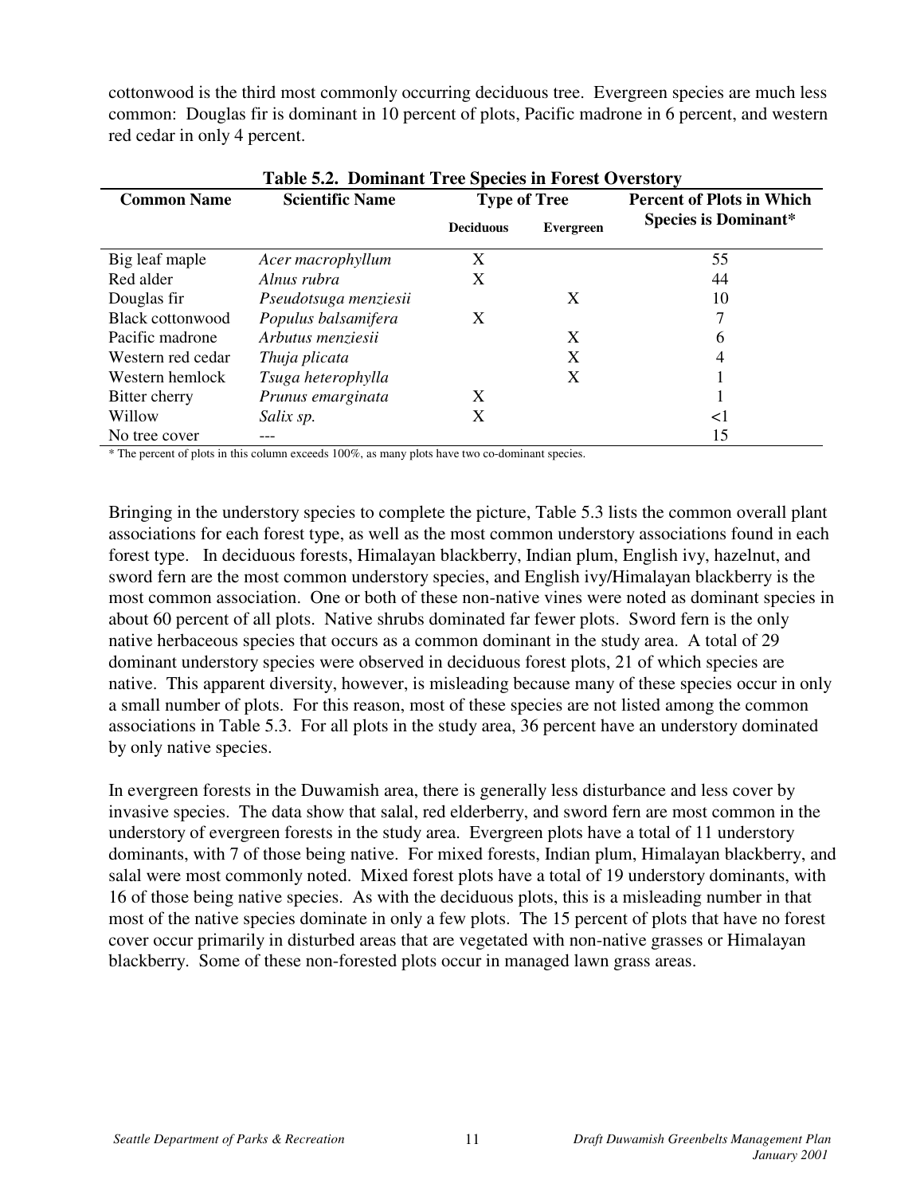cottonwood is the third most commonly occurring deciduous tree. Evergreen species are much less common: Douglas fir is dominant in 10 percent of plots, Pacific madrone in 6 percent, and western red cedar in only 4 percent.

**Table 5.2. Dominant Tree Species in Forest Overstory**

| Common Name | Scientific Name | Type of Tree | | Percent of Plots in Which Species is Dominant* |
|---|---|---|---|---|
| | | Deciduous | Evergreen | |
| Big leaf maple | *Acer macrophyllum* | X | | 55 |
| Red alder | *Alnus rubra* | X | | 44 |
| Douglas fir | *Pseudotsuga menziesii* | | X | 10 |
| Black cottonwood | *Populus balsamifera* | X | | 7 |
| Pacific madrone | *Arbutus menziesii* | | X | 6 |
| Western red cedar | *Thuja plicata* | | X | 4 |
| Western hemlock | *Tsuga heterophylla* | | X | 1 |
| Bitter cherry | *Prunus emarginata* | X | | 1 |
| Willow | *Salix sp.* | X | | <1 |
| No tree cover | --- | | | 15 |

* The percent of plots in this column exceeds 100%, as many plots have two co-dominant species.

Bringing in the understory species to complete the picture, Table 5.3 lists the common overall plant associations for each forest type, as well as the most common understory associations found in each forest type. In deciduous forests, Himalayan blackberry, Indian plum, English ivy, hazelnut, and sword fern are the most common understory species, and English ivy/Himalayan blackberry is the most common association. One or both of these non-native vines were noted as dominant species in about 60 percent of all plots. Native shrubs dominated far fewer plots. Sword fern is the only native herbaceous species that occurs as a common dominant in the study area. A total of 29 dominant understory species were observed in deciduous forest plots, 21 of which species are native. This apparent diversity, however, is misleading because many of these species occur in only a small number of plots. For this reason, most of these species are not listed among the common associations in Table 5.3. For all plots in the study area, 36 percent have an understory dominated by only native species.

In evergreen forests in the Duwamish area, there is generally less disturbance and less cover by invasive species. The data show that salal, red elderberry, and sword fern are most common in the understory of evergreen forests in the study area. Evergreen plots have a total of 11 understory dominants, with 7 of those being native. For mixed forests, Indian plum, Himalayan blackberry, and salal were most commonly noted. Mixed forest plots have a total of 19 understory dominants, with 16 of those being native species. As with the deciduous plots, this is a misleading number in that most of the native species dominate in only a few plots. The 15 percent of plots that have no forest cover occur primarily in disturbed areas that are vegetated with non-native grasses or Himalayan blackberry. Some of these non-forested plots occur in managed lawn grass areas.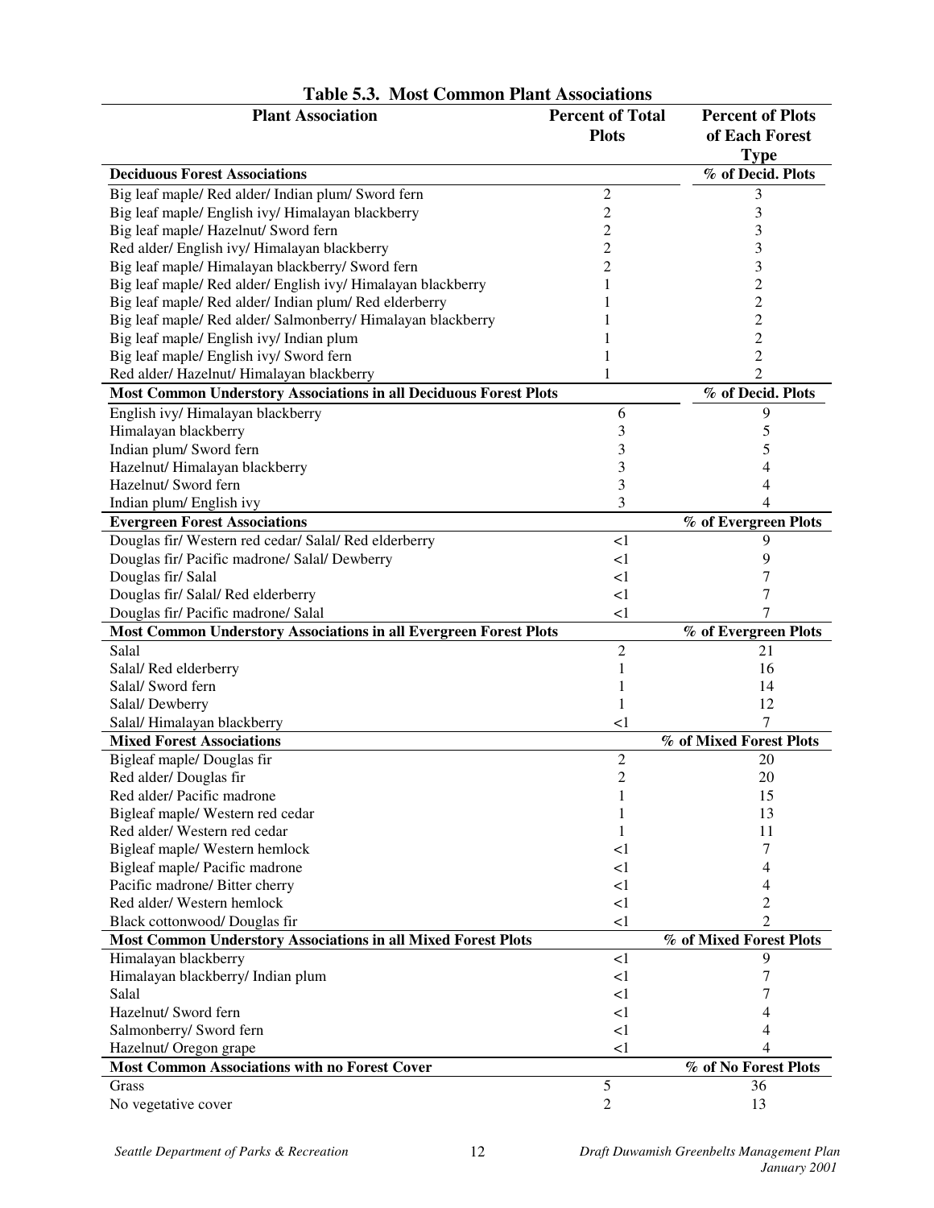**Table 5.3. Most Common Plant Associations**

| Plant Association | Percent of Total Plots | Percent of Plots of Each Forest Type |
|---|---|---|
| **Deciduous Forest Associations** | | **% of Decid. Plots** |
| Big leaf maple/ Red alder/ Indian plum/ Sword fern | 2 | 3 |
| Big leaf maple/ English ivy/ Himalayan blackberry | 2 | 3 |
| Big leaf maple/ Hazelnut/ Sword fern | 2 | 3 |
| Red alder/ English ivy/ Himalayan blackberry | 2 | 3 |
| Big leaf maple/ Himalayan blackberry/ Sword fern | 2 | 3 |
| Big leaf maple/ Red alder/ English ivy/ Himalayan blackberry | 1 | 2 |
| Big leaf maple/ Red alder/ Indian plum/ Red elderberry | 1 | 2 |
| Big leaf maple/ Red alder/ Salmonberry/ Himalayan blackberry | 1 | 2 |
| Big leaf maple/ English ivy/ Indian plum | 1 | 2 |
| Big leaf maple/ English ivy/ Sword fern | 1 | 2 |
| Red alder/ Hazelnut/ Himalayan blackberry | 1 | 2 |
| **Most Common Understory Associations in all Deciduous Forest Plots** | | **% of Decid. Plots** |
| English ivy/ Himalayan blackberry | 6 | 9 |
| Himalayan blackberry | 3 | 5 |
| Indian plum/ Sword fern | 3 | 5 |
| Hazelnut/ Himalayan blackberry | 3 | 4 |
| Hazelnut/ Sword fern | 3 | 4 |
| Indian plum/ English ivy | 3 | 4 |
| **Evergreen Forest Associations** | | **% of Evergreen Plots** |
| Douglas fir/ Western red cedar/ Salal/ Red elderberry | <1 | 9 |
| Douglas fir/ Pacific madrone/ Salal/ Dewberry | <1 | 9 |
| Douglas fir/ Salal | <1 | 7 |
| Douglas fir/ Salal/ Red elderberry | <1 | 7 |
| Douglas fir/ Pacific madrone/ Salal | <1 | 7 |
| **Most Common Understory Associations in all Evergreen Forest Plots** | | **% of Evergreen Plots** |
| Salal | 2 | 21 |
| Salal/ Red elderberry | 1 | 16 |
| Salal/ Sword fern | 1 | 14 |
| Salal/ Dewberry | 1 | 12 |
| Salal/ Himalayan blackberry | <1 | 7 |
| **Mixed Forest Associations** | | **% of Mixed Forest Plots** |
| Bigleaf maple/ Douglas fir | 2 | 20 |
| Red alder/ Douglas fir | 2 | 20 |
| Red alder/ Pacific madrone | 1 | 15 |
| Bigleaf maple/ Western red cedar | 1 | 13 |
| Red alder/ Western red cedar | 1 | 11 |
| Bigleaf maple/ Western hemlock | <1 | 7 |
| Bigleaf maple/ Pacific madrone | <1 | 4 |
| Pacific madrone/ Bitter cherry | <1 | 4 |
| Red alder/ Western hemlock | <1 | 2 |
| Black cottonwood/ Douglas fir | <1 | 2 |
| **Most Common Understory Associations in all Mixed Forest Plots** | | **% of Mixed Forest Plots** |
| Himalayan blackberry | <1 | 9 |
| Himalayan blackberry/ Indian plum | <1 | 7 |
| Salal | <1 | 7 |
| Hazelnut/ Sword fern | <1 | 4 |
| Salmonberry/ Sword fern | <1 | 4 |
| Hazelnut/ Oregon grape | <1 | 4 |
| **Most Common Associations with no Forest Cover** | | **% of No Forest Plots** |
| Grass | 5 | 36 |
| No vegetative cover | 2 | 13 |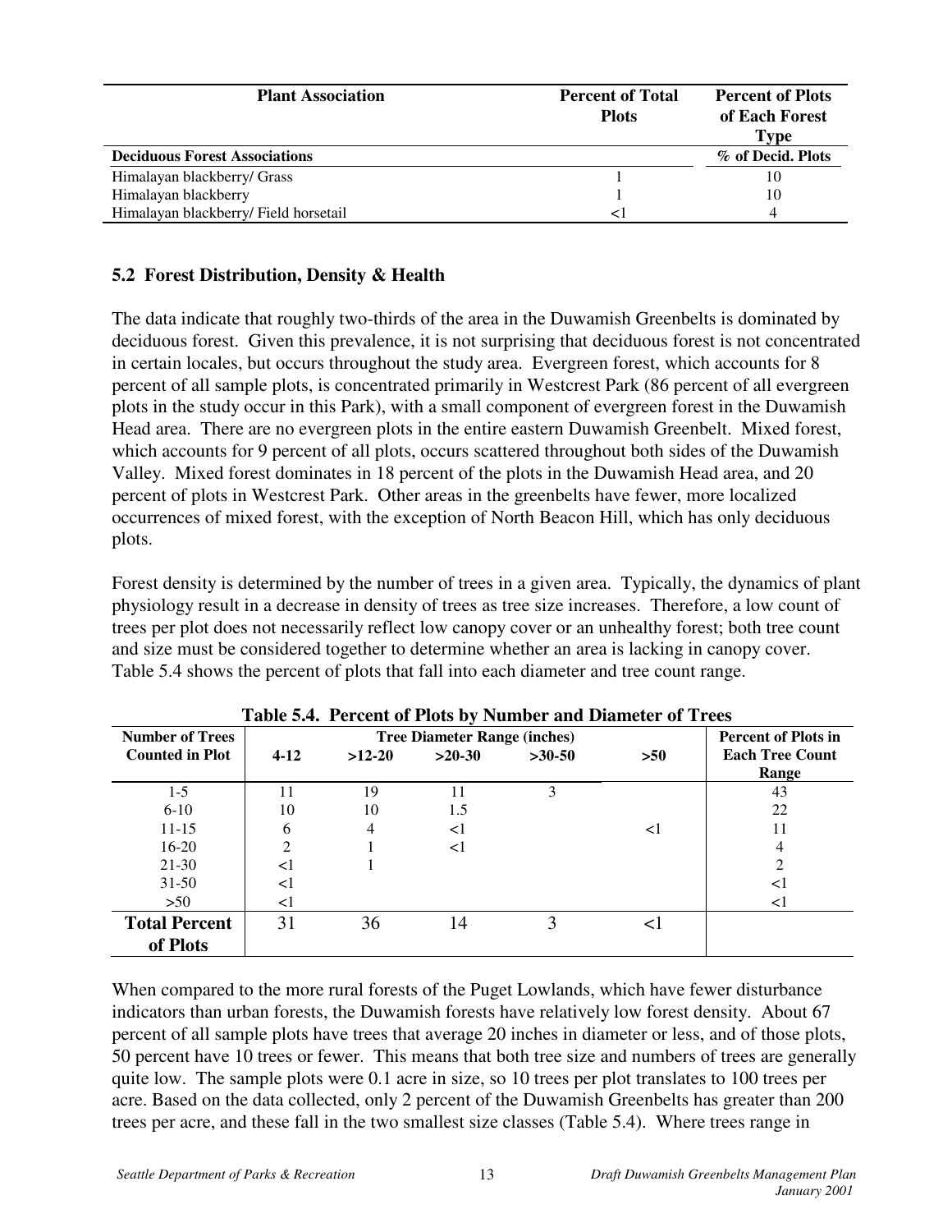| Plant Association | Percent of Total Plots | Percent of Plots of Each Forest Type |
|---|---|---|
| **Deciduous Forest Associations** | | **% of Decid. Plots** |
| Himalayan blackberry/ Grass | 1 | 10 |
| Himalayan blackberry | 1 | 10 |
| Himalayan blackberry/ Field horsetail | <1 | 4 |

## 5.2 Forest Distribution, Density & Health

The data indicate that roughly two-thirds of the area in the Duwamish Greenbelts is dominated by deciduous forest. Given this prevalence, it is not surprising that deciduous forest is not concentrated in certain locales, but occurs throughout the study area. Evergreen forest, which accounts for 8 percent of all sample plots, is concentrated primarily in Westcrest Park (86 percent of all evergreen plots in the study occur in this Park), with a small component of evergreen forest in the Duwamish Head area. There are no evergreen plots in the entire eastern Duwamish Greenbelt. Mixed forest, which accounts for 9 percent of all plots, occurs scattered throughout both sides of the Duwamish Valley. Mixed forest dominates in 18 percent of the plots in the Duwamish Head area, and 20 percent of plots in Westcrest Park. Other areas in the greenbelts have fewer, more localized occurrences of mixed forest, with the exception of North Beacon Hill, which has only deciduous plots.

Forest density is determined by the number of trees in a given area. Typically, the dynamics of plant physiology result in a decrease in density of trees as tree size increases. Therefore, a low count of trees per plot does not necessarily reflect low canopy cover or an unhealthy forest; both tree count and size must be considered together to determine whether an area is lacking in canopy cover. Table 5.4 shows the percent of plots that fall into each diameter and tree count range.

**Table 5.4. Percent of Plots by Number and Diameter of Trees**

| Number of Trees Counted in Plot | Tree Diameter Range (inches) | | | | | Percent of Plots in Each Tree Count Range |
|---|---|---|---|---|---|---|
| | 4-12 | >12-20 | >20-30 | >30-50 | >50 | |
| 1-5 | 11 | 19 | 11 | 3 | | 43 |
| 6-10 | 10 | 10 | 1.5 | | | 22 |
| 11-15 | 6 | 4 | <1 | | <1 | 11 |
| 16-20 | 2 | 1 | <1 | | | 4 |
| 21-30 | <1 | 1 | | | | 2 |
| 31-50 | <1 | | | | | <1 |
| >50 | <1 | | | | | <1 |
| **Total Percent of Plots** | 31 | 36 | 14 | 3 | <1 | |

When compared to the more rural forests of the Puget Lowlands, which have fewer disturbance indicators than urban forests, the Duwamish forests have relatively low forest density. About 67 percent of all sample plots have trees that average 20 inches in diameter or less, and of those plots, 50 percent have 10 trees or fewer. This means that both tree size and numbers of trees are generally quite low. The sample plots were 0.1 acre in size, so 10 trees per plot translates to 100 trees per acre. Based on the data collected, only 2 percent of the Duwamish Greenbelts has greater than 200 trees per acre, and these fall in the two smallest size classes (Table 5.4). Where trees range in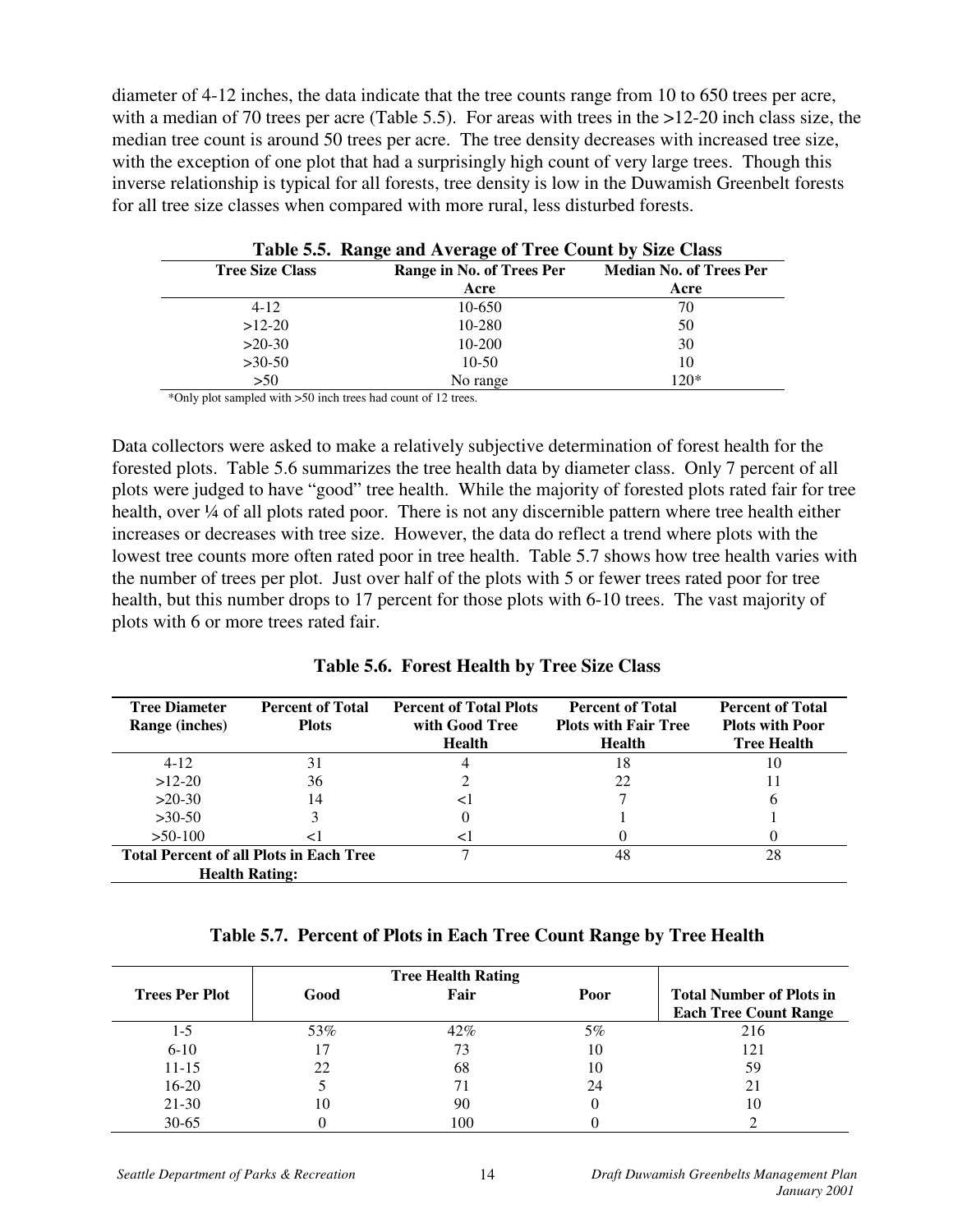diameter of 4-12 inches, the data indicate that the tree counts range from 10 to 650 trees per acre, with a median of 70 trees per acre (Table 5.5). For areas with trees in the >12-20 inch class size, the median tree count is around 50 trees per acre. The tree density decreases with increased tree size, with the exception of one plot that had a surprisingly high count of very large trees. Though this inverse relationship is typical for all forests, tree density is low in the Duwamish Greenbelt forests for all tree size classes when compared with more rural, less disturbed forests.

**Table 5.5. Range and Average of Tree Count by Size Class**

| Tree Size Class | Range in No. of Trees Per Acre | Median No. of Trees Per Acre |
|---|---|---|
| 4-12 | 10-650 | 70 |
| >12-20 | 10-280 | 50 |
| >20-30 | 10-200 | 30 |
| >30-50 | 10-50 | 10 |
| >50 | No range | 120* |

*Only plot sampled with >50 inch trees had count of 12 trees.

Data collectors were asked to make a relatively subjective determination of forest health for the forested plots. Table 5.6 summarizes the tree health data by diameter class. Only 7 percent of all plots were judged to have "good" tree health. While the majority of forested plots rated fair for tree health, over ¼ of all plots rated poor. There is not any discernible pattern where tree health either increases or decreases with tree size. However, the data do reflect a trend where plots with the lowest tree counts more often rated poor in tree health. Table 5.7 shows how tree health varies with the number of trees per plot. Just over half of the plots with 5 or fewer trees rated poor for tree health, but this number drops to 17 percent for those plots with 6-10 trees. The vast majority of plots with 6 or more trees rated fair.

**Table 5.6. Forest Health by Tree Size Class**

| Tree Diameter Range (inches) | Percent of Total Plots | Percent of Total Plots with Good Tree Health | Percent of Total Plots with Fair Tree Health | Percent of Total Plots with Poor Tree Health |
|---|---|---|---|---|
| 4-12 | 31 | 4 | 18 | 10 |
| >12-20 | 36 | 2 | 22 | 11 |
| >20-30 | 14 | <1 | 7 | 6 |
| >30-50 | 3 | 0 | 1 | 1 |
| >50-100 | <1 | <1 | 0 | 0 |
| **Total Percent of all Plots in Each Tree Health Rating:** | | 7 | 48 | 28 |

**Table 5.7. Percent of Plots in Each Tree Count Range by Tree Health**

| Trees Per Plot | Tree Health Rating | | | Total Number of Plots in Each Tree Count Range |
|---|---|---|---|---|
| | Good | Fair | Poor | |
| 1-5 | 53% | 42% | 5% | 216 |
| 6-10 | 17 | 73 | 10 | 121 |
| 11-15 | 22 | 68 | 10 | 59 |
| 16-20 | 5 | 71 | 24 | 21 |
| 21-30 | 10 | 90 | 0 | 10 |
| 30-65 | 0 | 100 | 0 | 2 |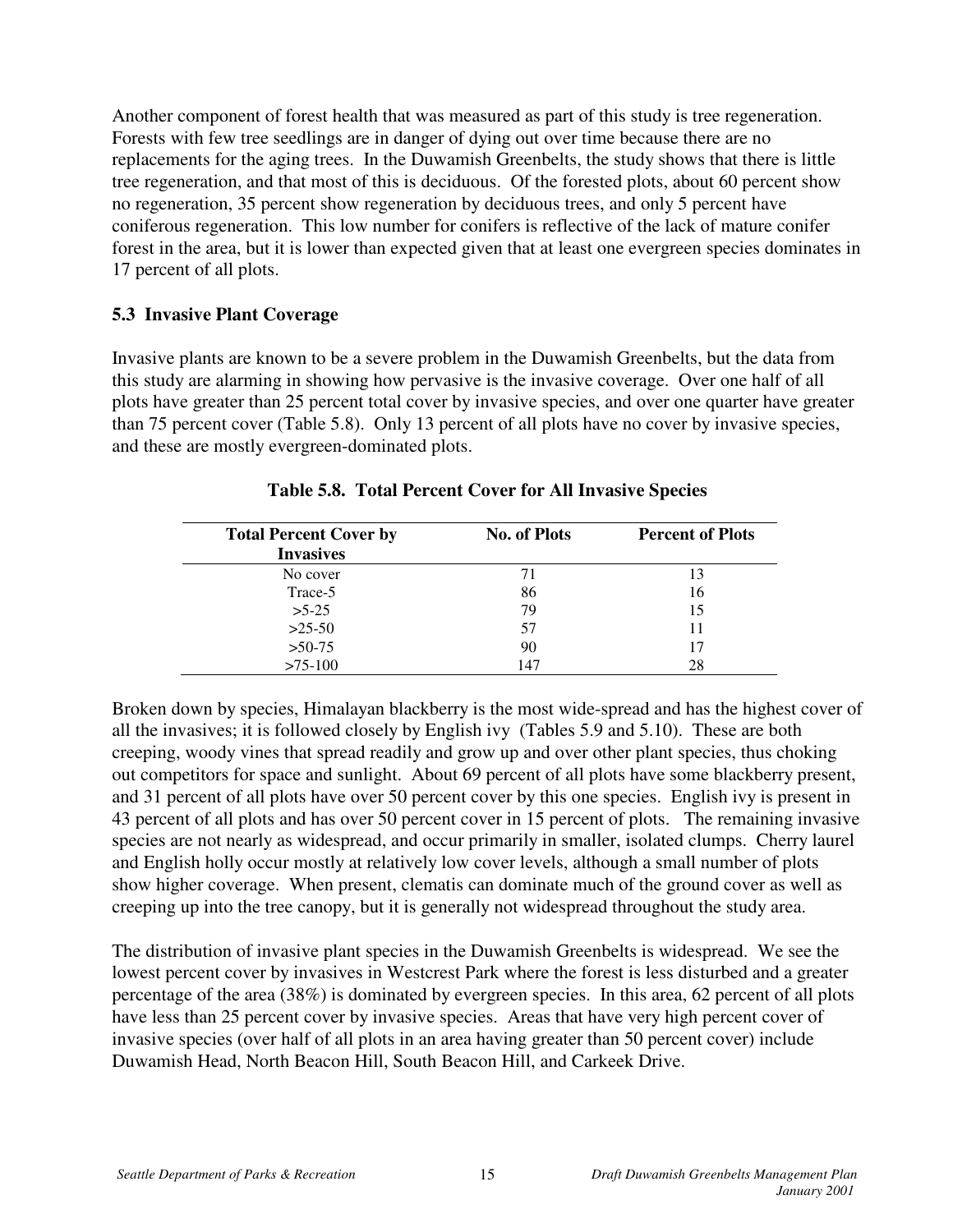Another component of forest health that was measured as part of this study is tree regeneration. Forests with few tree seedlings are in danger of dying out over time because there are no replacements for the aging trees. In the Duwamish Greenbelts, the study shows that there is little tree regeneration, and that most of this is deciduous. Of the forested plots, about 60 percent show no regeneration, 35 percent show regeneration by deciduous trees, and only 5 percent have coniferous regeneration. This low number for conifers is reflective of the lack of mature conifer forest in the area, but it is lower than expected given that at least one evergreen species dominates in 17 percent of all plots.

### 5.3 Invasive Plant Coverage

Invasive plants are known to be a severe problem in the Duwamish Greenbelts, but the data from this study are alarming in showing how pervasive is the invasive coverage. Over one half of all plots have greater than 25 percent total cover by invasive species, and over one quarter have greater than 75 percent cover (Table 5.8). Only 13 percent of all plots have no cover by invasive species, and these are mostly evergreen-dominated plots.

**Table 5.8. Total Percent Cover for All Invasive Species**

| Total Percent Cover by Invasives | No. of Plots | Percent of Plots |
|---|---|---|
| No cover | 71 | 13 |
| Trace-5 | 86 | 16 |
| >5-25 | 79 | 15 |
| >25-50 | 57 | 11 |
| >50-75 | 90 | 17 |
| >75-100 | 147 | 28 |

Broken down by species, Himalayan blackberry is the most wide-spread and has the highest cover of all the invasives; it is followed closely by English ivy (Tables 5.9 and 5.10). These are both creeping, woody vines that spread readily and grow up and over other plant species, thus choking out competitors for space and sunlight. About 69 percent of all plots have some blackberry present, and 31 percent of all plots have over 50 percent cover by this one species. English ivy is present in 43 percent of all plots and has over 50 percent cover in 15 percent of plots. The remaining invasive species are not nearly as widespread, and occur primarily in smaller, isolated clumps. Cherry laurel and English holly occur mostly at relatively low cover levels, although a small number of plots show higher coverage. When present, clematis can dominate much of the ground cover as well as creeping up into the tree canopy, but it is generally not widespread throughout the study area.

The distribution of invasive plant species in the Duwamish Greenbelts is widespread. We see the lowest percent cover by invasives in Westcrest Park where the forest is less disturbed and a greater percentage of the area (38%) is dominated by evergreen species. In this area, 62 percent of all plots have less than 25 percent cover by invasive species. Areas that have very high percent cover of invasive species (over half of all plots in an area having greater than 50 percent cover) include Duwamish Head, North Beacon Hill, South Beacon Hill, and Carkeek Drive.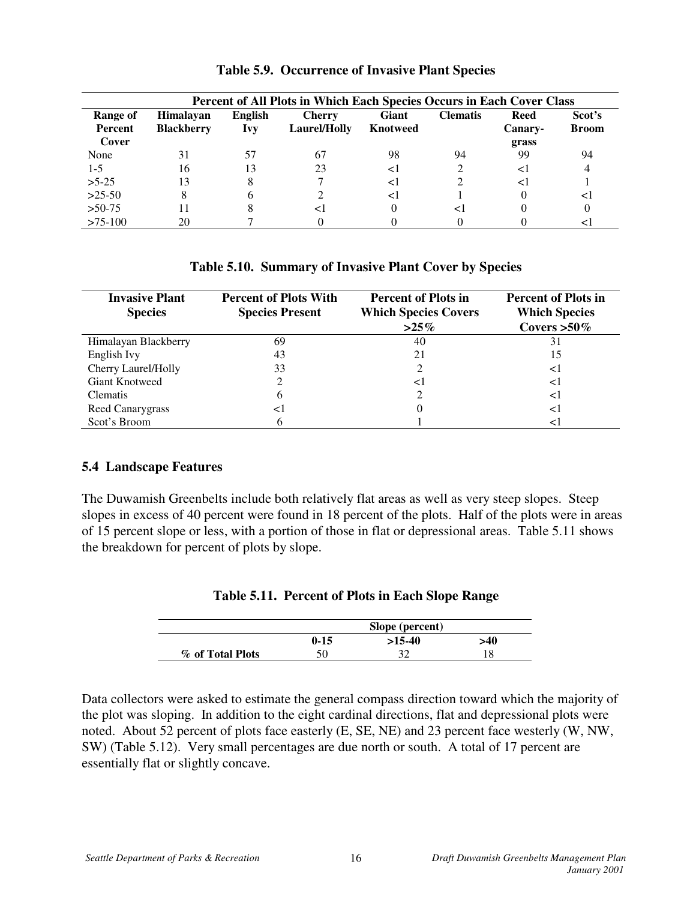**Table 5.9. Occurrence of Invasive Plant Species**

| | Percent of All Plots in Which Each Species Occurs in Each Cover Class | | | | | | |
|---|---|---|---|---|---|---|---|
| **Range of Percent Cover** | **Himalayan Blackberry** | **English Ivy** | **Cherry Laurel/Holly** | **Giant Knotweed** | **Clematis** | **Reed Canary-grass** | **Scot's Broom** |
| None | 31 | 57 | 67 | 98 | 94 | 99 | 94 |
| 1-5 | 16 | 13 | 23 | <1 | 2 | <1 | 4 |
| >5-25 | 13 | 8 | 7 | <1 | 2 | <1 | 1 |
| >25-50 | 8 | 6 | 2 | <1 | 1 | 0 | <1 |
| >50-75 | 11 | 8 | <1 | 0 | <1 | 0 | 0 |
| >75-100 | 20 | 7 | 0 | 0 | 0 | 0 | <1 |

**Table 5.10. Summary of Invasive Plant Cover by Species**

| Invasive Plant Species | Percent of Plots With Species Present | Percent of Plots in Which Species Covers >25% | Percent of Plots in Which Species Covers >50% |
|---|---|---|---|
| Himalayan Blackberry | 69 | 40 | 31 |
| English Ivy | 43 | 21 | 15 |
| Cherry Laurel/Holly | 33 | 2 | <1 |
| Giant Knotweed | 2 | <1 | <1 |
| Clematis | 6 | 2 | <1 |
| Reed Canarygrass | <1 | 0 | <1 |
| Scot's Broom | 6 | 1 | <1 |

### 5.4 Landscape Features

The Duwamish Greenbelts include both relatively flat areas as well as very steep slopes. Steep slopes in excess of 40 percent were found in 18 percent of the plots. Half of the plots were in areas of 15 percent slope or less, with a portion of those in flat or depressional areas. Table 5.11 shows the breakdown for percent of plots by slope.

**Table 5.11. Percent of Plots in Each Slope Range**

| | Slope (percent) | | |
|---|---|---|---|
| | **0-15** | **>15-40** | **>40** |
| **% of Total Plots** | 50 | 32 | 18 |

Data collectors were asked to estimate the general compass direction toward which the majority of the plot was sloping. In addition to the eight cardinal directions, flat and depressional plots were noted. About 52 percent of plots face easterly (E, SE, NE) and 23 percent face westerly (W, NW, SW) (Table 5.12). Very small percentages are due north or south. A total of 17 percent are essentially flat or slightly concave.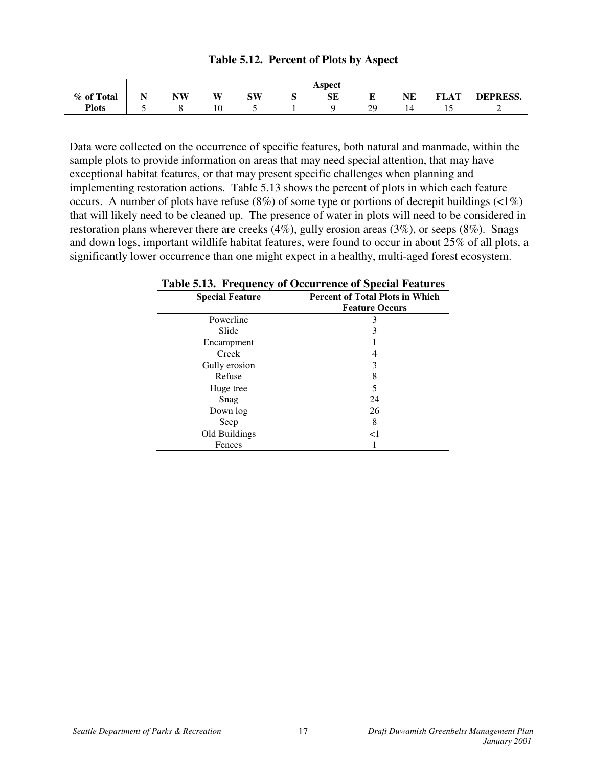**Table 5.12. Percent of Plots by Aspect**

| | Aspect | | | | | | | | | |
|---|---|---|---|---|---|---|---|---|---|---|
| **% of Total Plots** | **N** | **NW** | **W** | **SW** | **S** | **SE** | **E** | **NE** | **FLAT** | **DEPRESS.** |
| | 5 | 8 | 10 | 5 | 1 | 9 | 29 | 14 | 15 | 2 |

Data were collected on the occurrence of specific features, both natural and manmade, within the sample plots to provide information on areas that may need special attention, that may have exceptional habitat features, or that may present specific challenges when planning and implementing restoration actions. Table 5.13 shows the percent of plots in which each feature occurs. A number of plots have refuse (8%) of some type or portions of decrepit buildings (<1%) that will likely need to be cleaned up. The presence of water in plots will need to be considered in restoration plans wherever there are creeks (4%), gully erosion areas (3%), or seeps (8%). Snags and down logs, important wildlife habitat features, were found to occur in about 25% of all plots, a significantly lower occurrence than one might expect in a healthy, multi-aged forest ecosystem.

**Table 5.13. Frequency of Occurrence of Special Features**

| Special Feature | Percent of Total Plots in Which Feature Occurs |
|---|---|
| Powerline | 3 |
| Slide | 3 |
| Encampment | 1 |
| Creek | 4 |
| Gully erosion | 3 |
| Refuse | 8 |
| Huge tree | 5 |
| Snag | 24 |
| Down log | 26 |
| Seep | 8 |
| Old Buildings | <1 |
| Fences | 1 |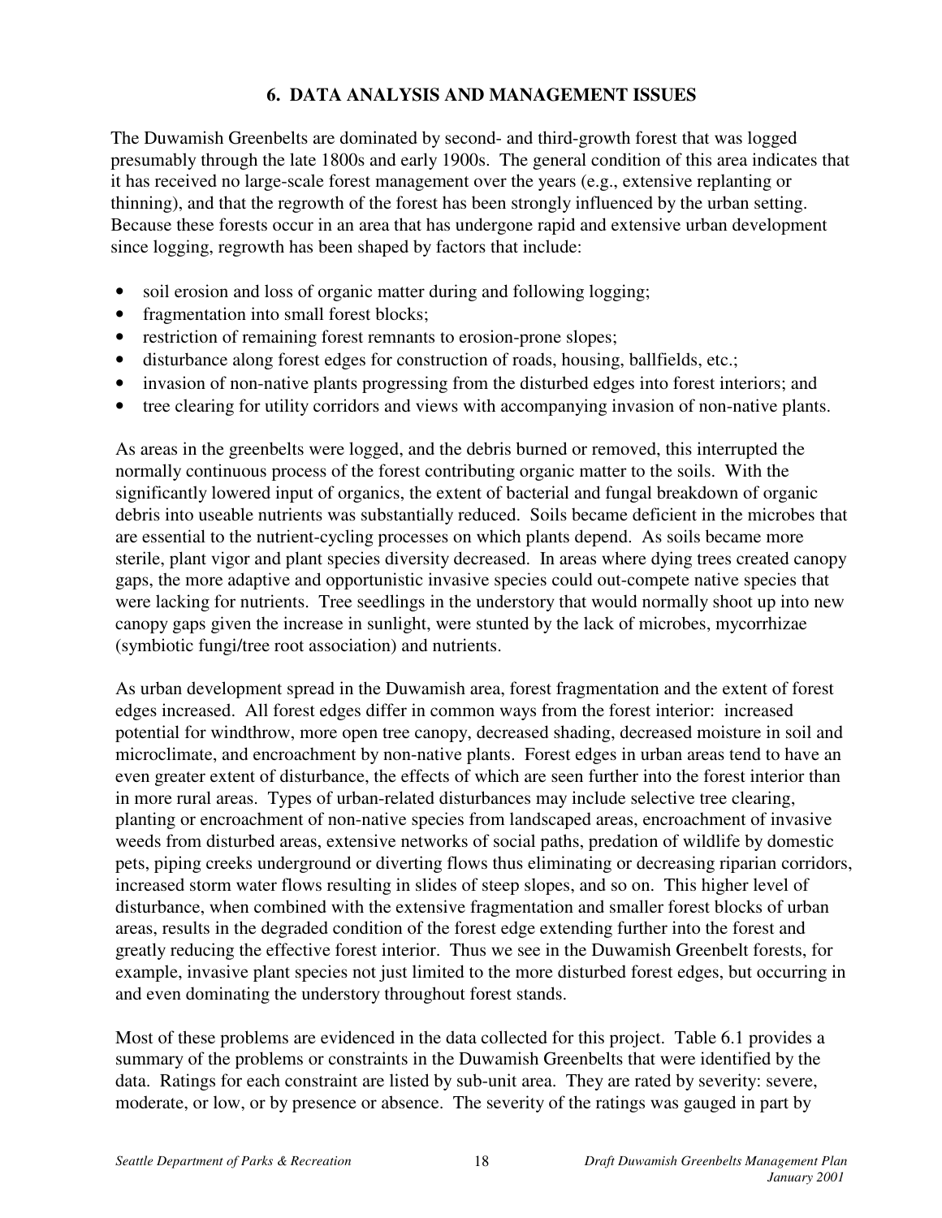## 6. DATA ANALYSIS AND MANAGEMENT ISSUES

The Duwamish Greenbelts are dominated by second- and third-growth forest that was logged presumably through the late 1800s and early 1900s. The general condition of this area indicates that it has received no large-scale forest management over the years (e.g., extensive replanting or thinning), and that the regrowth of the forest has been strongly influenced by the urban setting. Because these forests occur in an area that has undergone rapid and extensive urban development since logging, regrowth has been shaped by factors that include:

- soil erosion and loss of organic matter during and following logging;
- fragmentation into small forest blocks;
- restriction of remaining forest remnants to erosion-prone slopes;
- disturbance along forest edges for construction of roads, housing, ballfields, etc.;
- invasion of non-native plants progressing from the disturbed edges into forest interiors; and
- tree clearing for utility corridors and views with accompanying invasion of non-native plants.

As areas in the greenbelts were logged, and the debris burned or removed, this interrupted the normally continuous process of the forest contributing organic matter to the soils. With the significantly lowered input of organics, the extent of bacterial and fungal breakdown of organic debris into useable nutrients was substantially reduced. Soils became deficient in the microbes that are essential to the nutrient-cycling processes on which plants depend. As soils became more sterile, plant vigor and plant species diversity decreased. In areas where dying trees created canopy gaps, the more adaptive and opportunistic invasive species could out-compete native species that were lacking for nutrients. Tree seedlings in the understory that would normally shoot up into new canopy gaps given the increase in sunlight, were stunted by the lack of microbes, mycorrhizae (symbiotic fungi/tree root association) and nutrients.

As urban development spread in the Duwamish area, forest fragmentation and the extent of forest edges increased. All forest edges differ in common ways from the forest interior: increased potential for windthrow, more open tree canopy, decreased shading, decreased moisture in soil and microclimate, and encroachment by non-native plants. Forest edges in urban areas tend to have an even greater extent of disturbance, the effects of which are seen further into the forest interior than in more rural areas. Types of urban-related disturbances may include selective tree clearing, planting or encroachment of non-native species from landscaped areas, encroachment of invasive weeds from disturbed areas, extensive networks of social paths, predation of wildlife by domestic pets, piping creeks underground or diverting flows thus eliminating or decreasing riparian corridors, increased storm water flows resulting in slides of steep slopes, and so on. This higher level of disturbance, when combined with the extensive fragmentation and smaller forest blocks of urban areas, results in the degraded condition of the forest edge extending further into the forest and greatly reducing the effective forest interior. Thus we see in the Duwamish Greenbelt forests, for example, invasive plant species not just limited to the more disturbed forest edges, but occurring in and even dominating the understory throughout forest stands.

Most of these problems are evidenced in the data collected for this project. Table 6.1 provides a summary of the problems or constraints in the Duwamish Greenbelts that were identified by the data. Ratings for each constraint are listed by sub-unit area. They are rated by severity: severe, moderate, or low, or by presence or absence. The severity of the ratings was gauged in part by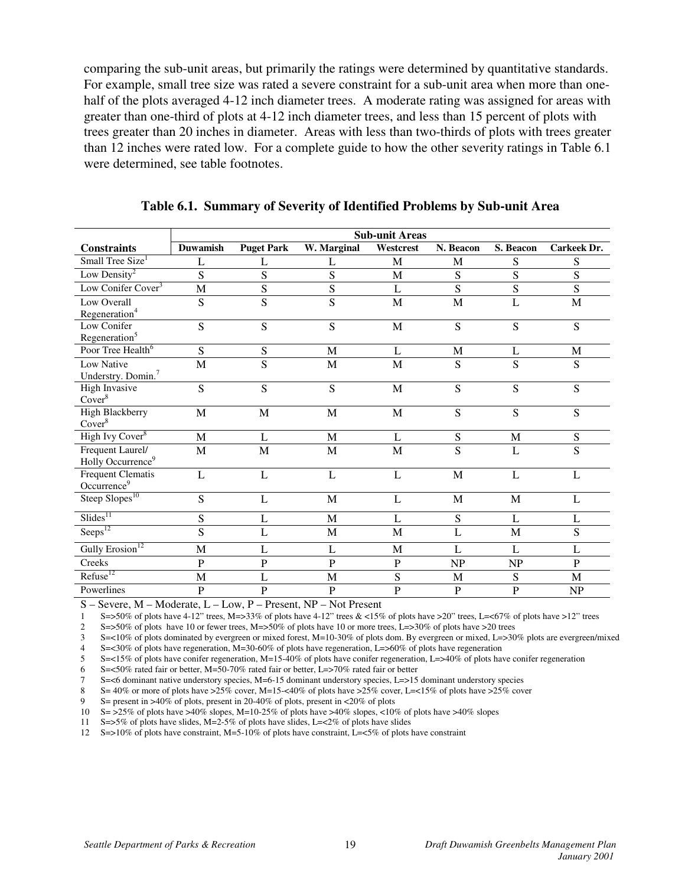comparing the sub-unit areas, but primarily the ratings were determined by quantitative standards. For example, small tree size was rated a severe constraint for a sub-unit area when more than one-half of the plots averaged 4-12 inch diameter trees. A moderate rating was assigned for areas with greater than one-third of plots at 4-12 inch diameter trees, and less than 15 percent of plots with trees greater than 20 inches in diameter. Areas with less than two-thirds of plots with trees greater than 12 inches were rated low. For a complete guide to how the other severity ratings in Table 6.1 were determined, see table footnotes.

**Table 6.1. Summary of Severity of Identified Problems by Sub-unit Area**

| | Sub-unit Areas | | | | | | |
|---|---|---|---|---|---|---|---|
| **Constraints** | **Duwamish** | **Puget Park** | **W. Marginal** | **Westcrest** | **N. Beacon** | **S. Beacon** | **Carkeek Dr.** |
| Small Tree Size[1] | L | L | L | M | M | S | S |
| Low Density[2] | S | S | S | M | S | S | S |
| Low Conifer Cover[3] | M | S | S | L | S | S | S |
| Low Overall Regeneration[4] | S | S | S | M | M | L | M |
| Low Conifer Regeneration[5] | S | S | S | M | S | S | S |
| Poor Tree Health[6] | S | S | M | L | M | L | M |
| Low Native Understry. Domin.[7] | M | S | M | M | S | S | S |
| High Invasive Cover[8] | S | S | S | M | S | S | S |
| High Blackberry Cover[8] | M | M | M | M | S | S | S |
| High Ivy Cover[8] | M | L | M | L | S | M | S |
| Frequent Laurel/ Holly Occurrence[9] | M | M | M | M | S | L | S |
| Frequent Clematis Occurrence[9] | L | L | L | L | M | L | L |
| Steep Slopes[10] | S | L | M | L | M | M | L |
| Slides[11] | S | L | M | L | S | L | L |
| Seeps[12] | S | L | M | M | L | M | S |
| Gully Erosion[12] | M | L | L | M | L | L | L |
| Creeks | P | P | P | P | NP | NP | P |
| Refuse[12] | M | L | M | S | M | S | M |
| Powerlines | P | P | P | P | P | P | NP |

S – Severe, M – Moderate, L – Low, P – Present, NP – Not Present

1 S=>50% of plots have 4-12" trees, M=>33% of plots have 4-12" trees & <15% of plots have >20" trees, L=<67% of plots have >12" trees
2 S=>50% of plots have 10 or fewer trees, M=>50% of plots have 10 or more trees, L=>30% of plots have >20 trees
3 S=<10% of plots dominated by evergreen or mixed forest, M=10-30% of plots dom. By evergreen or mixed, L=>30% plots are evergreen/mixed
4 S=<30% of plots have regeneration, M=30-60% of plots have regeneration, L=>60% of plots have regeneration
5 S=<15% of plots have conifer regeneration, M=15-40% of plots have conifer regeneration, L=>40% of plots have conifer regeneration
6 S=<50% rated fair or better, M=50-70% rated fair or better, L=>70% rated fair or better
7 S=<6 dominant native understory species, M=6-15 dominant understory species, L=>15 dominant understory species
8 S= 40% or more of plots have >25% cover, M=15-<40% of plots have >25% cover, L=<15% of plots have >25% cover
9 S= present in >40% of plots, present in 20-40% of plots, present in <20% of plots
10 S= >25% of plots have >40% slopes, M=10-25% of plots have >40% slopes, <10% of plots have >40% slopes
11 S=>5% of plots have slides, M=2-5% of plots have slides, L=<2% of plots have slides
12 S=>10% of plots have constraint, M=5-10% of plots have constraint, L=<5% of plots have constraint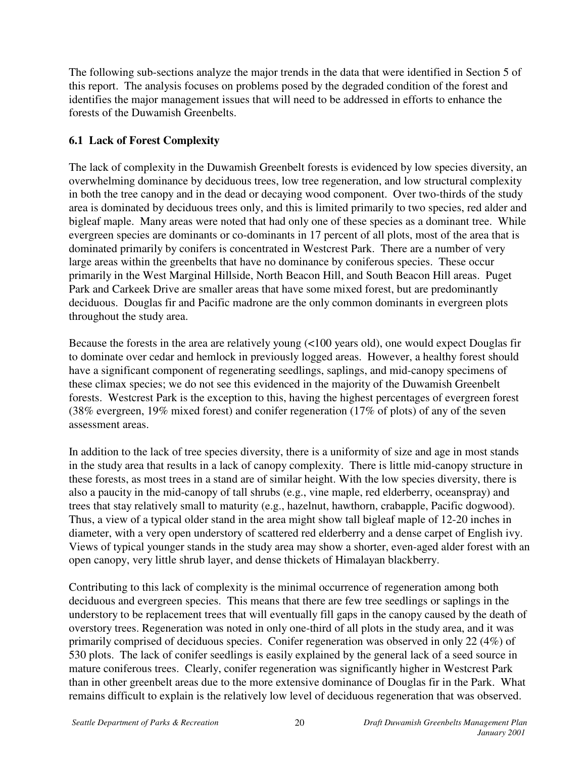The following sub-sections analyze the major trends in the data that were identified in Section 5 of this report. The analysis focuses on problems posed by the degraded condition of the forest and identifies the major management issues that will need to be addressed in efforts to enhance the forests of the Duwamish Greenbelts.

### 6.1 Lack of Forest Complexity

The lack of complexity in the Duwamish Greenbelt forests is evidenced by low species diversity, an overwhelming dominance by deciduous trees, low tree regeneration, and low structural complexity in both the tree canopy and in the dead or decaying wood component. Over two-thirds of the study area is dominated by deciduous trees only, and this is limited primarily to two species, red alder and bigleaf maple. Many areas were noted that had only one of these species as a dominant tree. While evergreen species are dominants or co-dominants in 17 percent of all plots, most of the area that is dominated primarily by conifers is concentrated in Westcrest Park. There are a number of very large areas within the greenbelts that have no dominance by coniferous species. These occur primarily in the West Marginal Hillside, North Beacon Hill, and South Beacon Hill areas. Puget Park and Carkeek Drive are smaller areas that have some mixed forest, but are predominantly deciduous. Douglas fir and Pacific madrone are the only common dominants in evergreen plots throughout the study area.

Because the forests in the area are relatively young (<100 years old), one would expect Douglas fir to dominate over cedar and hemlock in previously logged areas. However, a healthy forest should have a significant component of regenerating seedlings, saplings, and mid-canopy specimens of these climax species; we do not see this evidenced in the majority of the Duwamish Greenbelt forests. Westcrest Park is the exception to this, having the highest percentages of evergreen forest (38% evergreen, 19% mixed forest) and conifer regeneration (17% of plots) of any of the seven assessment areas.

In addition to the lack of tree species diversity, there is a uniformity of size and age in most stands in the study area that results in a lack of canopy complexity. There is little mid-canopy structure in these forests, as most trees in a stand are of similar height. With the low species diversity, there is also a paucity in the mid-canopy of tall shrubs (e.g., vine maple, red elderberry, oceanspray) and trees that stay relatively small to maturity (e.g., hazelnut, hawthorn, crabapple, Pacific dogwood). Thus, a view of a typical older stand in the area might show tall bigleaf maple of 12-20 inches in diameter, with a very open understory of scattered red elderberry and a dense carpet of English ivy. Views of typical younger stands in the study area may show a shorter, even-aged alder forest with an open canopy, very little shrub layer, and dense thickets of Himalayan blackberry.

Contributing to this lack of complexity is the minimal occurrence of regeneration among both deciduous and evergreen species. This means that there are few tree seedlings or saplings in the understory to be replacement trees that will eventually fill gaps in the canopy caused by the death of overstory trees. Regeneration was noted in only one-third of all plots in the study area, and it was primarily comprised of deciduous species. Conifer regeneration was observed in only 22 (4%) of 530 plots. The lack of conifer seedlings is easily explained by the general lack of a seed source in mature coniferous trees. Clearly, conifer regeneration was significantly higher in Westcrest Park than in other greenbelt areas due to the more extensive dominance of Douglas fir in the Park. What remains difficult to explain is the relatively low level of deciduous regeneration that was observed.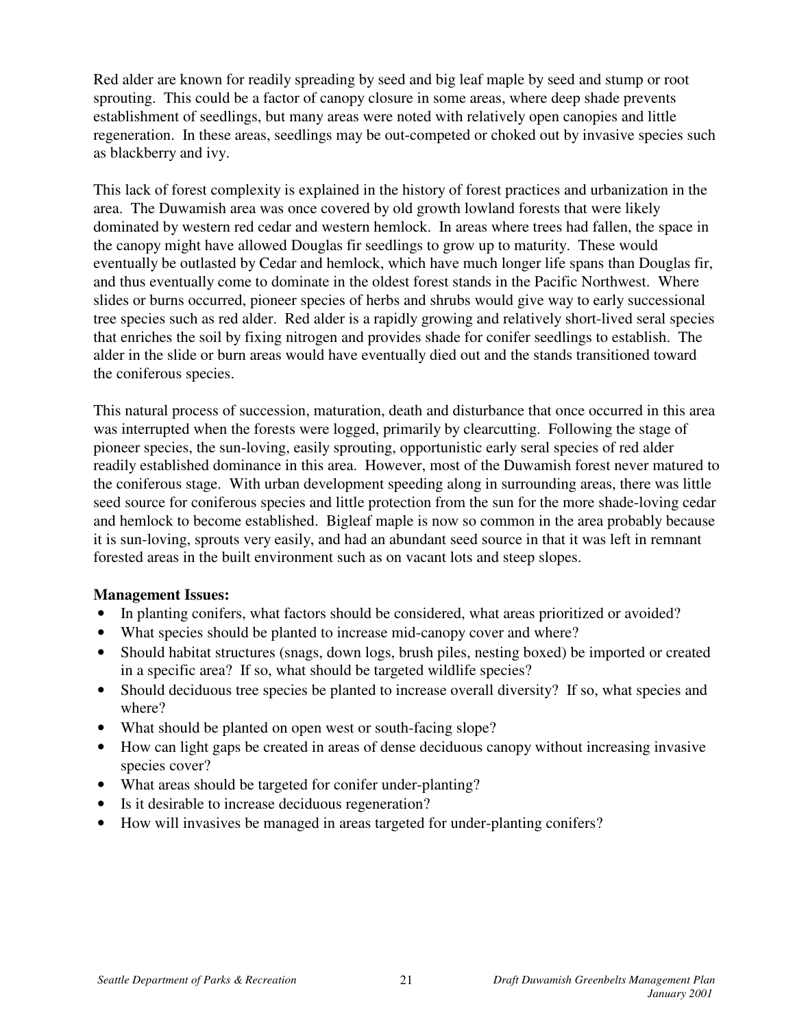Red alder are known for readily spreading by seed and big leaf maple by seed and stump or root sprouting. This could be a factor of canopy closure in some areas, where deep shade prevents establishment of seedlings, but many areas were noted with relatively open canopies and little regeneration. In these areas, seedlings may be out-competed or choked out by invasive species such as blackberry and ivy.

This lack of forest complexity is explained in the history of forest practices and urbanization in the area. The Duwamish area was once covered by old growth lowland forests that were likely dominated by western red cedar and western hemlock. In areas where trees had fallen, the space in the canopy might have allowed Douglas fir seedlings to grow up to maturity. These would eventually be outlasted by Cedar and hemlock, which have much longer life spans than Douglas fir, and thus eventually come to dominate in the oldest forest stands in the Pacific Northwest. Where slides or burns occurred, pioneer species of herbs and shrubs would give way to early successional tree species such as red alder. Red alder is a rapidly growing and relatively short-lived seral species that enriches the soil by fixing nitrogen and provides shade for conifer seedlings to establish. The alder in the slide or burn areas would have eventually died out and the stands transitioned toward the coniferous species.

This natural process of succession, maturation, death and disturbance that once occurred in this area was interrupted when the forests were logged, primarily by clearcutting. Following the stage of pioneer species, the sun-loving, easily sprouting, opportunistic early seral species of red alder readily established dominance in this area. However, most of the Duwamish forest never matured to the coniferous stage. With urban development speeding along in surrounding areas, there was little seed source for coniferous species and little protection from the sun for the more shade-loving cedar and hemlock to become established. Bigleaf maple is now so common in the area probably because it is sun-loving, sprouts very easily, and had an abundant seed source in that it was left in remnant forested areas in the built environment such as on vacant lots and steep slopes.

**Management Issues:**

- In planting conifers, what factors should be considered, what areas prioritized or avoided?
- What species should be planted to increase mid-canopy cover and where?
- Should habitat structures (snags, down logs, brush piles, nesting boxed) be imported or created in a specific area? If so, what should be targeted wildlife species?
- Should deciduous tree species be planted to increase overall diversity? If so, what species and where?
- What should be planted on open west or south-facing slope?
- How can light gaps be created in areas of dense deciduous canopy without increasing invasive species cover?
- What areas should be targeted for conifer under-planting?
- Is it desirable to increase deciduous regeneration?
- How will invasives be managed in areas targeted for under-planting conifers?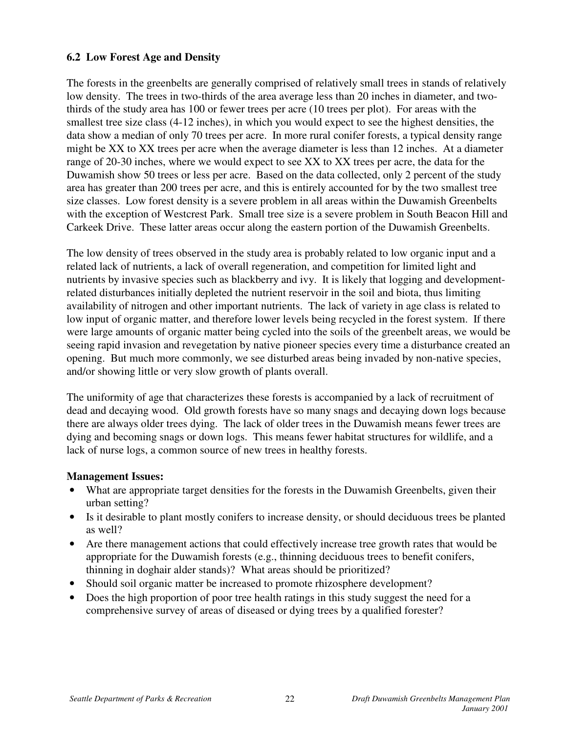### 6.2 Low Forest Age and Density

The forests in the greenbelts are generally comprised of relatively small trees in stands of relatively low density. The trees in two-thirds of the area average less than 20 inches in diameter, and two-thirds of the study area has 100 or fewer trees per acre (10 trees per plot). For areas with the smallest tree size class (4-12 inches), in which you would expect to see the highest densities, the data show a median of only 70 trees per acre. In more rural conifer forests, a typical density range might be XX to XX trees per acre when the average diameter is less than 12 inches. At a diameter range of 20-30 inches, where we would expect to see XX to XX trees per acre, the data for the Duwamish show 50 trees or less per acre. Based on the data collected, only 2 percent of the study area has greater than 200 trees per acre, and this is entirely accounted for by the two smallest tree size classes. Low forest density is a severe problem in all areas within the Duwamish Greenbelts with the exception of Westcrest Park. Small tree size is a severe problem in South Beacon Hill and Carkeek Drive. These latter areas occur along the eastern portion of the Duwamish Greenbelts.

The low density of trees observed in the study area is probably related to low organic input and a related lack of nutrients, a lack of overall regeneration, and competition for limited light and nutrients by invasive species such as blackberry and ivy. It is likely that logging and development-related disturbances initially depleted the nutrient reservoir in the soil and biota, thus limiting availability of nitrogen and other important nutrients. The lack of variety in age class is related to low input of organic matter, and therefore lower levels being recycled in the forest system. If there were large amounts of organic matter being cycled into the soils of the greenbelt areas, we would be seeing rapid invasion and revegetation by native pioneer species every time a disturbance created an opening. But much more commonly, we see disturbed areas being invaded by non-native species, and/or showing little or very slow growth of plants overall.

The uniformity of age that characterizes these forests is accompanied by a lack of recruitment of dead and decaying wood. Old growth forests have so many snags and decaying down logs because there are always older trees dying. The lack of older trees in the Duwamish means fewer trees are dying and becoming snags or down logs. This means fewer habitat structures for wildlife, and a lack of nurse logs, a common source of new trees in healthy forests.

**Management Issues:**

- What are appropriate target densities for the forests in the Duwamish Greenbelts, given their urban setting?
- Is it desirable to plant mostly conifers to increase density, or should deciduous trees be planted as well?
- Are there management actions that could effectively increase tree growth rates that would be appropriate for the Duwamish forests (e.g., thinning deciduous trees to benefit conifers, thinning in doghair alder stands)? What areas should be prioritized?
- Should soil organic matter be increased to promote rhizosphere development?
- Does the high proportion of poor tree health ratings in this study suggest the need for a comprehensive survey of areas of diseased or dying trees by a qualified forester?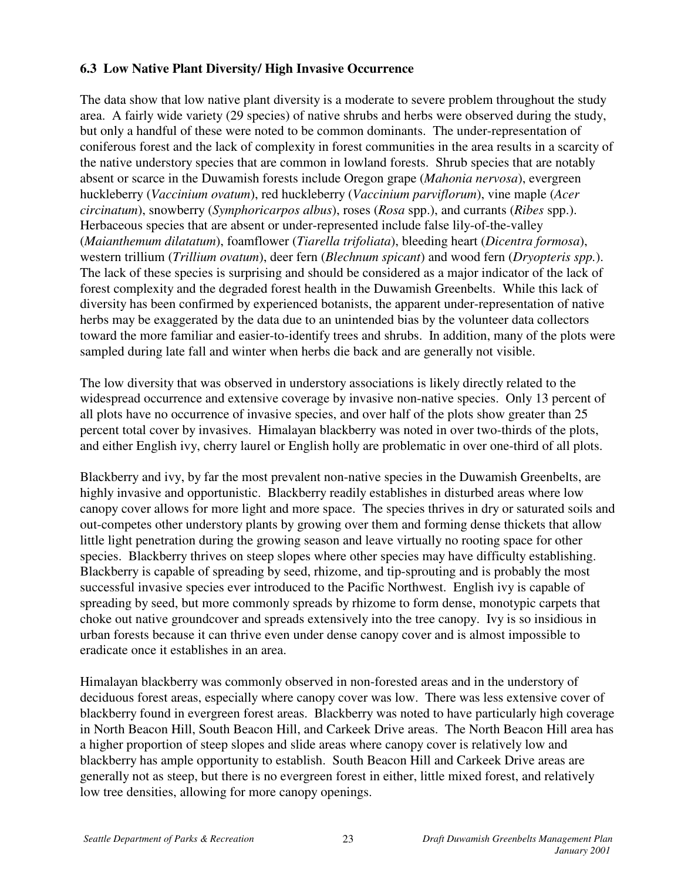### 6.3 Low Native Plant Diversity/ High Invasive Occurrence

The data show that low native plant diversity is a moderate to severe problem throughout the study area. A fairly wide variety (29 species) of native shrubs and herbs were observed during the study, but only a handful of these were noted to be common dominants. The under-representation of coniferous forest and the lack of complexity in forest communities in the area results in a scarcity of the native understory species that are common in lowland forests. Shrub species that are notably absent or scarce in the Duwamish forests include Oregon grape (*Mahonia nervosa*), evergreen huckleberry (*Vaccinium ovatum*), red huckleberry (*Vaccinium parviflorum*), vine maple (*Acer circinatum*), snowberry (*Symphoricarpos albus*), roses (*Rosa* spp.), and currants (*Ribes* spp.). Herbaceous species that are absent or under-represented include false lily-of-the-valley (*Maianthemum dilatatum*), foamflower (*Tiarella trifoliata*), bleeding heart (*Dicentra formosa*), western trillium (*Trillium ovatum*), deer fern (*Blechnum spicant*) and wood fern (*Dryopteris spp.*). The lack of these species is surprising and should be considered as a major indicator of the lack of forest complexity and the degraded forest health in the Duwamish Greenbelts. While this lack of diversity has been confirmed by experienced botanists, the apparent under-representation of native herbs may be exaggerated by the data due to an unintended bias by the volunteer data collectors toward the more familiar and easier-to-identify trees and shrubs. In addition, many of the plots were sampled during late fall and winter when herbs die back and are generally not visible.

The low diversity that was observed in understory associations is likely directly related to the widespread occurrence and extensive coverage by invasive non-native species. Only 13 percent of all plots have no occurrence of invasive species, and over half of the plots show greater than 25 percent total cover by invasives. Himalayan blackberry was noted in over two-thirds of the plots, and either English ivy, cherry laurel or English holly are problematic in over one-third of all plots.

Blackberry and ivy, by far the most prevalent non-native species in the Duwamish Greenbelts, are highly invasive and opportunistic. Blackberry readily establishes in disturbed areas where low canopy cover allows for more light and more space. The species thrives in dry or saturated soils and out-competes other understory plants by growing over them and forming dense thickets that allow little light penetration during the growing season and leave virtually no rooting space for other species. Blackberry thrives on steep slopes where other species may have difficulty establishing. Blackberry is capable of spreading by seed, rhizome, and tip-sprouting and is probably the most successful invasive species ever introduced to the Pacific Northwest. English ivy is capable of spreading by seed, but more commonly spreads by rhizome to form dense, monotypic carpets that choke out native groundcover and spreads extensively into the tree canopy. Ivy is so insidious in urban forests because it can thrive even under dense canopy cover and is almost impossible to eradicate once it establishes in an area.

Himalayan blackberry was commonly observed in non-forested areas and in the understory of deciduous forest areas, especially where canopy cover was low. There was less extensive cover of blackberry found in evergreen forest areas. Blackberry was noted to have particularly high coverage in North Beacon Hill, South Beacon Hill, and Carkeek Drive areas. The North Beacon Hill area has a higher proportion of steep slopes and slide areas where canopy cover is relatively low and blackberry has ample opportunity to establish. South Beacon Hill and Carkeek Drive areas are generally not as steep, but there is no evergreen forest in either, little mixed forest, and relatively low tree densities, allowing for more canopy openings.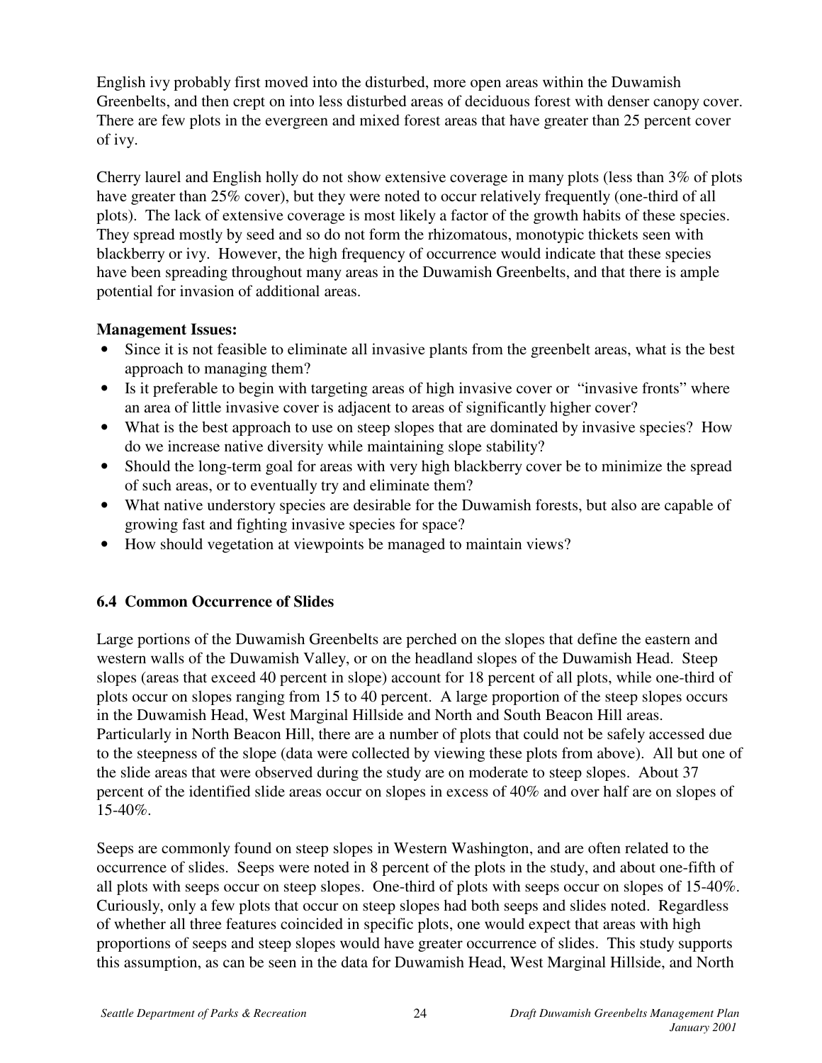English ivy probably first moved into the disturbed, more open areas within the Duwamish Greenbelts, and then crept on into less disturbed areas of deciduous forest with denser canopy cover. There are few plots in the evergreen and mixed forest areas that have greater than 25 percent cover of ivy.

Cherry laurel and English holly do not show extensive coverage in many plots (less than 3% of plots have greater than 25% cover), but they were noted to occur relatively frequently (one-third of all plots). The lack of extensive coverage is most likely a factor of the growth habits of these species. They spread mostly by seed and so do not form the rhizomatous, monotypic thickets seen with blackberry or ivy. However, the high frequency of occurrence would indicate that these species have been spreading throughout many areas in the Duwamish Greenbelts, and that there is ample potential for invasion of additional areas.

**Management Issues:**

- Since it is not feasible to eliminate all invasive plants from the greenbelt areas, what is the best approach to managing them?
- Is it preferable to begin with targeting areas of high invasive cover or "invasive fronts" where an area of little invasive cover is adjacent to areas of significantly higher cover?
- What is the best approach to use on steep slopes that are dominated by invasive species? How do we increase native diversity while maintaining slope stability?
- Should the long-term goal for areas with very high blackberry cover be to minimize the spread of such areas, or to eventually try and eliminate them?
- What native understory species are desirable for the Duwamish forests, but also are capable of growing fast and fighting invasive species for space?
- How should vegetation at viewpoints be managed to maintain views?

### 6.4 Common Occurrence of Slides

Large portions of the Duwamish Greenbelts are perched on the slopes that define the eastern and western walls of the Duwamish Valley, or on the headland slopes of the Duwamish Head. Steep slopes (areas that exceed 40 percent in slope) account for 18 percent of all plots, while one-third of plots occur on slopes ranging from 15 to 40 percent. A large proportion of the steep slopes occurs in the Duwamish Head, West Marginal Hillside and North and South Beacon Hill areas. Particularly in North Beacon Hill, there are a number of plots that could not be safely accessed due to the steepness of the slope (data were collected by viewing these plots from above). All but one of the slide areas that were observed during the study are on moderate to steep slopes. About 37 percent of the identified slide areas occur on slopes in excess of 40% and over half are on slopes of 15-40%.

Seeps are commonly found on steep slopes in Western Washington, and are often related to the occurrence of slides. Seeps were noted in 8 percent of the plots in the study, and about one-fifth of all plots with seeps occur on steep slopes. One-third of plots with seeps occur on slopes of 15-40%. Curiously, only a few plots that occur on steep slopes had both seeps and slides noted. Regardless of whether all three features coincided in specific plots, one would expect that areas with high proportions of seeps and steep slopes would have greater occurrence of slides. This study supports this assumption, as can be seen in the data for Duwamish Head, West Marginal Hillside, and North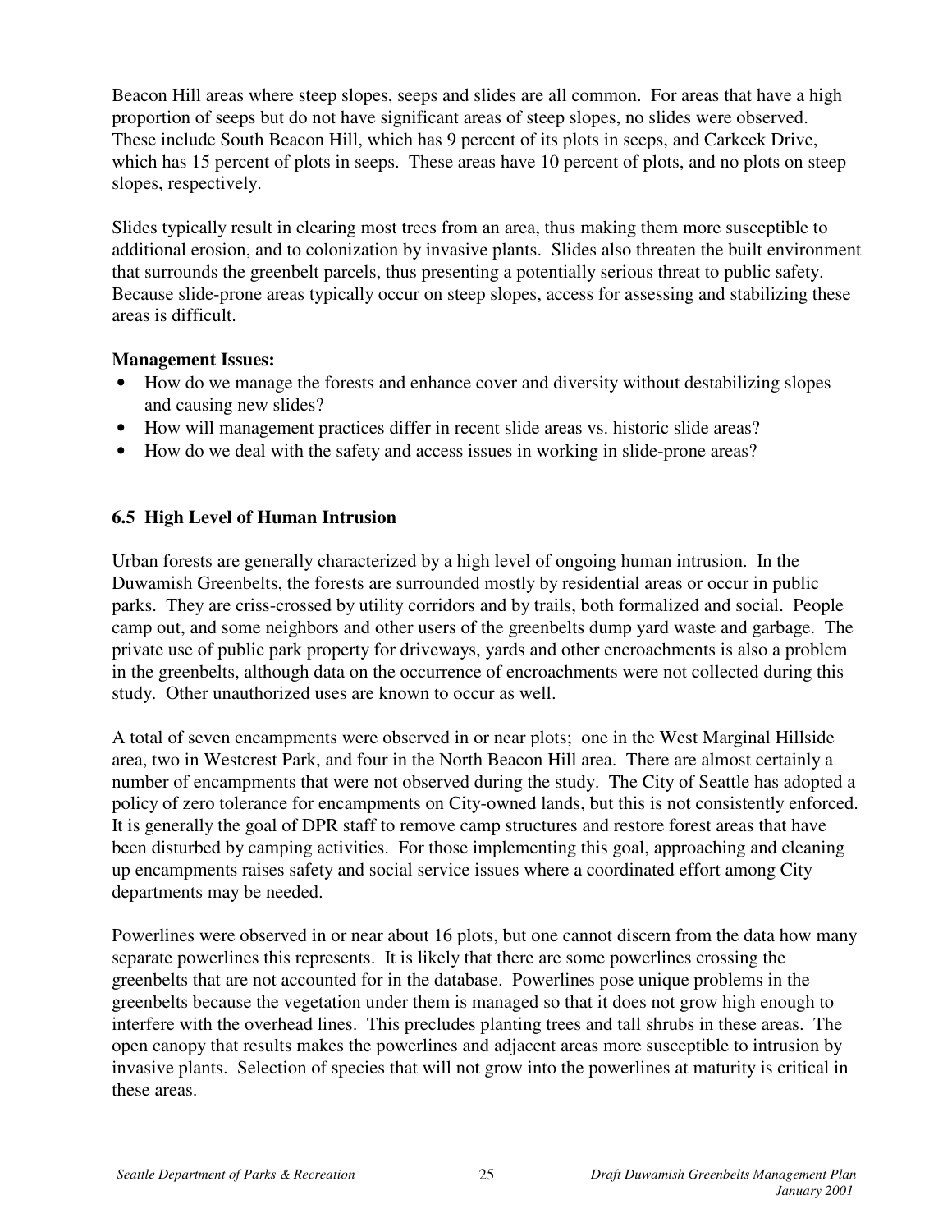Beacon Hill areas where steep slopes, seeps and slides are all common. For areas that have a high proportion of seeps but do not have significant areas of steep slopes, no slides were observed. These include South Beacon Hill, which has 9 percent of its plots in seeps, and Carkeek Drive, which has 15 percent of plots in seeps. These areas have 10 percent of plots, and no plots on steep slopes, respectively.

Slides typically result in clearing most trees from an area, thus making them more susceptible to additional erosion, and to colonization by invasive plants. Slides also threaten the built environment that surrounds the greenbelt parcels, thus presenting a potentially serious threat to public safety. Because slide-prone areas typically occur on steep slopes, access for assessing and stabilizing these areas is difficult.

**Management Issues:**

- How do we manage the forests and enhance cover and diversity without destabilizing slopes and causing new slides?
- How will management practices differ in recent slide areas vs. historic slide areas?
- How do we deal with the safety and access issues in working in slide-prone areas?

## 6.5 High Level of Human Intrusion

Urban forests are generally characterized by a high level of ongoing human intrusion. In the Duwamish Greenbelts, the forests are surrounded mostly by residential areas or occur in public parks. They are criss-crossed by utility corridors and by trails, both formalized and social. People camp out, and some neighbors and other users of the greenbelts dump yard waste and garbage. The private use of public park property for driveways, yards and other encroachments is also a problem in the greenbelts, although data on the occurrence of encroachments were not collected during this study. Other unauthorized uses are known to occur as well.

A total of seven encampments were observed in or near plots; one in the West Marginal Hillside area, two in Westcrest Park, and four in the North Beacon Hill area. There are almost certainly a number of encampments that were not observed during the study. The City of Seattle has adopted a policy of zero tolerance for encampments on City-owned lands, but this is not consistently enforced. It is generally the goal of DPR staff to remove camp structures and restore forest areas that have been disturbed by camping activities. For those implementing this goal, approaching and cleaning up encampments raises safety and social service issues where a coordinated effort among City departments may be needed.

Powerlines were observed in or near about 16 plots, but one cannot discern from the data how many separate powerlines this represents. It is likely that there are some powerlines crossing the greenbelts that are not accounted for in the database. Powerlines pose unique problems in the greenbelts because the vegetation under them is managed so that it does not grow high enough to interfere with the overhead lines. This precludes planting trees and tall shrubs in these areas. The open canopy that results makes the powerlines and adjacent areas more susceptible to intrusion by invasive plants. Selection of species that will not grow into the powerlines at maturity is critical in these areas.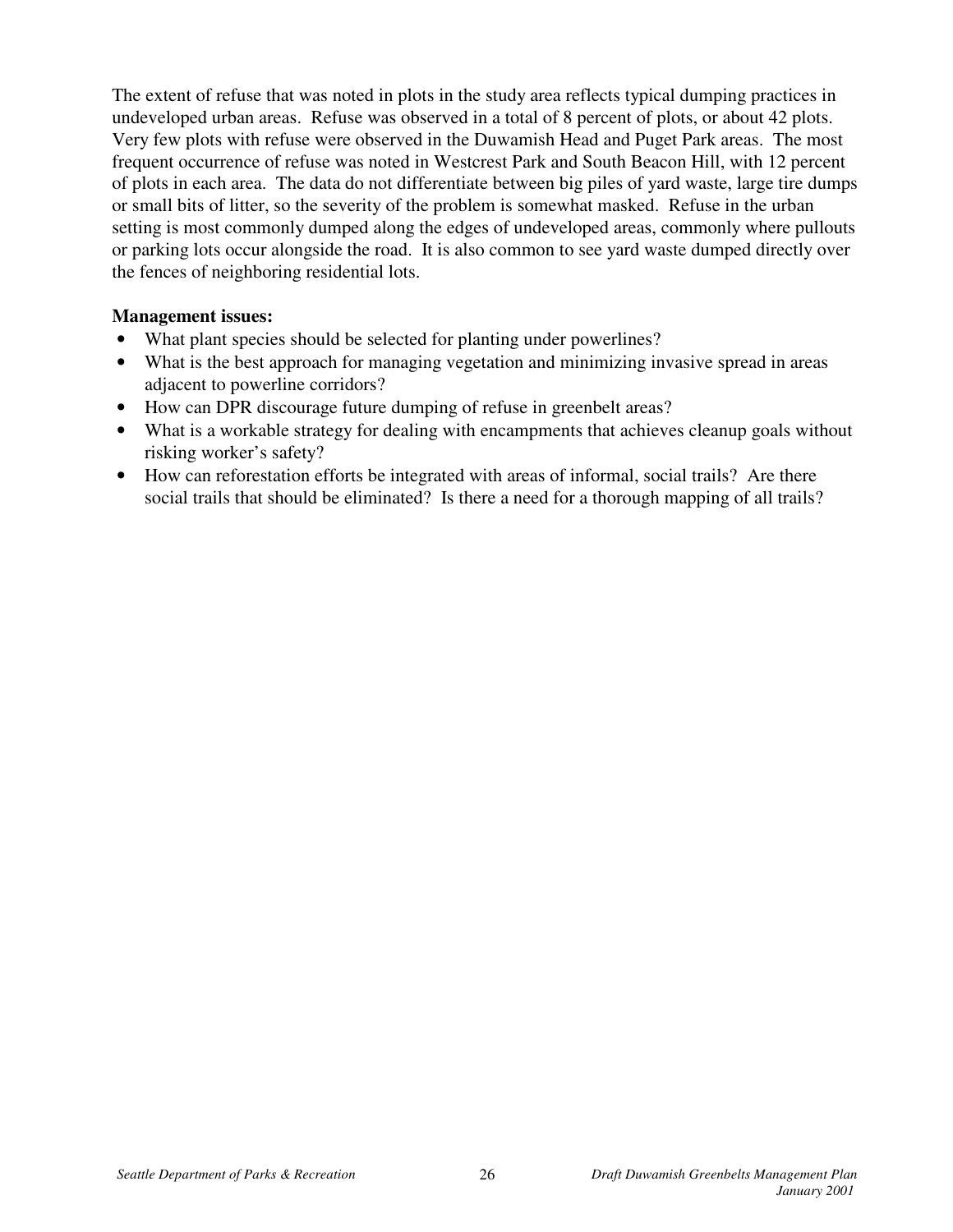The extent of refuse that was noted in plots in the study area reflects typical dumping practices in undeveloped urban areas. Refuse was observed in a total of 8 percent of plots, or about 42 plots. Very few plots with refuse were observed in the Duwamish Head and Puget Park areas. The most frequent occurrence of refuse was noted in Westcrest Park and South Beacon Hill, with 12 percent of plots in each area. The data do not differentiate between big piles of yard waste, large tire dumps or small bits of litter, so the severity of the problem is somewhat masked. Refuse in the urban setting is most commonly dumped along the edges of undeveloped areas, commonly where pullouts or parking lots occur alongside the road. It is also common to see yard waste dumped directly over the fences of neighboring residential lots.

**Management issues:**

- What plant species should be selected for planting under powerlines?
- What is the best approach for managing vegetation and minimizing invasive spread in areas adjacent to powerline corridors?
- How can DPR discourage future dumping of refuse in greenbelt areas?
- What is a workable strategy for dealing with encampments that achieves cleanup goals without risking worker's safety?
- How can reforestation efforts be integrated with areas of informal, social trails? Are there social trails that should be eliminated? Is there a need for a thorough mapping of all trails?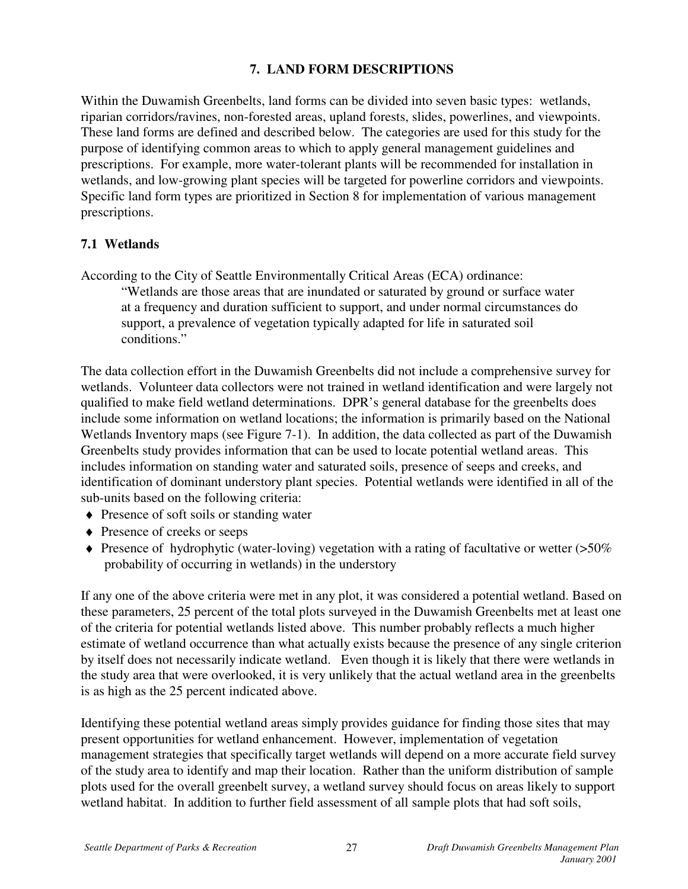## 7. LAND FORM DESCRIPTIONS

Within the Duwamish Greenbelts, land forms can be divided into seven basic types: wetlands, riparian corridors/ravines, non-forested areas, upland forests, slides, powerlines, and viewpoints. These land forms are defined and described below. The categories are used for this study for the purpose of identifying common areas to which to apply general management guidelines and prescriptions. For example, more water-tolerant plants will be recommended for installation in wetlands, and low-growing plant species will be targeted for powerline corridors and viewpoints. Specific land form types are prioritized in Section 8 for implementation of various management prescriptions.

### 7.1 Wetlands

According to the City of Seattle Environmentally Critical Areas (ECA) ordinance:

> "Wetlands are those areas that are inundated or saturated by ground or surface water at a frequency and duration sufficient to support, and under normal circumstances do support, a prevalence of vegetation typically adapted for life in saturated soil conditions."

The data collection effort in the Duwamish Greenbelts did not include a comprehensive survey for wetlands. Volunteer data collectors were not trained in wetland identification and were largely not qualified to make field wetland determinations. DPR's general database for the greenbelts does include some information on wetland locations; the information is primarily based on the National Wetlands Inventory maps (see Figure 7-1). In addition, the data collected as part of the Duwamish Greenbelts study provides information that can be used to locate potential wetland areas. This includes information on standing water and saturated soils, presence of seeps and creeks, and identification of dominant understory plant species. Potential wetlands were identified in all of the sub-units based on the following criteria:

- Presence of soft soils or standing water
- Presence of creeks or seeps
- Presence of hydrophytic (water-loving) vegetation with a rating of facultative or wetter (>50% probability of occurring in wetlands) in the understory

If any one of the above criteria were met in any plot, it was considered a potential wetland. Based on these parameters, 25 percent of the total plots surveyed in the Duwamish Greenbelts met at least one of the criteria for potential wetlands listed above. This number probably reflects a much higher estimate of wetland occurrence than what actually exists because the presence of any single criterion by itself does not necessarily indicate wetland. Even though it is likely that there were wetlands in the study area that were overlooked, it is very unlikely that the actual wetland area in the greenbelts is as high as the 25 percent indicated above.

Identifying these potential wetland areas simply provides guidance for finding those sites that may present opportunities for wetland enhancement. However, implementation of vegetation management strategies that specifically target wetlands will depend on a more accurate field survey of the study area to identify and map their location. Rather than the uniform distribution of sample plots used for the overall greenbelt survey, a wetland survey should focus on areas likely to support wetland habitat. In addition to further field assessment of all sample plots that had soft soils,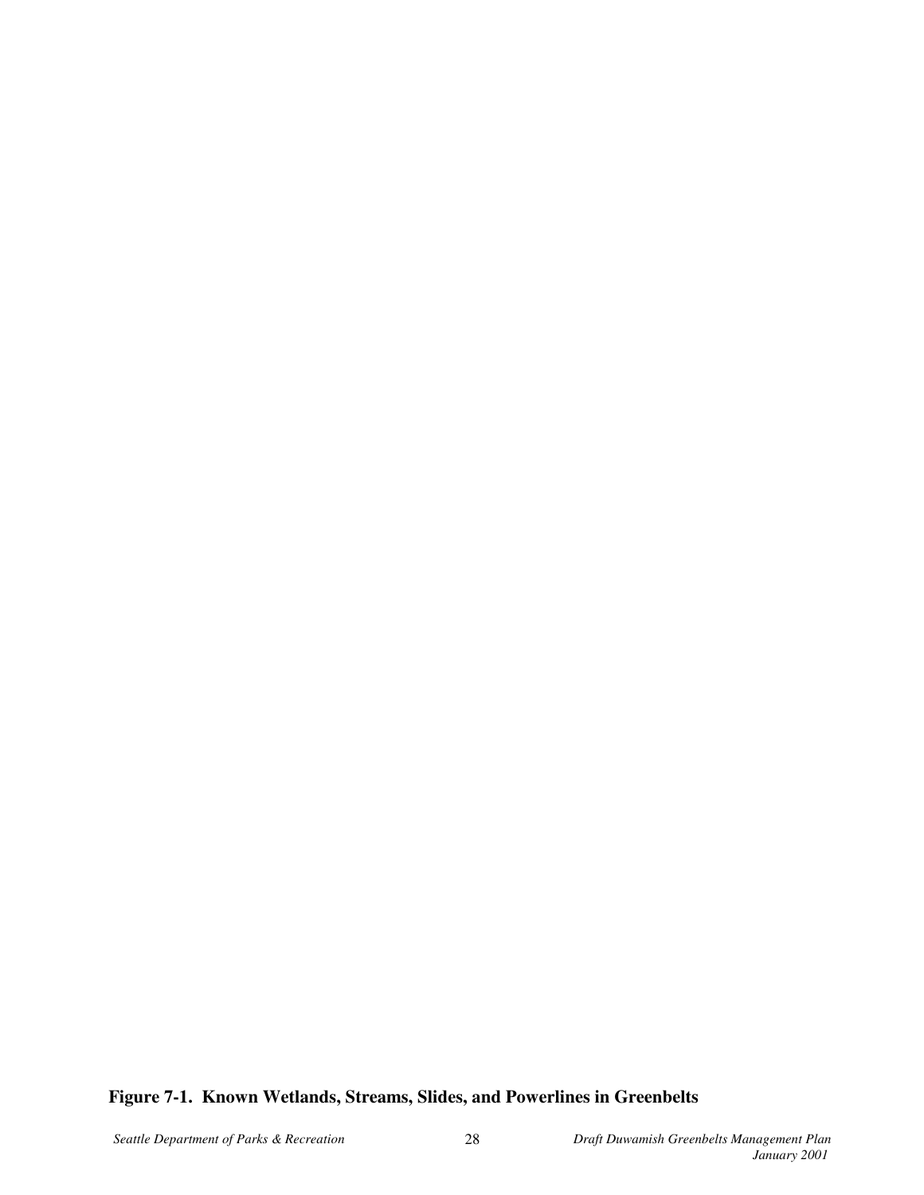**Figure 7-1. Known Wetlands, Streams, Slides, and Powerlines in Greenbelts**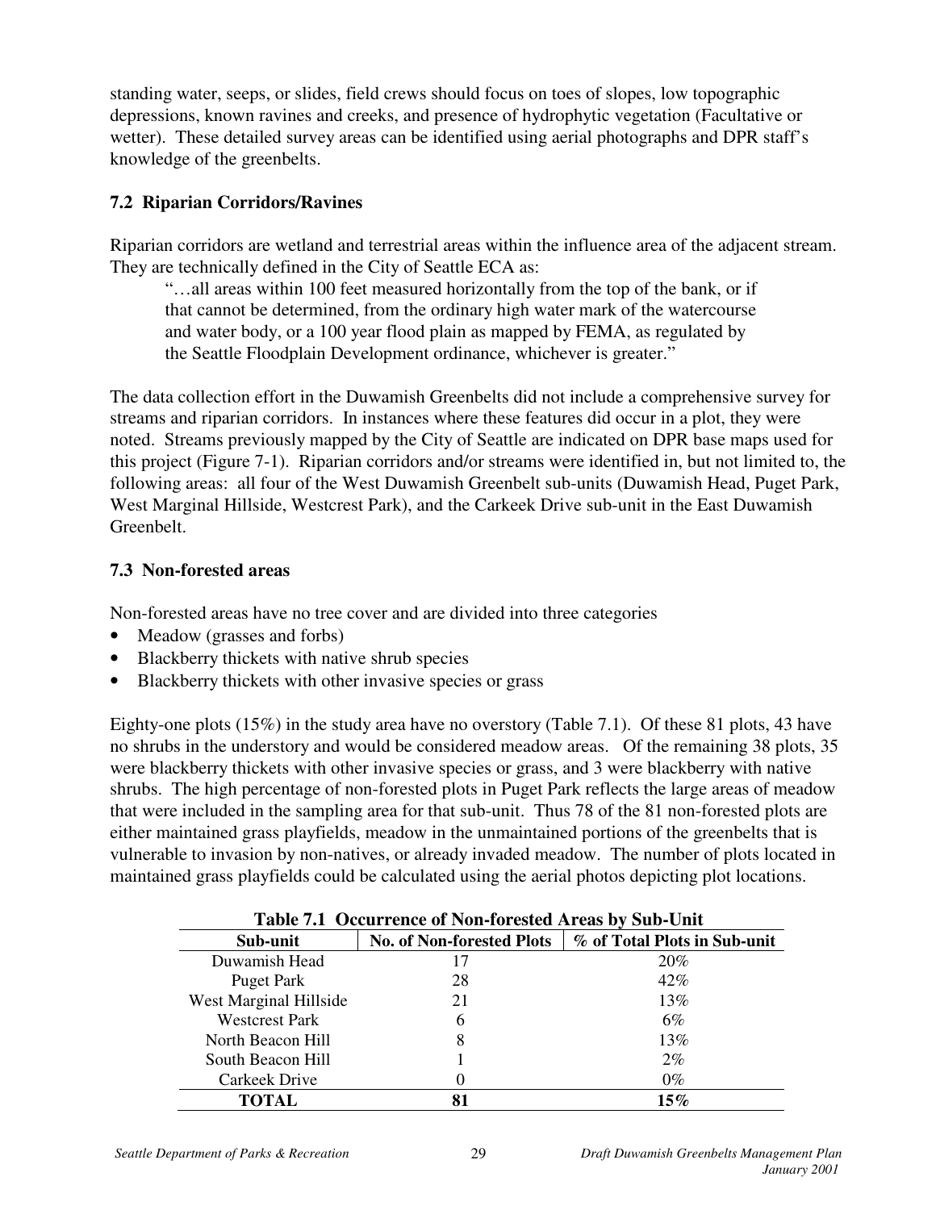standing water, seeps, or slides, field crews should focus on toes of slopes, low topographic depressions, known ravines and creeks, and presence of hydrophytic vegetation (Facultative or wetter). These detailed survey areas can be identified using aerial photographs and DPR staff's knowledge of the greenbelts.

### 7.2 Riparian Corridors/Ravines

Riparian corridors are wetland and terrestrial areas within the influence area of the adjacent stream. They are technically defined in the City of Seattle ECA as:

> "…all areas within 100 feet measured horizontally from the top of the bank, or if that cannot be determined, from the ordinary high water mark of the watercourse and water body, or a 100 year flood plain as mapped by FEMA, as regulated by the Seattle Floodplain Development ordinance, whichever is greater."

The data collection effort in the Duwamish Greenbelts did not include a comprehensive survey for streams and riparian corridors. In instances where these features did occur in a plot, they were noted. Streams previously mapped by the City of Seattle are indicated on DPR base maps used for this project (Figure 7-1). Riparian corridors and/or streams were identified in, but not limited to, the following areas: all four of the West Duwamish Greenbelt sub-units (Duwamish Head, Puget Park, West Marginal Hillside, Westcrest Park), and the Carkeek Drive sub-unit in the East Duwamish Greenbelt.

### 7.3 Non-forested areas

Non-forested areas have no tree cover and are divided into three categories

- Meadow (grasses and forbs)
- Blackberry thickets with native shrub species
- Blackberry thickets with other invasive species or grass

Eighty-one plots (15%) in the study area have no overstory (Table 7.1). Of these 81 plots, 43 have no shrubs in the understory and would be considered meadow areas. Of the remaining 38 plots, 35 were blackberry thickets with other invasive species or grass, and 3 were blackberry with native shrubs. The high percentage of non-forested plots in Puget Park reflects the large areas of meadow that were included in the sampling area for that sub-unit. Thus 78 of the 81 non-forested plots are either maintained grass playfields, meadow in the unmaintained portions of the greenbelts that is vulnerable to invasion by non-natives, or already invaded meadow. The number of plots located in maintained grass playfields could be calculated using the aerial photos depicting plot locations.

**Table 7.1 Occurrence of Non-forested Areas by Sub-Unit**

| Sub-unit | No. of Non-forested Plots | % of Total Plots in Sub-unit |
|---|---|---|
| Duwamish Head | 17 | 20% |
| Puget Park | 28 | 42% |
| West Marginal Hillside | 21 | 13% |
| Westcrest Park | 6 | 6% |
| North Beacon Hill | 8 | 13% |
| South Beacon Hill | 1 | 2% |
| Carkeek Drive | 0 | 0% |
| **TOTAL** | **81** | **15%** |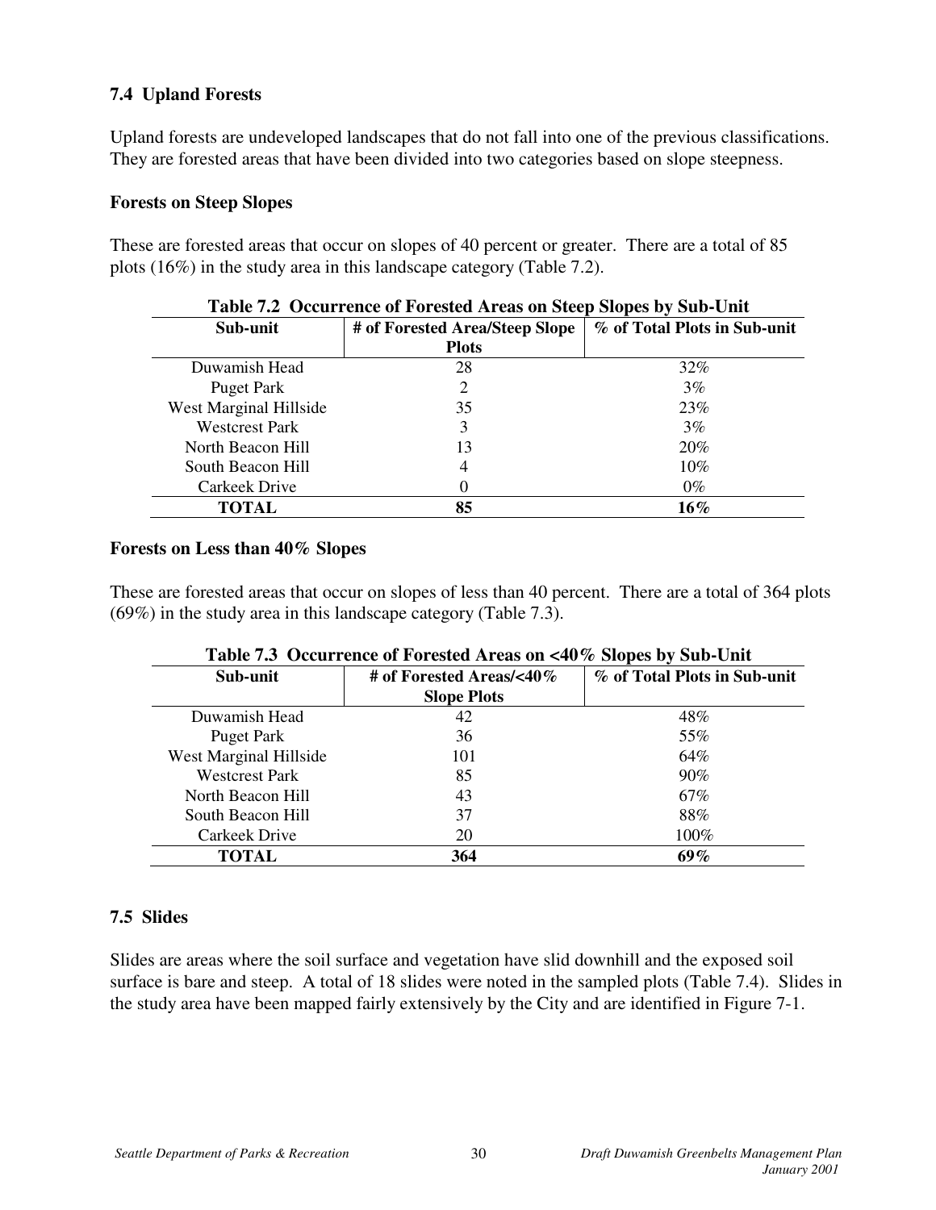### 7.4 Upland Forests

Upland forests are undeveloped landscapes that do not fall into one of the previous classifications. They are forested areas that have been divided into two categories based on slope steepness.

**Forests on Steep Slopes**

These are forested areas that occur on slopes of 40 percent or greater. There are a total of 85 plots (16%) in the study area in this landscape category (Table 7.2).

**Table 7.2 Occurrence of Forested Areas on Steep Slopes by Sub-Unit**

| Sub-unit | # of Forested Area/Steep Slope Plots | % of Total Plots in Sub-unit |
|---|---|---|
| Duwamish Head | 28 | 32% |
| Puget Park | 2 | 3% |
| West Marginal Hillside | 35 | 23% |
| Westcrest Park | 3 | 3% |
| North Beacon Hill | 13 | 20% |
| South Beacon Hill | 4 | 10% |
| Carkeek Drive | 0 | 0% |
| **TOTAL** | **85** | **16%** |

**Forests on Less than 40% Slopes**

These are forested areas that occur on slopes of less than 40 percent. There are a total of 364 plots (69%) in the study area in this landscape category (Table 7.3).

**Table 7.3 Occurrence of Forested Areas on <40% Slopes by Sub-Unit**

| Sub-unit | # of Forested Areas/<40% Slope Plots | % of Total Plots in Sub-unit |
|---|---|---|
| Duwamish Head | 42 | 48% |
| Puget Park | 36 | 55% |
| West Marginal Hillside | 101 | 64% |
| Westcrest Park | 85 | 90% |
| North Beacon Hill | 43 | 67% |
| South Beacon Hill | 37 | 88% |
| Carkeek Drive | 20 | 100% |
| **TOTAL** | **364** | **69%** |

### 7.5 Slides

Slides are areas where the soil surface and vegetation have slid downhill and the exposed soil surface is bare and steep. A total of 18 slides were noted in the sampled plots (Table 7.4). Slides in the study area have been mapped fairly extensively by the City and are identified in Figure 7-1.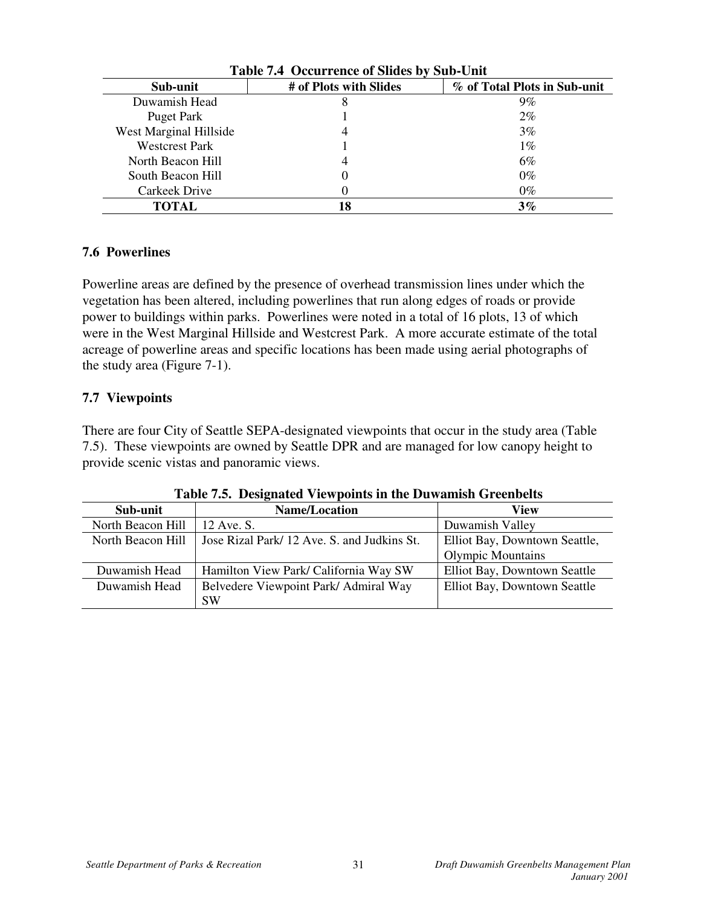**Table 7.4 Occurrence of Slides by Sub-Unit**

| Sub-unit | # of Plots with Slides | % of Total Plots in Sub-unit |
|---|---|---|
| Duwamish Head | 8 | 9% |
| Puget Park | 1 | 2% |
| West Marginal Hillside | 4 | 3% |
| Westcrest Park | 1 | 1% |
| North Beacon Hill | 4 | 6% |
| South Beacon Hill | 0 | 0% |
| Carkeek Drive | 0 | 0% |
| **TOTAL** | **18** | **3%** |

### 7.6 Powerlines

Powerline areas are defined by the presence of overhead transmission lines under which the vegetation has been altered, including powerlines that run along edges of roads or provide power to buildings within parks. Powerlines were noted in a total of 16 plots, 13 of which were in the West Marginal Hillside and Westcrest Park. A more accurate estimate of the total acreage of powerline areas and specific locations has been made using aerial photographs of the study area (Figure 7-1).

### 7.7 Viewpoints

There are four City of Seattle SEPA-designated viewpoints that occur in the study area (Table 7.5). These viewpoints are owned by Seattle DPR and are managed for low canopy height to provide scenic vistas and panoramic views.

**Table 7.5. Designated Viewpoints in the Duwamish Greenbelts**

| Sub-unit | Name/Location | View |
|---|---|---|
| North Beacon Hill | 12 Ave. S. | Duwamish Valley |
| North Beacon Hill | Jose Rizal Park/ 12 Ave. S. and Judkins St. | Elliot Bay, Downtown Seattle, Olympic Mountains |
| Duwamish Head | Hamilton View Park/ California Way SW | Elliot Bay, Downtown Seattle |
| Duwamish Head | Belvedere Viewpoint Park/ Admiral Way SW | Elliot Bay, Downtown Seattle |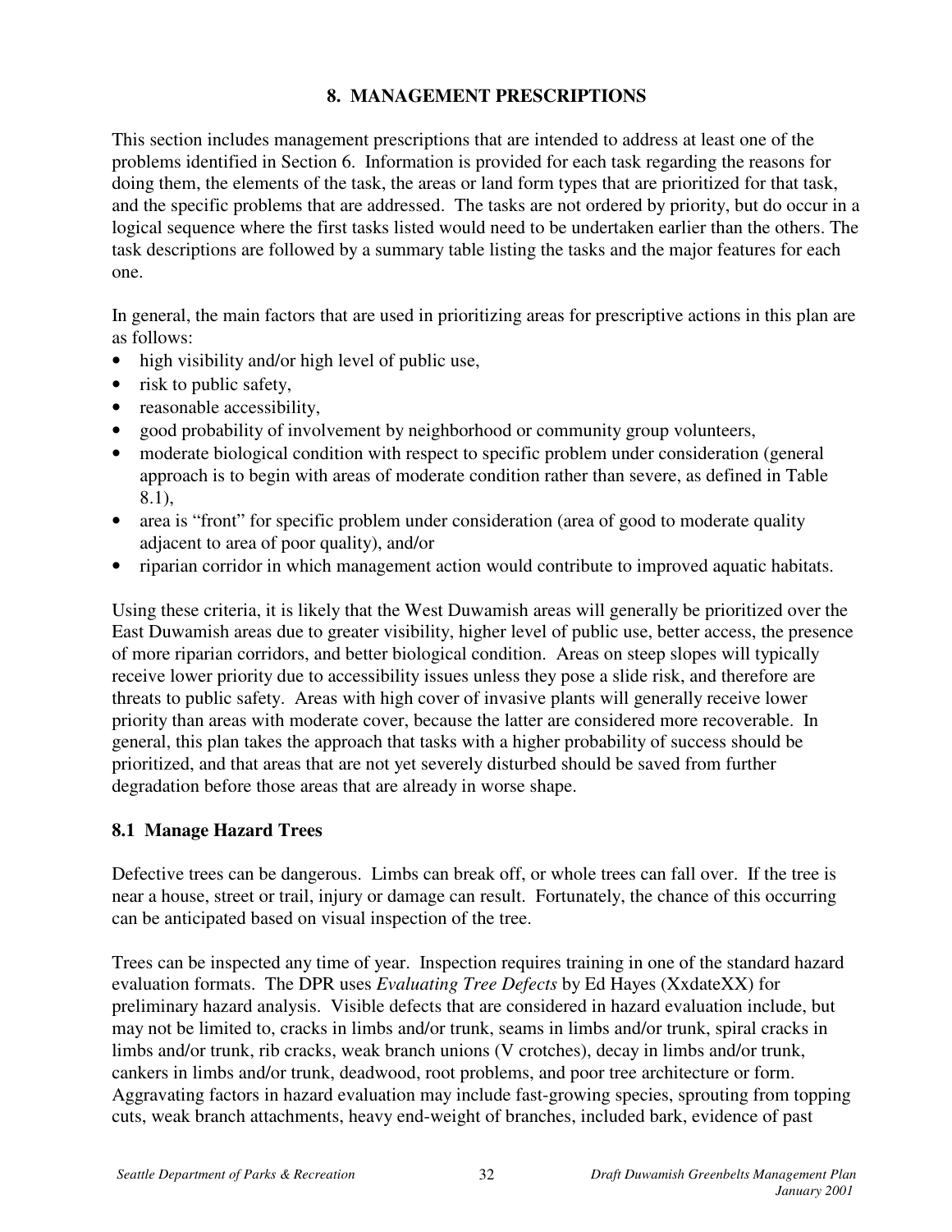## 8. MANAGEMENT PRESCRIPTIONS

This section includes management prescriptions that are intended to address at least one of the problems identified in Section 6. Information is provided for each task regarding the reasons for doing them, the elements of the task, the areas or land form types that are prioritized for that task, and the specific problems that are addressed. The tasks are not ordered by priority, but do occur in a logical sequence where the first tasks listed would need to be undertaken earlier than the others. The task descriptions are followed by a summary table listing the tasks and the major features for each one.

In general, the main factors that are used in prioritizing areas for prescriptive actions in this plan are as follows:

- high visibility and/or high level of public use,
- risk to public safety,
- reasonable accessibility,
- good probability of involvement by neighborhood or community group volunteers,
- moderate biological condition with respect to specific problem under consideration (general approach is to begin with areas of moderate condition rather than severe, as defined in Table 8.1),
- area is "front" for specific problem under consideration (area of good to moderate quality adjacent to area of poor quality), and/or
- riparian corridor in which management action would contribute to improved aquatic habitats.

Using these criteria, it is likely that the West Duwamish areas will generally be prioritized over the East Duwamish areas due to greater visibility, higher level of public use, better access, the presence of more riparian corridors, and better biological condition. Areas on steep slopes will typically receive lower priority due to accessibility issues unless they pose a slide risk, and therefore are threats to public safety. Areas with high cover of invasive plants will generally receive lower priority than areas with moderate cover, because the latter are considered more recoverable. In general, this plan takes the approach that tasks with a higher probability of success should be prioritized, and that areas that are not yet severely disturbed should be saved from further degradation before those areas that are already in worse shape.

### 8.1 Manage Hazard Trees

Defective trees can be dangerous. Limbs can break off, or whole trees can fall over. If the tree is near a house, street or trail, injury or damage can result. Fortunately, the chance of this occurring can be anticipated based on visual inspection of the tree.

Trees can be inspected any time of year. Inspection requires training in one of the standard hazard evaluation formats. The DPR uses *Evaluating Tree Defects* by Ed Hayes (XxdateXX) for preliminary hazard analysis. Visible defects that are considered in hazard evaluation include, but may not be limited to, cracks in limbs and/or trunk, seams in limbs and/or trunk, spiral cracks in limbs and/or trunk, rib cracks, weak branch unions (V crotches), decay in limbs and/or trunk, cankers in limbs and/or trunk, deadwood, root problems, and poor tree architecture or form. Aggravating factors in hazard evaluation may include fast-growing species, sprouting from topping cuts, weak branch attachments, heavy end-weight of branches, included bark, evidence of past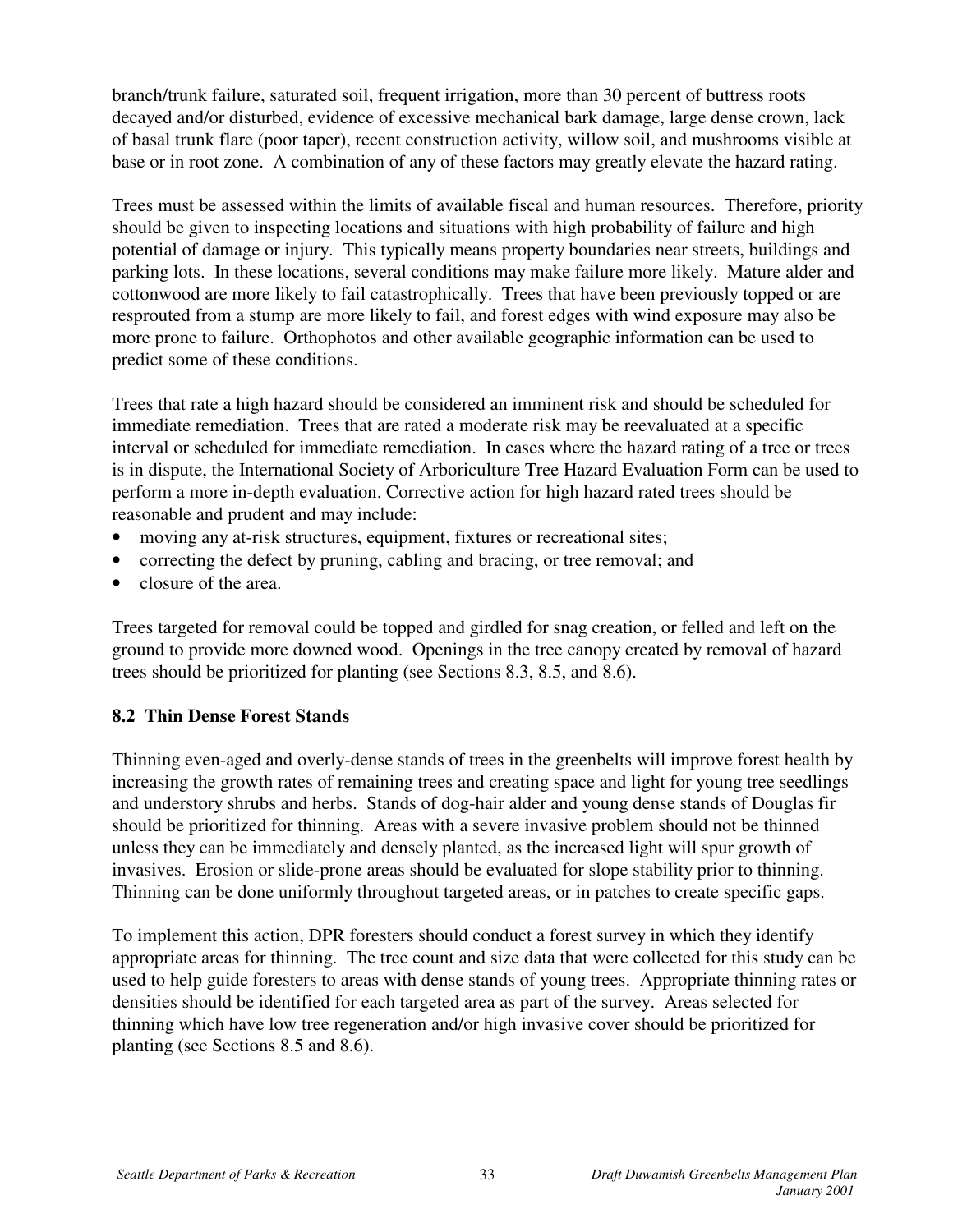branch/trunk failure, saturated soil, frequent irrigation, more than 30 percent of buttress roots decayed and/or disturbed, evidence of excessive mechanical bark damage, large dense crown, lack of basal trunk flare (poor taper), recent construction activity, willow soil, and mushrooms visible at base or in root zone. A combination of any of these factors may greatly elevate the hazard rating.

Trees must be assessed within the limits of available fiscal and human resources. Therefore, priority should be given to inspecting locations and situations with high probability of failure and high potential of damage or injury. This typically means property boundaries near streets, buildings and parking lots. In these locations, several conditions may make failure more likely. Mature alder and cottonwood are more likely to fail catastrophically. Trees that have been previously topped or are resprouted from a stump are more likely to fail, and forest edges with wind exposure may also be more prone to failure. Orthophotos and other available geographic information can be used to predict some of these conditions.

Trees that rate a high hazard should be considered an imminent risk and should be scheduled for immediate remediation. Trees that are rated a moderate risk may be reevaluated at a specific interval or scheduled for immediate remediation. In cases where the hazard rating of a tree or trees is in dispute, the International Society of Arboriculture Tree Hazard Evaluation Form can be used to perform a more in-depth evaluation. Corrective action for high hazard rated trees should be reasonable and prudent and may include:

- moving any at-risk structures, equipment, fixtures or recreational sites;
- correcting the defect by pruning, cabling and bracing, or tree removal; and
- closure of the area.

Trees targeted for removal could be topped and girdled for snag creation, or felled and left on the ground to provide more downed wood. Openings in the tree canopy created by removal of hazard trees should be prioritized for planting (see Sections 8.3, 8.5, and 8.6).

## 8.2 Thin Dense Forest Stands

Thinning even-aged and overly-dense stands of trees in the greenbelts will improve forest health by increasing the growth rates of remaining trees and creating space and light for young tree seedlings and understory shrubs and herbs. Stands of dog-hair alder and young dense stands of Douglas fir should be prioritized for thinning. Areas with a severe invasive problem should not be thinned unless they can be immediately and densely planted, as the increased light will spur growth of invasives. Erosion or slide-prone areas should be evaluated for slope stability prior to thinning. Thinning can be done uniformly throughout targeted areas, or in patches to create specific gaps.

To implement this action, DPR foresters should conduct a forest survey in which they identify appropriate areas for thinning. The tree count and size data that were collected for this study can be used to help guide foresters to areas with dense stands of young trees. Appropriate thinning rates or densities should be identified for each targeted area as part of the survey. Areas selected for thinning which have low tree regeneration and/or high invasive cover should be prioritized for planting (see Sections 8.5 and 8.6).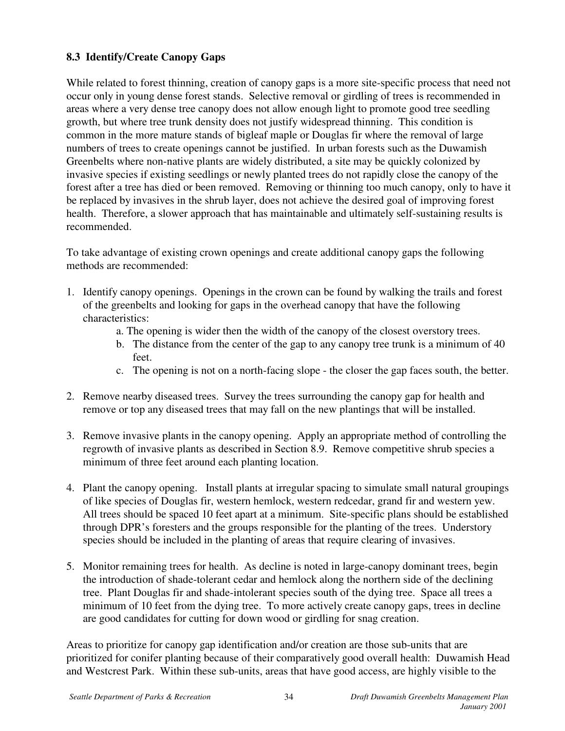### 8.3 Identify/Create Canopy Gaps

While related to forest thinning, creation of canopy gaps is a more site-specific process that need not occur only in young dense forest stands. Selective removal or girdling of trees is recommended in areas where a very dense tree canopy does not allow enough light to promote good tree seedling growth, but where tree trunk density does not justify widespread thinning. This condition is common in the more mature stands of bigleaf maple or Douglas fir where the removal of large numbers of trees to create openings cannot be justified. In urban forests such as the Duwamish Greenbelts where non-native plants are widely distributed, a site may be quickly colonized by invasive species if existing seedlings or newly planted trees do not rapidly close the canopy of the forest after a tree has died or been removed. Removing or thinning too much canopy, only to have it be replaced by invasives in the shrub layer, does not achieve the desired goal of improving forest health. Therefore, a slower approach that has maintainable and ultimately self-sustaining results is recommended.

To take advantage of existing crown openings and create additional canopy gaps the following methods are recommended:

1. Identify canopy openings. Openings in the crown can be found by walking the trails and forest of the greenbelts and looking for gaps in the overhead canopy that have the following characteristics:
   a. The opening is wider then the width of the canopy of the closest overstory trees.
   b. The distance from the center of the gap to any canopy tree trunk is a minimum of 40 feet.
   c. The opening is not on a north-facing slope - the closer the gap faces south, the better.

2. Remove nearby diseased trees. Survey the trees surrounding the canopy gap for health and remove or top any diseased trees that may fall on the new plantings that will be installed.

3. Remove invasive plants in the canopy opening. Apply an appropriate method of controlling the regrowth of invasive plants as described in Section 8.9. Remove competitive shrub species a minimum of three feet around each planting location.

4. Plant the canopy opening. Install plants at irregular spacing to simulate small natural groupings of like species of Douglas fir, western hemlock, western redcedar, grand fir and western yew. All trees should be spaced 10 feet apart at a minimum. Site-specific plans should be established through DPR's foresters and the groups responsible for the planting of the trees. Understory species should be included in the planting of areas that require clearing of invasives.

5. Monitor remaining trees for health. As decline is noted in large-canopy dominant trees, begin the introduction of shade-tolerant cedar and hemlock along the northern side of the declining tree. Plant Douglas fir and shade-intolerant species south of the dying tree. Space all trees a minimum of 10 feet from the dying tree. To more actively create canopy gaps, trees in decline are good candidates for cutting for down wood or girdling for snag creation.

Areas to prioritize for canopy gap identification and/or creation are those sub-units that are prioritized for conifer planting because of their comparatively good overall health: Duwamish Head and Westcrest Park. Within these sub-units, areas that have good access, are highly visible to the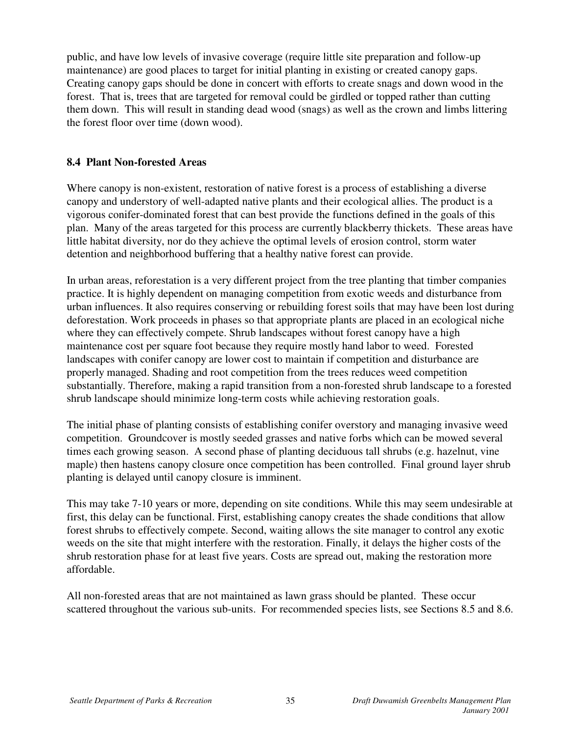public, and have low levels of invasive coverage (require little site preparation and follow-up maintenance) are good places to target for initial planting in existing or created canopy gaps. Creating canopy gaps should be done in concert with efforts to create snags and down wood in the forest. That is, trees that are targeted for removal could be girdled or topped rather than cutting them down. This will result in standing dead wood (snags) as well as the crown and limbs littering the forest floor over time (down wood).

### 8.4 Plant Non-forested Areas

Where canopy is non-existent, restoration of native forest is a process of establishing a diverse canopy and understory of well-adapted native plants and their ecological allies. The product is a vigorous conifer-dominated forest that can best provide the functions defined in the goals of this plan. Many of the areas targeted for this process are currently blackberry thickets. These areas have little habitat diversity, nor do they achieve the optimal levels of erosion control, storm water detention and neighborhood buffering that a healthy native forest can provide.

In urban areas, reforestation is a very different project from the tree planting that timber companies practice. It is highly dependent on managing competition from exotic weeds and disturbance from urban influences. It also requires conserving or rebuilding forest soils that may have been lost during deforestation. Work proceeds in phases so that appropriate plants are placed in an ecological niche where they can effectively compete. Shrub landscapes without forest canopy have a high maintenance cost per square foot because they require mostly hand labor to weed. Forested landscapes with conifer canopy are lower cost to maintain if competition and disturbance are properly managed. Shading and root competition from the trees reduces weed competition substantially. Therefore, making a rapid transition from a non-forested shrub landscape to a forested shrub landscape should minimize long-term costs while achieving restoration goals.

The initial phase of planting consists of establishing conifer overstory and managing invasive weed competition. Groundcover is mostly seeded grasses and native forbs which can be mowed several times each growing season. A second phase of planting deciduous tall shrubs (e.g. hazelnut, vine maple) then hastens canopy closure once competition has been controlled. Final ground layer shrub planting is delayed until canopy closure is imminent.

This may take 7-10 years or more, depending on site conditions. While this may seem undesirable at first, this delay can be functional. First, establishing canopy creates the shade conditions that allow forest shrubs to effectively compete. Second, waiting allows the site manager to control any exotic weeds on the site that might interfere with the restoration. Finally, it delays the higher costs of the shrub restoration phase for at least five years. Costs are spread out, making the restoration more affordable.

All non-forested areas that are not maintained as lawn grass should be planted. These occur scattered throughout the various sub-units. For recommended species lists, see Sections 8.5 and 8.6.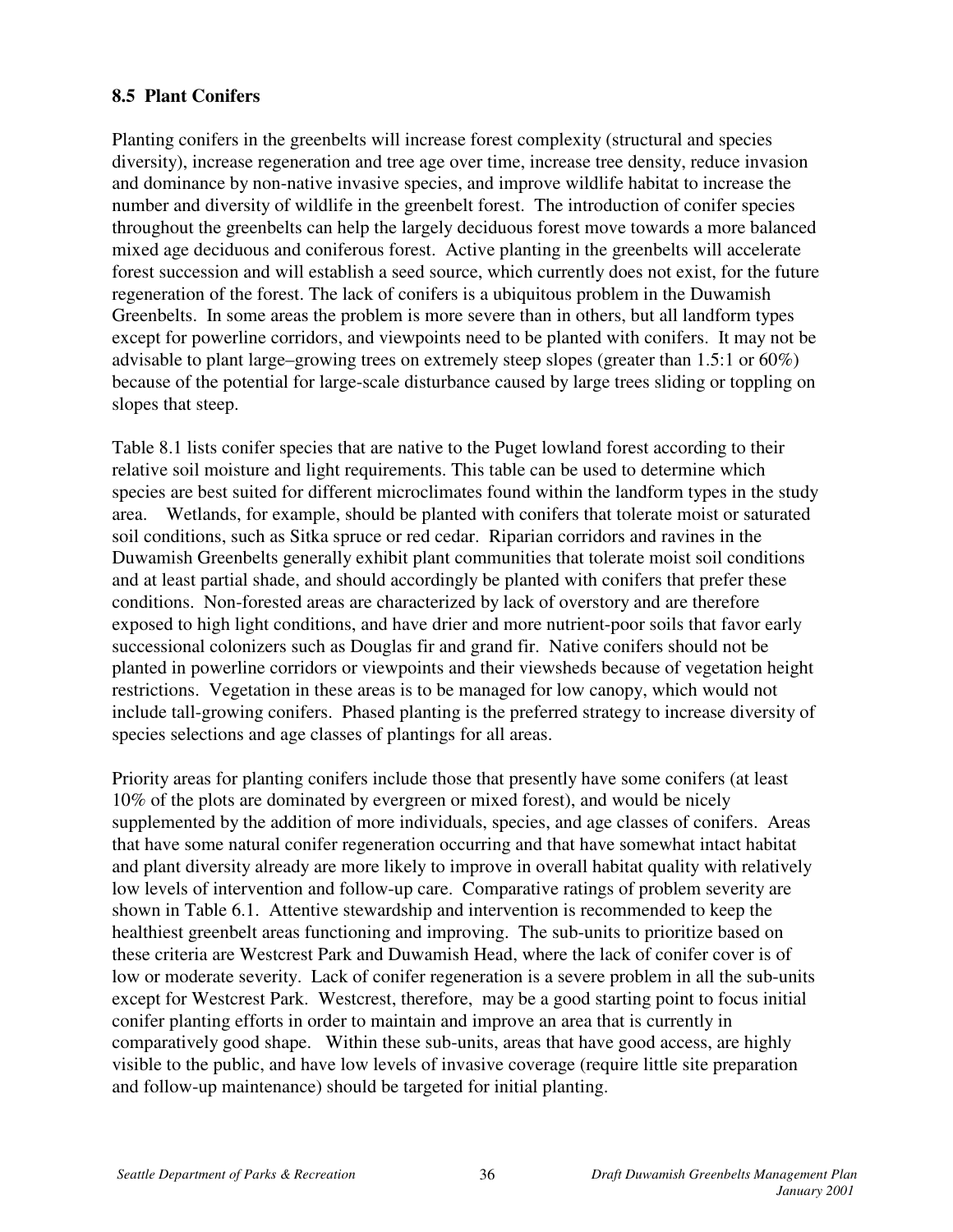### 8.5 Plant Conifers

Planting conifers in the greenbelts will increase forest complexity (structural and species diversity), increase regeneration and tree age over time, increase tree density, reduce invasion and dominance by non-native invasive species, and improve wildlife habitat to increase the number and diversity of wildlife in the greenbelt forest. The introduction of conifer species throughout the greenbelts can help the largely deciduous forest move towards a more balanced mixed age deciduous and coniferous forest. Active planting in the greenbelts will accelerate forest succession and will establish a seed source, which currently does not exist, for the future regeneration of the forest. The lack of conifers is a ubiquitous problem in the Duwamish Greenbelts. In some areas the problem is more severe than in others, but all landform types except for powerline corridors, and viewpoints need to be planted with conifers. It may not be advisable to plant large–growing trees on extremely steep slopes (greater than 1.5:1 or 60%) because of the potential for large-scale disturbance caused by large trees sliding or toppling on slopes that steep.

Table 8.1 lists conifer species that are native to the Puget lowland forest according to their relative soil moisture and light requirements. This table can be used to determine which species are best suited for different microclimates found within the landform types in the study area. Wetlands, for example, should be planted with conifers that tolerate moist or saturated soil conditions, such as Sitka spruce or red cedar. Riparian corridors and ravines in the Duwamish Greenbelts generally exhibit plant communities that tolerate moist soil conditions and at least partial shade, and should accordingly be planted with conifers that prefer these conditions. Non-forested areas are characterized by lack of overstory and are therefore exposed to high light conditions, and have drier and more nutrient-poor soils that favor early successional colonizers such as Douglas fir and grand fir. Native conifers should not be planted in powerline corridors or viewpoints and their viewsheds because of vegetation height restrictions. Vegetation in these areas is to be managed for low canopy, which would not include tall-growing conifers. Phased planting is the preferred strategy to increase diversity of species selections and age classes of plantings for all areas.

Priority areas for planting conifers include those that presently have some conifers (at least 10% of the plots are dominated by evergreen or mixed forest), and would be nicely supplemented by the addition of more individuals, species, and age classes of conifers. Areas that have some natural conifer regeneration occurring and that have somewhat intact habitat and plant diversity already are more likely to improve in overall habitat quality with relatively low levels of intervention and follow-up care. Comparative ratings of problem severity are shown in Table 6.1. Attentive stewardship and intervention is recommended to keep the healthiest greenbelt areas functioning and improving. The sub-units to prioritize based on these criteria are Westcrest Park and Duwamish Head, where the lack of conifer cover is of low or moderate severity. Lack of conifer regeneration is a severe problem in all the sub-units except for Westcrest Park. Westcrest, therefore, may be a good starting point to focus initial conifer planting efforts in order to maintain and improve an area that is currently in comparatively good shape. Within these sub-units, areas that have good access, are highly visible to the public, and have low levels of invasive coverage (require little site preparation and follow-up maintenance) should be targeted for initial planting.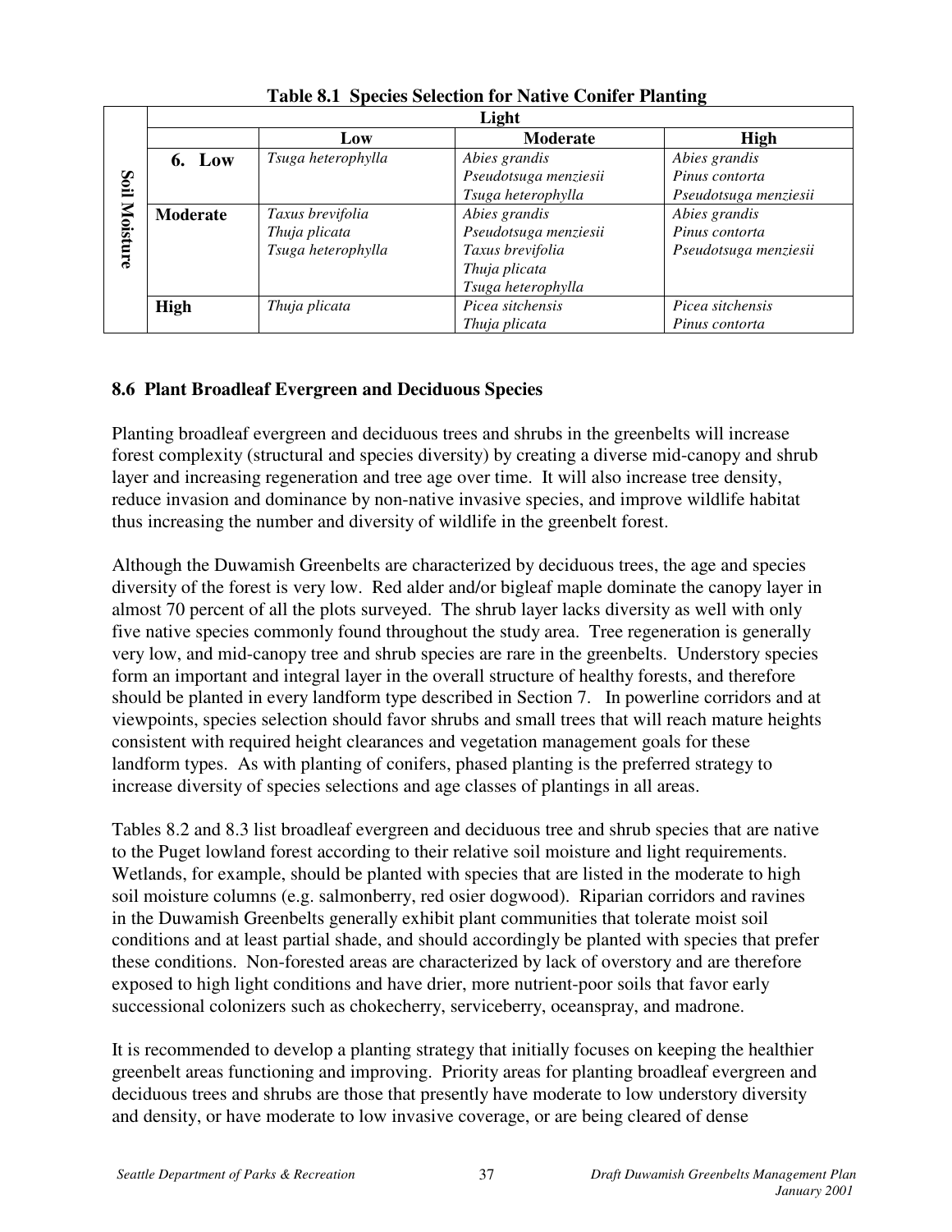**Table 8.1 Species Selection for Native Conifer Planting**

| Soil Moisture | Light: Low | Light: Moderate | Light: High |
|---|---|---|---|
| **6. Low** | *Tsuga heterophylla* | *Abies grandis*<br>*Pseudotsuga menziesii*<br>*Tsuga heterophylla* | *Abies grandis*<br>*Pinus contorta*<br>*Pseudotsuga menziesii* |
| **Moderate** | *Taxus brevifolia*<br>*Thuja plicata*<br>*Tsuga heterophylla* | *Abies grandis*<br>*Pseudotsuga menziesii*<br>*Taxus brevifolia*<br>*Thuja plicata*<br>*Tsuga heterophylla* | *Abies grandis*<br>*Pinus contorta*<br>*Pseudotsuga menziesii* |
| **High** | *Thuja plicata* | *Picea sitchensis*<br>*Thuja plicata* | *Picea sitchensis*<br>*Pinus contorta* |

## 8.6 Plant Broadleaf Evergreen and Deciduous Species

Planting broadleaf evergreen and deciduous trees and shrubs in the greenbelts will increase forest complexity (structural and species diversity) by creating a diverse mid-canopy and shrub layer and increasing regeneration and tree age over time. It will also increase tree density, reduce invasion and dominance by non-native invasive species, and improve wildlife habitat thus increasing the number and diversity of wildlife in the greenbelt forest.

Although the Duwamish Greenbelts are characterized by deciduous trees, the age and species diversity of the forest is very low. Red alder and/or bigleaf maple dominate the canopy layer in almost 70 percent of all the plots surveyed. The shrub layer lacks diversity as well with only five native species commonly found throughout the study area. Tree regeneration is generally very low, and mid-canopy tree and shrub species are rare in the greenbelts. Understory species form an important and integral layer in the overall structure of healthy forests, and therefore should be planted in every landform type described in Section 7. In powerline corridors and at viewpoints, species selection should favor shrubs and small trees that will reach mature heights consistent with required height clearances and vegetation management goals for these landform types. As with planting of conifers, phased planting is the preferred strategy to increase diversity of species selections and age classes of plantings in all areas.

Tables 8.2 and 8.3 list broadleaf evergreen and deciduous tree and shrub species that are native to the Puget lowland forest according to their relative soil moisture and light requirements. Wetlands, for example, should be planted with species that are listed in the moderate to high soil moisture columns (e.g. salmonberry, red osier dogwood). Riparian corridors and ravines in the Duwamish Greenbelts generally exhibit plant communities that tolerate moist soil conditions and at least partial shade, and should accordingly be planted with species that prefer these conditions. Non-forested areas are characterized by lack of overstory and are therefore exposed to high light conditions and have drier, more nutrient-poor soils that favor early successional colonizers such as chokecherry, serviceberry, oceanspray, and madrone.

It is recommended to develop a planting strategy that initially focuses on keeping the healthier greenbelt areas functioning and improving. Priority areas for planting broadleaf evergreen and deciduous trees and shrubs are those that presently have moderate to low understory diversity and density, or have moderate to low invasive coverage, or are being cleared of dense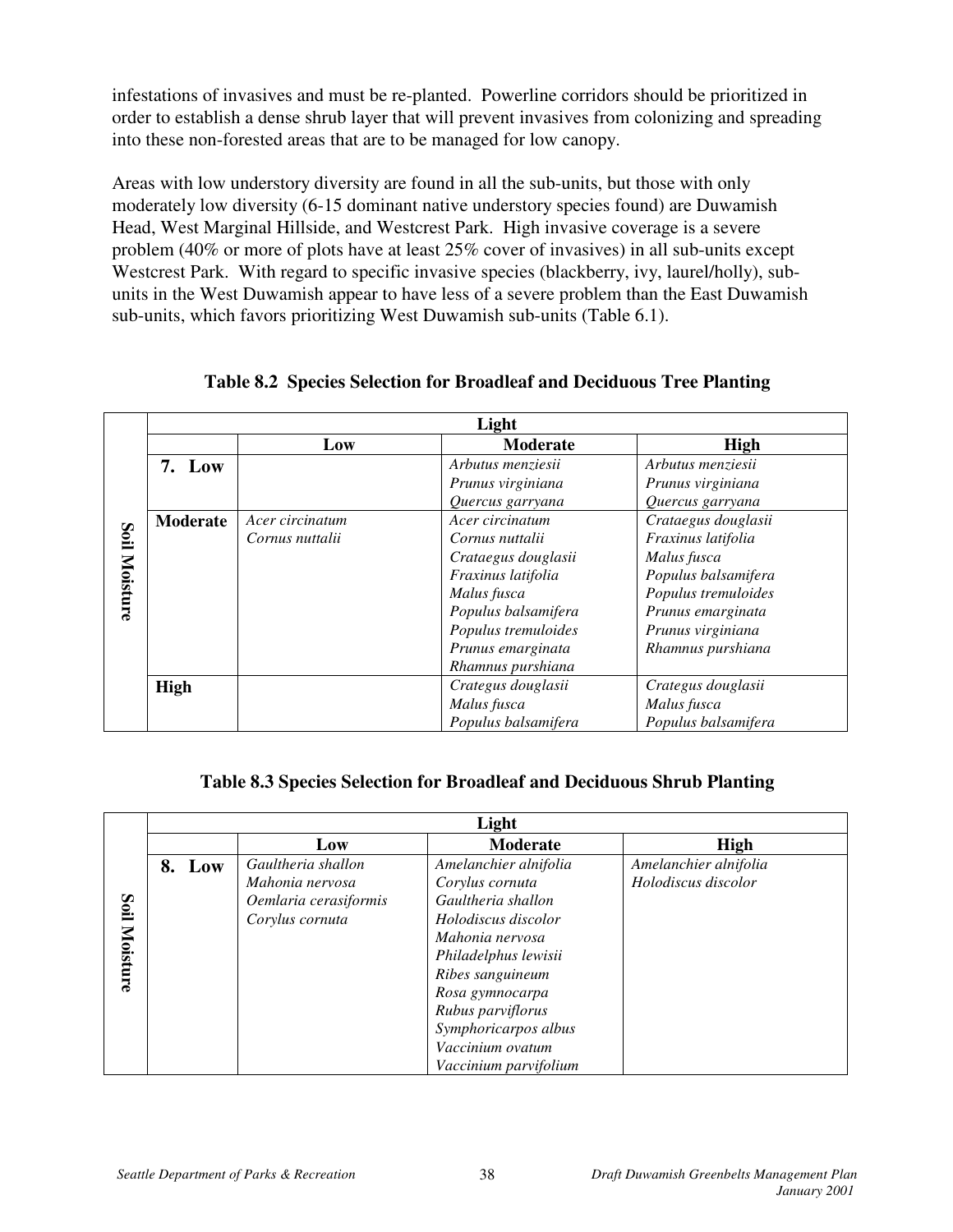infestations of invasives and must be re-planted. Powerline corridors should be prioritized in order to establish a dense shrub layer that will prevent invasives from colonizing and spreading into these non-forested areas that are to be managed for low canopy.

Areas with low understory diversity are found in all the sub-units, but those with only moderately low diversity (6-15 dominant native understory species found) are Duwamish Head, West Marginal Hillside, and Westcrest Park. High invasive coverage is a severe problem (40% or more of plots have at least 25% cover of invasives) in all sub-units except Westcrest Park. With regard to specific invasive species (blackberry, ivy, laurel/holly), sub-units in the West Duwamish appear to have less of a severe problem than the East Duwamish sub-units, which favors prioritizing West Duwamish sub-units (Table 6.1).

**Table 8.2 Species Selection for Broadleaf and Deciduous Tree Planting**

| | | Light | | |
|---|---|---|---|---|
| | | **Low** | **Moderate** | **High** |
| **Soil Moisture** | **7. Low** | | *Arbutus menziesii*<br>*Prunus virginiana*<br>*Quercus garryana* | *Arbutus menziesii*<br>*Prunus virginiana*<br>*Quercus garryana* |
| | **Moderate** | *Acer circinatum*<br>*Cornus nuttalii* | *Acer circinatum*<br>*Cornus nuttalii*<br>*Crataegus douglasii*<br>*Fraxinus latifolia*<br>*Malus fusca*<br>*Populus balsamifera*<br>*Populus tremuloides*<br>*Prunus emarginata*<br>*Rhamnus purshiana* | *Crataegus douglasii*<br>*Fraxinus latifolia*<br>*Malus fusca*<br>*Populus balsamifera*<br>*Populus tremuloides*<br>*Prunus emarginata*<br>*Prunus virginiana*<br>*Rhamnus purshiana* |
| | **High** | | *Crategus douglasii*<br>*Malus fusca*<br>*Populus balsamifera* | *Crategus douglasii*<br>*Malus fusca*<br>*Populus balsamifera* |

**Table 8.3 Species Selection for Broadleaf and Deciduous Shrub Planting**

| | | Light | | |
|---|---|---|---|---|
| | | **Low** | **Moderate** | **High** |
| **Soil Moisture** | **8. Low** | *Gaultheria shallon*<br>*Mahonia nervosa*<br>*Oemlaria cerasiformis*<br>*Corylus cornuta* | *Amelanchier alnifolia*<br>*Corylus cornuta*<br>*Gaultheria shallon*<br>*Holodiscus discolor*<br>*Mahonia nervosa*<br>*Philadelphus lewisii*<br>*Ribes sanguineum*<br>*Rosa gymnocarpa*<br>*Rubus parviflorus*<br>*Symphoricarpos albus*<br>*Vaccinium ovatum*<br>*Vaccinium parvifolium* | *Amelanchier alnifolia*<br>*Holodiscus discolor* |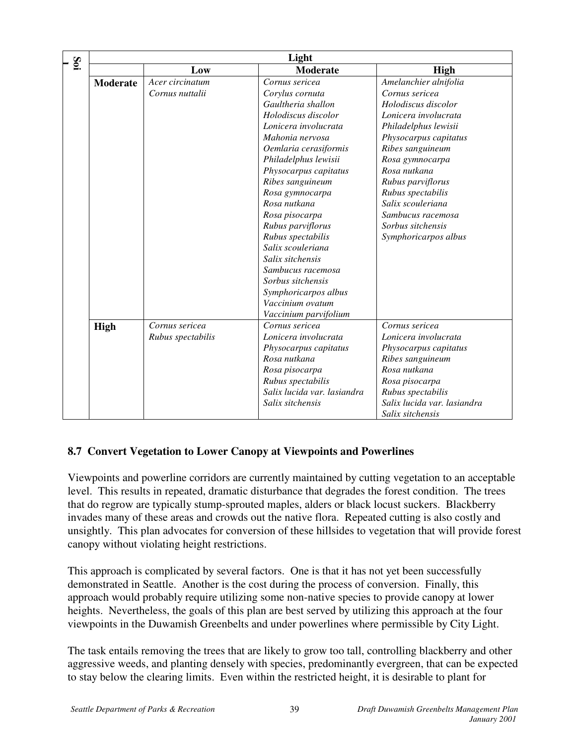| Soil | | Light | | |
|---|---|---|---|---|
| | | Low | Moderate | High |
| | Moderate | *Acer circinatum*<br>*Cornus nuttalii* | *Cornus sericea*<br>*Corylus cornuta*<br>*Gaultheria shallon*<br>*Holodiscus discolor*<br>*Lonicera involucrata*<br>*Mahonia nervosa*<br>*Oemlaria cerasiformis*<br>*Philadelphus lewisii*<br>*Physocarpus capitatus*<br>*Ribes sanguineum*<br>*Rosa gymnocarpa*<br>*Rosa nutkana*<br>*Rosa pisocarpa*<br>*Rubus parviflorus*<br>*Rubus spectabilis*<br>*Salix scouleriana*<br>*Salix sitchensis*<br>*Sambucus racemosa*<br>*Sorbus sitchensis*<br>*Symphoricarpos albus*<br>*Vaccinium ovatum*<br>*Vaccinium parvifolium* | *Amelanchier alnifolia*<br>*Cornus sericea*<br>*Holodiscus discolor*<br>*Lonicera involucrata*<br>*Philadelphus lewisii*<br>*Physocarpus capitatus*<br>*Ribes sanguineum*<br>*Rosa gymnocarpa*<br>*Rosa nutkana*<br>*Rubus parviflorus*<br>*Rubus spectabilis*<br>*Salix scouleriana*<br>*Sambucus racemosa*<br>*Sorbus sitchensis*<br>*Symphoricarpos albus* |
| | High | *Cornus sericea*<br>*Rubus spectabilis* | *Cornus sericea*<br>*Lonicera involucrata*<br>*Physocarpus capitatus*<br>*Rosa nutkana*<br>*Rosa pisocarpa*<br>*Rubus spectabilis*<br>*Salix lucida var. lasiandra*<br>*Salix sitchensis* | *Cornus sericea*<br>*Lonicera involucrata*<br>*Physocarpus capitatus*<br>*Ribes sanguineum*<br>*Rosa nutkana*<br>*Rosa pisocarpa*<br>*Rubus spectabilis*<br>*Salix lucida var. lasiandra*<br>*Salix sitchensis* |

### 8.7 Convert Vegetation to Lower Canopy at Viewpoints and Powerlines

Viewpoints and powerline corridors are currently maintained by cutting vegetation to an acceptable level. This results in repeated, dramatic disturbance that degrades the forest condition. The trees that do regrow are typically stump-sprouted maples, alders or black locust suckers. Blackberry invades many of these areas and crowds out the native flora. Repeated cutting is also costly and unsightly. This plan advocates for conversion of these hillsides to vegetation that will provide forest canopy without violating height restrictions.

This approach is complicated by several factors. One is that it has not yet been successfully demonstrated in Seattle. Another is the cost during the process of conversion. Finally, this approach would probably require utilizing some non-native species to provide canopy at lower heights. Nevertheless, the goals of this plan are best served by utilizing this approach at the four viewpoints in the Duwamish Greenbelts and under powerlines where permissible by City Light.

The task entails removing the trees that are likely to grow too tall, controlling blackberry and other aggressive weeds, and planting densely with species, predominantly evergreen, that can be expected to stay below the clearing limits. Even within the restricted height, it is desirable to plant for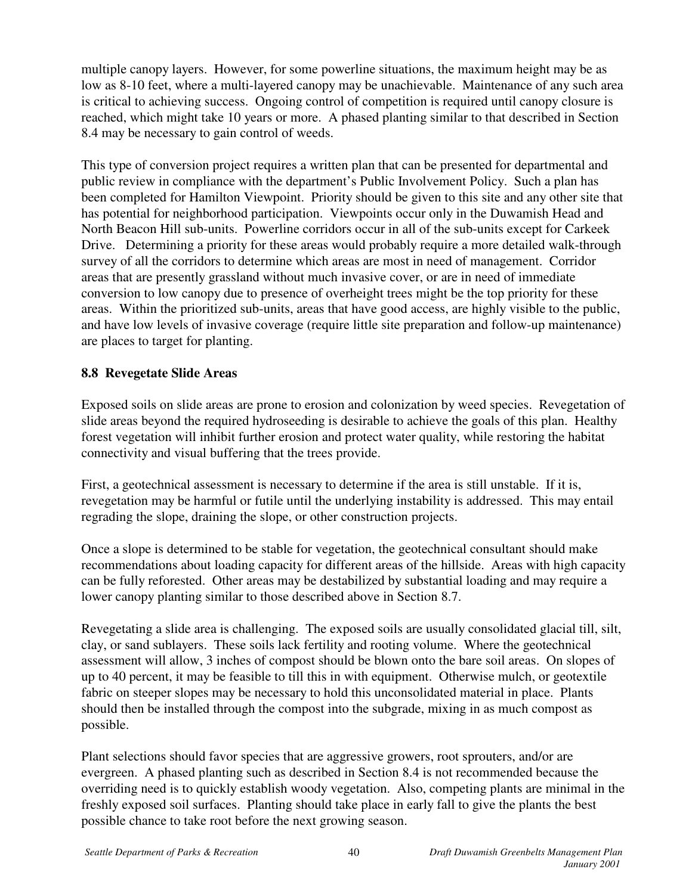multiple canopy layers. However, for some powerline situations, the maximum height may be as low as 8-10 feet, where a multi-layered canopy may be unachievable. Maintenance of any such area is critical to achieving success. Ongoing control of competition is required until canopy closure is reached, which might take 10 years or more. A phased planting similar to that described in Section 8.4 may be necessary to gain control of weeds.

This type of conversion project requires a written plan that can be presented for departmental and public review in compliance with the department's Public Involvement Policy. Such a plan has been completed for Hamilton Viewpoint. Priority should be given to this site and any other site that has potential for neighborhood participation. Viewpoints occur only in the Duwamish Head and North Beacon Hill sub-units. Powerline corridors occur in all of the sub-units except for Carkeek Drive. Determining a priority for these areas would probably require a more detailed walk-through survey of all the corridors to determine which areas are most in need of management. Corridor areas that are presently grassland without much invasive cover, or are in need of immediate conversion to low canopy due to presence of overheight trees might be the top priority for these areas. Within the prioritized sub-units, areas that have good access, are highly visible to the public, and have low levels of invasive coverage (require little site preparation and follow-up maintenance) are places to target for planting.

### 8.8 Revegetate Slide Areas

Exposed soils on slide areas are prone to erosion and colonization by weed species. Revegetation of slide areas beyond the required hydroseeding is desirable to achieve the goals of this plan. Healthy forest vegetation will inhibit further erosion and protect water quality, while restoring the habitat connectivity and visual buffering that the trees provide.

First, a geotechnical assessment is necessary to determine if the area is still unstable. If it is, revegetation may be harmful or futile until the underlying instability is addressed. This may entail regrading the slope, draining the slope, or other construction projects.

Once a slope is determined to be stable for vegetation, the geotechnical consultant should make recommendations about loading capacity for different areas of the hillside. Areas with high capacity can be fully reforested. Other areas may be destabilized by substantial loading and may require a lower canopy planting similar to those described above in Section 8.7.

Revegetating a slide area is challenging. The exposed soils are usually consolidated glacial till, silt, clay, or sand sublayers. These soils lack fertility and rooting volume. Where the geotechnical assessment will allow, 3 inches of compost should be blown onto the bare soil areas. On slopes of up to 40 percent, it may be feasible to till this in with equipment. Otherwise mulch, or geotextile fabric on steeper slopes may be necessary to hold this unconsolidated material in place. Plants should then be installed through the compost into the subgrade, mixing in as much compost as possible.

Plant selections should favor species that are aggressive growers, root sprouters, and/or are evergreen. A phased planting such as described in Section 8.4 is not recommended because the overriding need is to quickly establish woody vegetation. Also, competing plants are minimal in the freshly exposed soil surfaces. Planting should take place in early fall to give the plants the best possible chance to take root before the next growing season.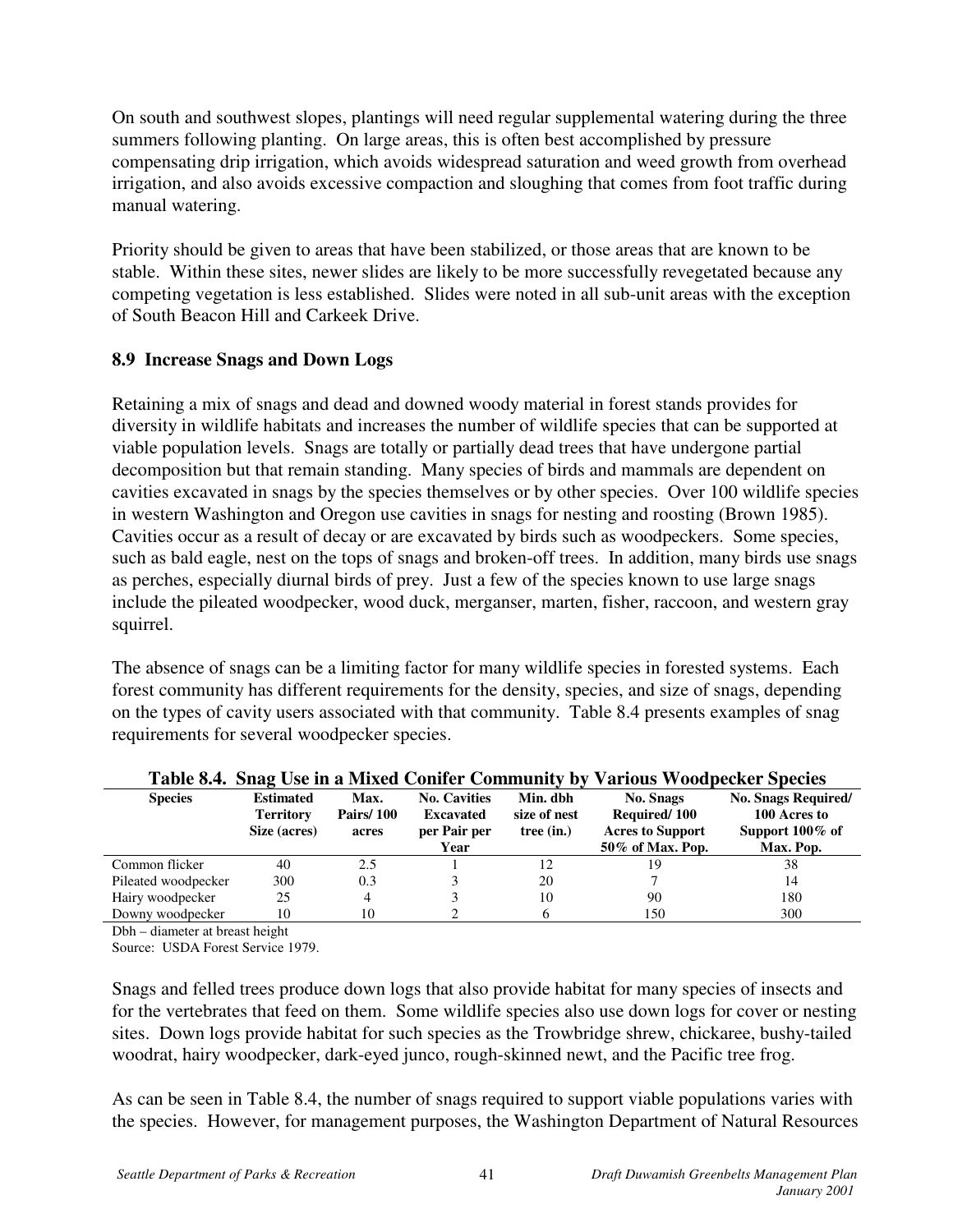On south and southwest slopes, plantings will need regular supplemental watering during the three summers following planting. On large areas, this is often best accomplished by pressure compensating drip irrigation, which avoids widespread saturation and weed growth from overhead irrigation, and also avoids excessive compaction and sloughing that comes from foot traffic during manual watering.

Priority should be given to areas that have been stabilized, or those areas that are known to be stable. Within these sites, newer slides are likely to be more successfully revegetated because any competing vegetation is less established. Slides were noted in all sub-unit areas with the exception of South Beacon Hill and Carkeek Drive.

### 8.9 Increase Snags and Down Logs

Retaining a mix of snags and dead and downed woody material in forest stands provides for diversity in wildlife habitats and increases the number of wildlife species that can be supported at viable population levels. Snags are totally or partially dead trees that have undergone partial decomposition but that remain standing. Many species of birds and mammals are dependent on cavities excavated in snags by the species themselves or by other species. Over 100 wildlife species in western Washington and Oregon use cavities in snags for nesting and roosting (Brown 1985). Cavities occur as a result of decay or are excavated by birds such as woodpeckers. Some species, such as bald eagle, nest on the tops of snags and broken-off trees. In addition, many birds use snags as perches, especially diurnal birds of prey. Just a few of the species known to use large snags include the pileated woodpecker, wood duck, merganser, marten, fisher, raccoon, and western gray squirrel.

The absence of snags can be a limiting factor for many wildlife species in forested systems. Each forest community has different requirements for the density, species, and size of snags, depending on the types of cavity users associated with that community. Table 8.4 presents examples of snag requirements for several woodpecker species.

**Table 8.4. Snag Use in a Mixed Conifer Community by Various Woodpecker Species**

| Species | Estimated Territory Size (acres) | Max. Pairs/ 100 acres | No. Cavities Excavated per Pair per Year | Min. dbh size of nest tree (in.) | No. Snags Required/ 100 Acres to Support 50% of Max. Pop. | No. Snags Required/ 100 Acres to Support 100% of Max. Pop. |
|---|---|---|---|---|---|---|
| Common flicker | 40 | 2.5 | 1 | 12 | 19 | 38 |
| Pileated woodpecker | 300 | 0.3 | 3 | 20 | 7 | 14 |
| Hairy woodpecker | 25 | 4 | 3 | 10 | 90 | 180 |
| Downy woodpecker | 10 | 10 | 2 | 6 | 150 | 300 |

Dbh – diameter at breast height

Source: USDA Forest Service 1979.

Snags and felled trees produce down logs that also provide habitat for many species of insects and for the vertebrates that feed on them. Some wildlife species also use down logs for cover or nesting sites. Down logs provide habitat for such species as the Trowbridge shrew, chickaree, bushy-tailed woodrat, hairy woodpecker, dark-eyed junco, rough-skinned newt, and the Pacific tree frog.

As can be seen in Table 8.4, the number of snags required to support viable populations varies with the species. However, for management purposes, the Washington Department of Natural Resources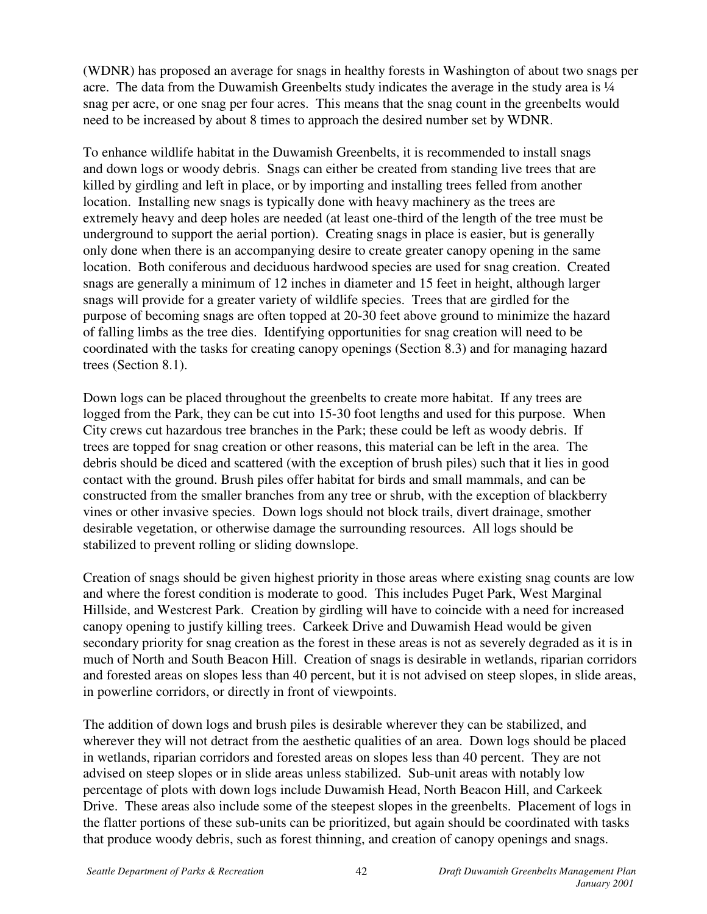(WDNR) has proposed an average for snags in healthy forests in Washington of about two snags per acre. The data from the Duwamish Greenbelts study indicates the average in the study area is ¼ snag per acre, or one snag per four acres. This means that the snag count in the greenbelts would need to be increased by about 8 times to approach the desired number set by WDNR.

To enhance wildlife habitat in the Duwamish Greenbelts, it is recommended to install snags and down logs or woody debris. Snags can either be created from standing live trees that are killed by girdling and left in place, or by importing and installing trees felled from another location. Installing new snags is typically done with heavy machinery as the trees are extremely heavy and deep holes are needed (at least one-third of the length of the tree must be underground to support the aerial portion). Creating snags in place is easier, but is generally only done when there is an accompanying desire to create greater canopy opening in the same location. Both coniferous and deciduous hardwood species are used for snag creation. Created snags are generally a minimum of 12 inches in diameter and 15 feet in height, although larger snags will provide for a greater variety of wildlife species. Trees that are girdled for the purpose of becoming snags are often topped at 20-30 feet above ground to minimize the hazard of falling limbs as the tree dies. Identifying opportunities for snag creation will need to be coordinated with the tasks for creating canopy openings (Section 8.3) and for managing hazard trees (Section 8.1).

Down logs can be placed throughout the greenbelts to create more habitat. If any trees are logged from the Park, they can be cut into 15-30 foot lengths and used for this purpose. When City crews cut hazardous tree branches in the Park; these could be left as woody debris. If trees are topped for snag creation or other reasons, this material can be left in the area. The debris should be diced and scattered (with the exception of brush piles) such that it lies in good contact with the ground. Brush piles offer habitat for birds and small mammals, and can be constructed from the smaller branches from any tree or shrub, with the exception of blackberry vines or other invasive species. Down logs should not block trails, divert drainage, smother desirable vegetation, or otherwise damage the surrounding resources. All logs should be stabilized to prevent rolling or sliding downslope.

Creation of snags should be given highest priority in those areas where existing snag counts are low and where the forest condition is moderate to good. This includes Puget Park, West Marginal Hillside, and Westcrest Park. Creation by girdling will have to coincide with a need for increased canopy opening to justify killing trees. Carkeek Drive and Duwamish Head would be given secondary priority for snag creation as the forest in these areas is not as severely degraded as it is in much of North and South Beacon Hill. Creation of snags is desirable in wetlands, riparian corridors and forested areas on slopes less than 40 percent, but it is not advised on steep slopes, in slide areas, in powerline corridors, or directly in front of viewpoints.

The addition of down logs and brush piles is desirable wherever they can be stabilized, and wherever they will not detract from the aesthetic qualities of an area. Down logs should be placed in wetlands, riparian corridors and forested areas on slopes less than 40 percent. They are not advised on steep slopes or in slide areas unless stabilized. Sub-unit areas with notably low percentage of plots with down logs include Duwamish Head, North Beacon Hill, and Carkeek Drive. These areas also include some of the steepest slopes in the greenbelts. Placement of logs in the flatter portions of these sub-units can be prioritized, but again should be coordinated with tasks that produce woody debris, such as forest thinning, and creation of canopy openings and snags.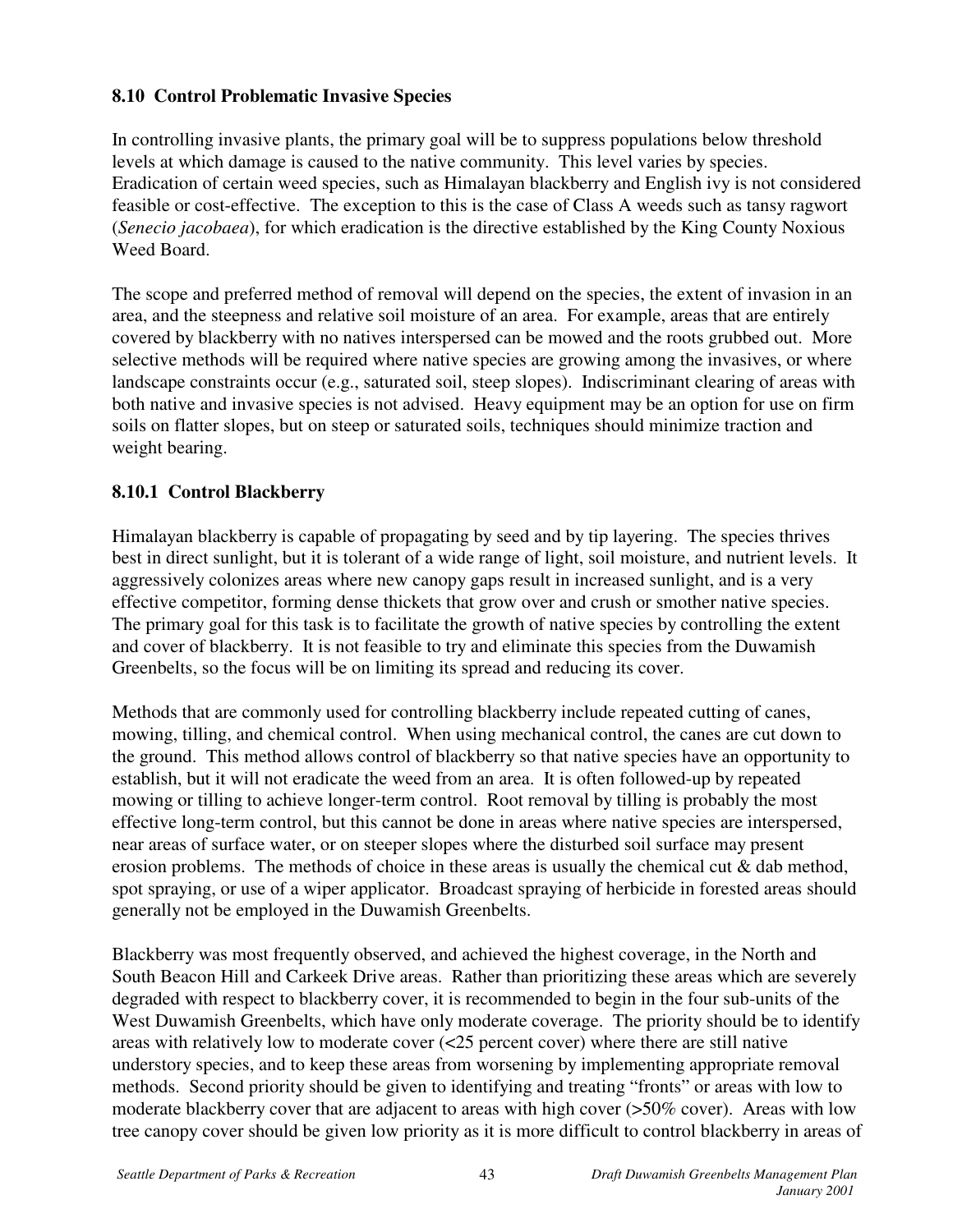### 8.10 Control Problematic Invasive Species

In controlling invasive plants, the primary goal will be to suppress populations below threshold levels at which damage is caused to the native community. This level varies by species. Eradication of certain weed species, such as Himalayan blackberry and English ivy is not considered feasible or cost-effective. The exception to this is the case of Class A weeds such as tansy ragwort (*Senecio jacobaea*), for which eradication is the directive established by the King County Noxious Weed Board.

The scope and preferred method of removal will depend on the species, the extent of invasion in an area, and the steepness and relative soil moisture of an area. For example, areas that are entirely covered by blackberry with no natives interspersed can be mowed and the roots grubbed out. More selective methods will be required where native species are growing among the invasives, or where landscape constraints occur (e.g., saturated soil, steep slopes). Indiscriminant clearing of areas with both native and invasive species is not advised. Heavy equipment may be an option for use on firm soils on flatter slopes, but on steep or saturated soils, techniques should minimize traction and weight bearing.

#### 8.10.1 Control Blackberry

Himalayan blackberry is capable of propagating by seed and by tip layering. The species thrives best in direct sunlight, but it is tolerant of a wide range of light, soil moisture, and nutrient levels. It aggressively colonizes areas where new canopy gaps result in increased sunlight, and is a very effective competitor, forming dense thickets that grow over and crush or smother native species. The primary goal for this task is to facilitate the growth of native species by controlling the extent and cover of blackberry. It is not feasible to try and eliminate this species from the Duwamish Greenbelts, so the focus will be on limiting its spread and reducing its cover.

Methods that are commonly used for controlling blackberry include repeated cutting of canes, mowing, tilling, and chemical control. When using mechanical control, the canes are cut down to the ground. This method allows control of blackberry so that native species have an opportunity to establish, but it will not eradicate the weed from an area. It is often followed-up by repeated mowing or tilling to achieve longer-term control. Root removal by tilling is probably the most effective long-term control, but this cannot be done in areas where native species are interspersed, near areas of surface water, or on steeper slopes where the disturbed soil surface may present erosion problems. The methods of choice in these areas is usually the chemical cut & dab method, spot spraying, or use of a wiper applicator. Broadcast spraying of herbicide in forested areas should generally not be employed in the Duwamish Greenbelts.

Blackberry was most frequently observed, and achieved the highest coverage, in the North and South Beacon Hill and Carkeek Drive areas. Rather than prioritizing these areas which are severely degraded with respect to blackberry cover, it is recommended to begin in the four sub-units of the West Duwamish Greenbelts, which have only moderate coverage. The priority should be to identify areas with relatively low to moderate cover (<25 percent cover) where there are still native understory species, and to keep these areas from worsening by implementing appropriate removal methods. Second priority should be given to identifying and treating "fronts" or areas with low to moderate blackberry cover that are adjacent to areas with high cover (>50% cover). Areas with low tree canopy cover should be given low priority as it is more difficult to control blackberry in areas of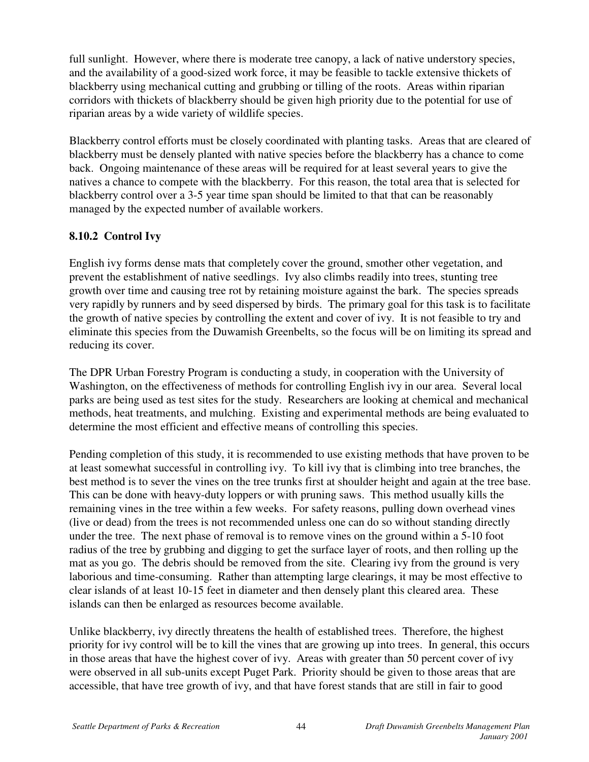full sunlight. However, where there is moderate tree canopy, a lack of native understory species, and the availability of a good-sized work force, it may be feasible to tackle extensive thickets of blackberry using mechanical cutting and grubbing or tilling of the roots. Areas within riparian corridors with thickets of blackberry should be given high priority due to the potential for use of riparian areas by a wide variety of wildlife species.

Blackberry control efforts must be closely coordinated with planting tasks. Areas that are cleared of blackberry must be densely planted with native species before the blackberry has a chance to come back. Ongoing maintenance of these areas will be required for at least several years to give the natives a chance to compete with the blackberry. For this reason, the total area that is selected for blackberry control over a 3-5 year time span should be limited to that that can be reasonably managed by the expected number of available workers.

### 8.10.2 Control Ivy

English ivy forms dense mats that completely cover the ground, smother other vegetation, and prevent the establishment of native seedlings. Ivy also climbs readily into trees, stunting tree growth over time and causing tree rot by retaining moisture against the bark. The species spreads very rapidly by runners and by seed dispersed by birds. The primary goal for this task is to facilitate the growth of native species by controlling the extent and cover of ivy. It is not feasible to try and eliminate this species from the Duwamish Greenbelts, so the focus will be on limiting its spread and reducing its cover.

The DPR Urban Forestry Program is conducting a study, in cooperation with the University of Washington, on the effectiveness of methods for controlling English ivy in our area. Several local parks are being used as test sites for the study. Researchers are looking at chemical and mechanical methods, heat treatments, and mulching. Existing and experimental methods are being evaluated to determine the most efficient and effective means of controlling this species.

Pending completion of this study, it is recommended to use existing methods that have proven to be at least somewhat successful in controlling ivy. To kill ivy that is climbing into tree branches, the best method is to sever the vines on the tree trunks first at shoulder height and again at the tree base. This can be done with heavy-duty loppers or with pruning saws. This method usually kills the remaining vines in the tree within a few weeks. For safety reasons, pulling down overhead vines (live or dead) from the trees is not recommended unless one can do so without standing directly under the tree. The next phase of removal is to remove vines on the ground within a 5-10 foot radius of the tree by grubbing and digging to get the surface layer of roots, and then rolling up the mat as you go. The debris should be removed from the site. Clearing ivy from the ground is very laborious and time-consuming. Rather than attempting large clearings, it may be most effective to clear islands of at least 10-15 feet in diameter and then densely plant this cleared area. These islands can then be enlarged as resources become available.

Unlike blackberry, ivy directly threatens the health of established trees. Therefore, the highest priority for ivy control will be to kill the vines that are growing up into trees. In general, this occurs in those areas that have the highest cover of ivy. Areas with greater than 50 percent cover of ivy were observed in all sub-units except Puget Park. Priority should be given to those areas that are accessible, that have tree growth of ivy, and that have forest stands that are still in fair to good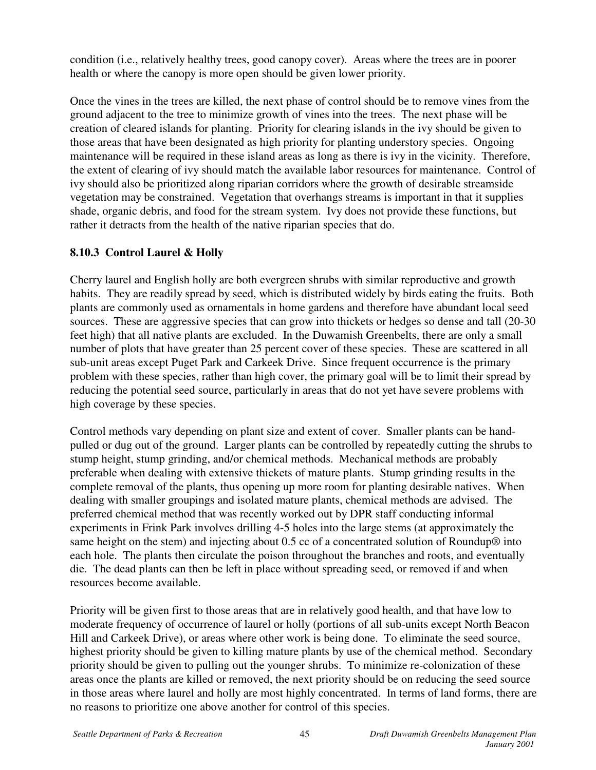condition (i.e., relatively healthy trees, good canopy cover). Areas where the trees are in poorer health or where the canopy is more open should be given lower priority.

Once the vines in the trees are killed, the next phase of control should be to remove vines from the ground adjacent to the tree to minimize growth of vines into the trees. The next phase will be creation of cleared islands for planting. Priority for clearing islands in the ivy should be given to those areas that have been designated as high priority for planting understory species. Ongoing maintenance will be required in these island areas as long as there is ivy in the vicinity. Therefore, the extent of clearing of ivy should match the available labor resources for maintenance. Control of ivy should also be prioritized along riparian corridors where the growth of desirable streamside vegetation may be constrained. Vegetation that overhangs streams is important in that it supplies shade, organic debris, and food for the stream system. Ivy does not provide these functions, but rather it detracts from the health of the native riparian species that do.

### 8.10.3 Control Laurel & Holly

Cherry laurel and English holly are both evergreen shrubs with similar reproductive and growth habits. They are readily spread by seed, which is distributed widely by birds eating the fruits. Both plants are commonly used as ornamentals in home gardens and therefore have abundant local seed sources. These are aggressive species that can grow into thickets or hedges so dense and tall (20-30 feet high) that all native plants are excluded. In the Duwamish Greenbelts, there are only a small number of plots that have greater than 25 percent cover of these species. These are scattered in all sub-unit areas except Puget Park and Carkeek Drive. Since frequent occurrence is the primary problem with these species, rather than high cover, the primary goal will be to limit their spread by reducing the potential seed source, particularly in areas that do not yet have severe problems with high coverage by these species.

Control methods vary depending on plant size and extent of cover. Smaller plants can be hand-pulled or dug out of the ground. Larger plants can be controlled by repeatedly cutting the shrubs to stump height, stump grinding, and/or chemical methods. Mechanical methods are probably preferable when dealing with extensive thickets of mature plants. Stump grinding results in the complete removal of the plants, thus opening up more room for planting desirable natives. When dealing with smaller groupings and isolated mature plants, chemical methods are advised. The preferred chemical method that was recently worked out by DPR staff conducting informal experiments in Frink Park involves drilling 4-5 holes into the large stems (at approximately the same height on the stem) and injecting about 0.5 cc of a concentrated solution of Roundup® into each hole. The plants then circulate the poison throughout the branches and roots, and eventually die. The dead plants can then be left in place without spreading seed, or removed if and when resources become available.

Priority will be given first to those areas that are in relatively good health, and that have low to moderate frequency of occurrence of laurel or holly (portions of all sub-units except North Beacon Hill and Carkeek Drive), or areas where other work is being done. To eliminate the seed source, highest priority should be given to killing mature plants by use of the chemical method. Secondary priority should be given to pulling out the younger shrubs. To minimize re-colonization of these areas once the plants are killed or removed, the next priority should be on reducing the seed source in those areas where laurel and holly are most highly concentrated. In terms of land forms, there are no reasons to prioritize one above another for control of this species.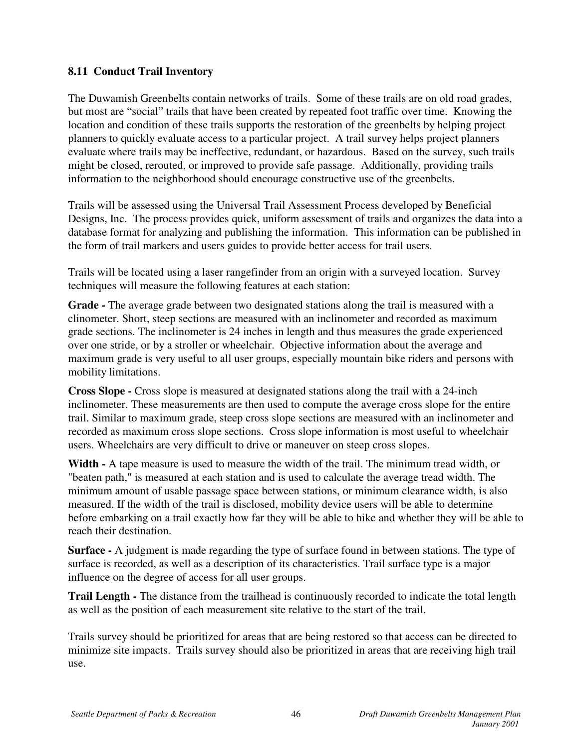### 8.11 Conduct Trail Inventory

The Duwamish Greenbelts contain networks of trails. Some of these trails are on old road grades, but most are "social" trails that have been created by repeated foot traffic over time. Knowing the location and condition of these trails supports the restoration of the greenbelts by helping project planners to quickly evaluate access to a particular project. A trail survey helps project planners evaluate where trails may be ineffective, redundant, or hazardous. Based on the survey, such trails might be closed, rerouted, or improved to provide safe passage. Additionally, providing trails information to the neighborhood should encourage constructive use of the greenbelts.

Trails will be assessed using the Universal Trail Assessment Process developed by Beneficial Designs, Inc. The process provides quick, uniform assessment of trails and organizes the data into a database format for analyzing and publishing the information. This information can be published in the form of trail markers and users guides to provide better access for trail users.

Trails will be located using a laser rangefinder from an origin with a surveyed location. Survey techniques will measure the following features at each station:

**Grade -** The average grade between two designated stations along the trail is measured with a clinometer. Short, steep sections are measured with an inclinometer and recorded as maximum grade sections. The inclinometer is 24 inches in length and thus measures the grade experienced over one stride, or by a stroller or wheelchair. Objective information about the average and maximum grade is very useful to all user groups, especially mountain bike riders and persons with mobility limitations.

**Cross Slope -** Cross slope is measured at designated stations along the trail with a 24-inch inclinometer. These measurements are then used to compute the average cross slope for the entire trail. Similar to maximum grade, steep cross slope sections are measured with an inclinometer and recorded as maximum cross slope sections. Cross slope information is most useful to wheelchair users. Wheelchairs are very difficult to drive or maneuver on steep cross slopes.

**Width -** A tape measure is used to measure the width of the trail. The minimum tread width, or "beaten path," is measured at each station and is used to calculate the average tread width. The minimum amount of usable passage space between stations, or minimum clearance width, is also measured. If the width of the trail is disclosed, mobility device users will be able to determine before embarking on a trail exactly how far they will be able to hike and whether they will be able to reach their destination.

**Surface -** A judgment is made regarding the type of surface found in between stations. The type of surface is recorded, as well as a description of its characteristics. Trail surface type is a major influence on the degree of access for all user groups.

**Trail Length -** The distance from the trailhead is continuously recorded to indicate the total length as well as the position of each measurement site relative to the start of the trail.

Trails survey should be prioritized for areas that are being restored so that access can be directed to minimize site impacts. Trails survey should also be prioritized in areas that are receiving high trail use.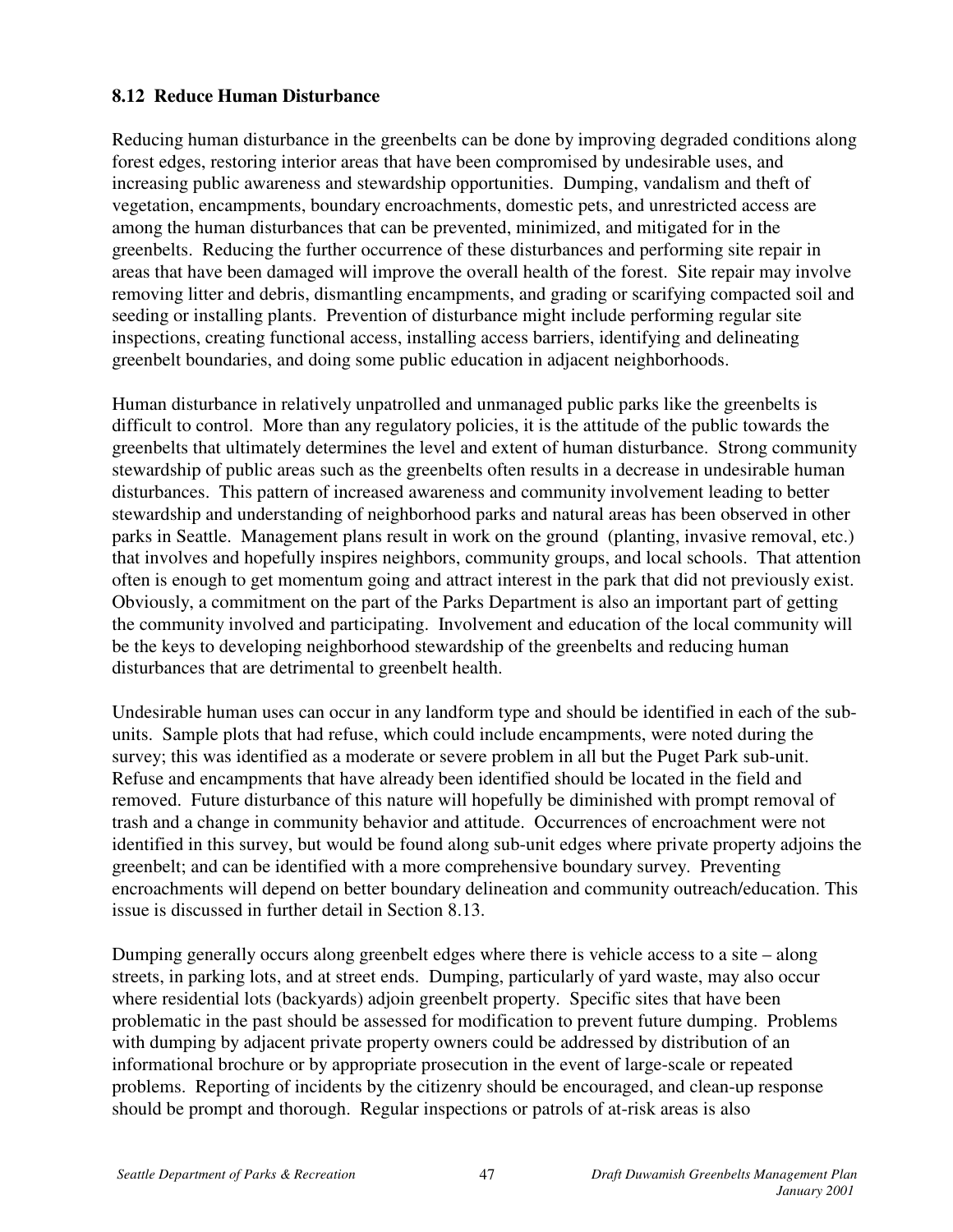### 8.12 Reduce Human Disturbance

Reducing human disturbance in the greenbelts can be done by improving degraded conditions along forest edges, restoring interior areas that have been compromised by undesirable uses, and increasing public awareness and stewardship opportunities. Dumping, vandalism and theft of vegetation, encampments, boundary encroachments, domestic pets, and unrestricted access are among the human disturbances that can be prevented, minimized, and mitigated for in the greenbelts. Reducing the further occurrence of these disturbances and performing site repair in areas that have been damaged will improve the overall health of the forest. Site repair may involve removing litter and debris, dismantling encampments, and grading or scarifying compacted soil and seeding or installing plants. Prevention of disturbance might include performing regular site inspections, creating functional access, installing access barriers, identifying and delineating greenbelt boundaries, and doing some public education in adjacent neighborhoods.

Human disturbance in relatively unpatrolled and unmanaged public parks like the greenbelts is difficult to control. More than any regulatory policies, it is the attitude of the public towards the greenbelts that ultimately determines the level and extent of human disturbance. Strong community stewardship of public areas such as the greenbelts often results in a decrease in undesirable human disturbances. This pattern of increased awareness and community involvement leading to better stewardship and understanding of neighborhood parks and natural areas has been observed in other parks in Seattle. Management plans result in work on the ground (planting, invasive removal, etc.) that involves and hopefully inspires neighbors, community groups, and local schools. That attention often is enough to get momentum going and attract interest in the park that did not previously exist. Obviously, a commitment on the part of the Parks Department is also an important part of getting the community involved and participating. Involvement and education of the local community will be the keys to developing neighborhood stewardship of the greenbelts and reducing human disturbances that are detrimental to greenbelt health.

Undesirable human uses can occur in any landform type and should be identified in each of the sub-units. Sample plots that had refuse, which could include encampments, were noted during the survey; this was identified as a moderate or severe problem in all but the Puget Park sub-unit. Refuse and encampments that have already been identified should be located in the field and removed. Future disturbance of this nature will hopefully be diminished with prompt removal of trash and a change in community behavior and attitude. Occurrences of encroachment were not identified in this survey, but would be found along sub-unit edges where private property adjoins the greenbelt; and can be identified with a more comprehensive boundary survey. Preventing encroachments will depend on better boundary delineation and community outreach/education. This issue is discussed in further detail in Section 8.13.

Dumping generally occurs along greenbelt edges where there is vehicle access to a site – along streets, in parking lots, and at street ends. Dumping, particularly of yard waste, may also occur where residential lots (backyards) adjoin greenbelt property. Specific sites that have been problematic in the past should be assessed for modification to prevent future dumping. Problems with dumping by adjacent private property owners could be addressed by distribution of an informational brochure or by appropriate prosecution in the event of large-scale or repeated problems. Reporting of incidents by the citizenry should be encouraged, and clean-up response should be prompt and thorough. Regular inspections or patrols of at-risk areas is also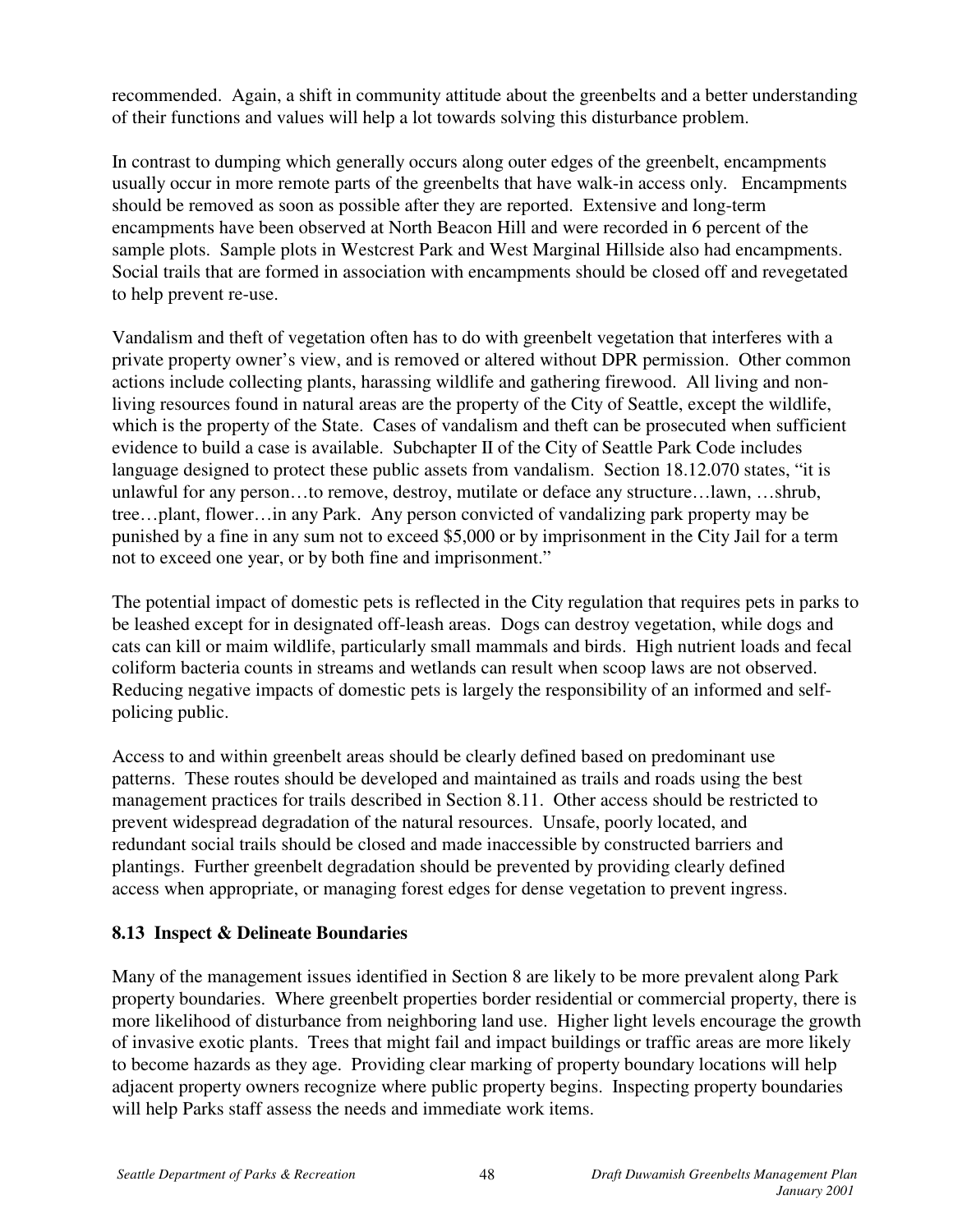recommended. Again, a shift in community attitude about the greenbelts and a better understanding of their functions and values will help a lot towards solving this disturbance problem.

In contrast to dumping which generally occurs along outer edges of the greenbelt, encampments usually occur in more remote parts of the greenbelts that have walk-in access only. Encampments should be removed as soon as possible after they are reported. Extensive and long-term encampments have been observed at North Beacon Hill and were recorded in 6 percent of the sample plots. Sample plots in Westcrest Park and West Marginal Hillside also had encampments. Social trails that are formed in association with encampments should be closed off and revegetated to help prevent re-use.

Vandalism and theft of vegetation often has to do with greenbelt vegetation that interferes with a private property owner's view, and is removed or altered without DPR permission. Other common actions include collecting plants, harassing wildlife and gathering firewood. All living and non-living resources found in natural areas are the property of the City of Seattle, except the wildlife, which is the property of the State. Cases of vandalism and theft can be prosecuted when sufficient evidence to build a case is available. Subchapter II of the City of Seattle Park Code includes language designed to protect these public assets from vandalism. Section 18.12.070 states, "it is unlawful for any person…to remove, destroy, mutilate or deface any structure…lawn, …shrub, tree…plant, flower…in any Park. Any person convicted of vandalizing park property may be punished by a fine in any sum not to exceed $5,000 or by imprisonment in the City Jail for a term not to exceed one year, or by both fine and imprisonment."

The potential impact of domestic pets is reflected in the City regulation that requires pets in parks to be leashed except for in designated off-leash areas. Dogs can destroy vegetation, while dogs and cats can kill or maim wildlife, particularly small mammals and birds. High nutrient loads and fecal coliform bacteria counts in streams and wetlands can result when scoop laws are not observed. Reducing negative impacts of domestic pets is largely the responsibility of an informed and self-policing public.

Access to and within greenbelt areas should be clearly defined based on predominant use patterns. These routes should be developed and maintained as trails and roads using the best management practices for trails described in Section 8.11. Other access should be restricted to prevent widespread degradation of the natural resources. Unsafe, poorly located, and redundant social trails should be closed and made inaccessible by constructed barriers and plantings. Further greenbelt degradation should be prevented by providing clearly defined access when appropriate, or managing forest edges for dense vegetation to prevent ingress.

### 8.13 Inspect & Delineate Boundaries

Many of the management issues identified in Section 8 are likely to be more prevalent along Park property boundaries. Where greenbelt properties border residential or commercial property, there is more likelihood of disturbance from neighboring land use. Higher light levels encourage the growth of invasive exotic plants. Trees that might fail and impact buildings or traffic areas are more likely to become hazards as they age. Providing clear marking of property boundary locations will help adjacent property owners recognize where public property begins. Inspecting property boundaries will help Parks staff assess the needs and immediate work items.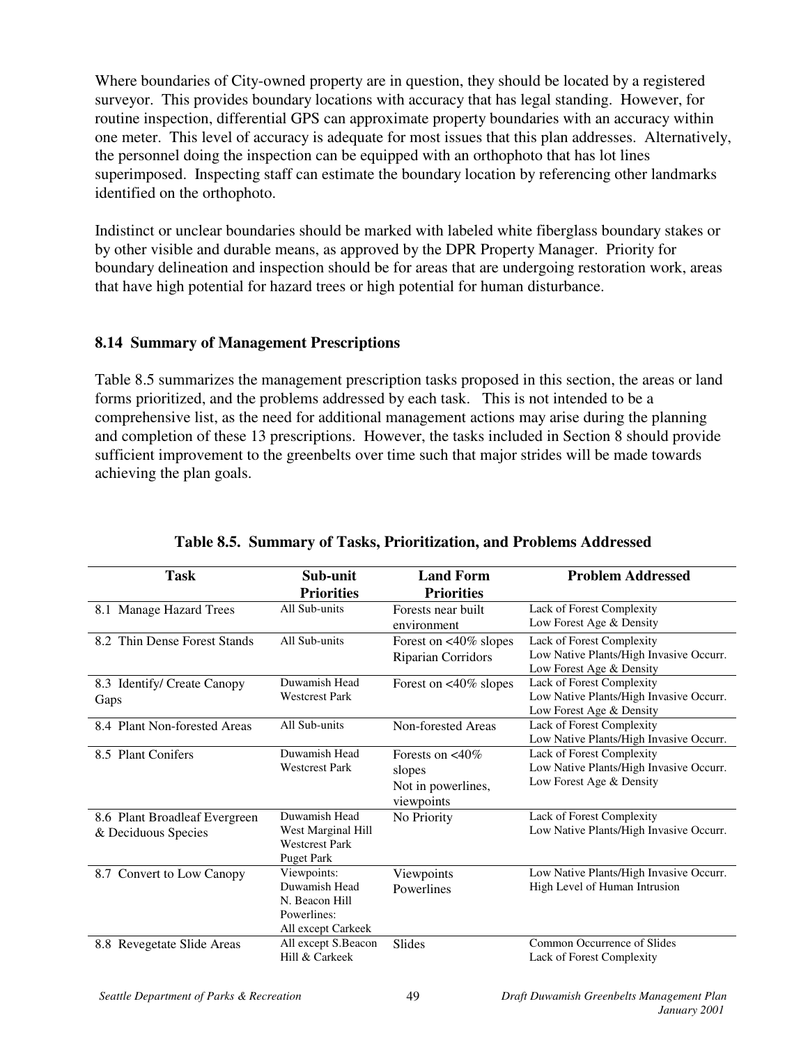Where boundaries of City-owned property are in question, they should be located by a registered surveyor. This provides boundary locations with accuracy that has legal standing. However, for routine inspection, differential GPS can approximate property boundaries with an accuracy within one meter. This level of accuracy is adequate for most issues that this plan addresses. Alternatively, the personnel doing the inspection can be equipped with an orthophoto that has lot lines superimposed. Inspecting staff can estimate the boundary location by referencing other landmarks identified on the orthophoto.

Indistinct or unclear boundaries should be marked with labeled white fiberglass boundary stakes or by other visible and durable means, as approved by the DPR Property Manager. Priority for boundary delineation and inspection should be for areas that are undergoing restoration work, areas that have high potential for hazard trees or high potential for human disturbance.

### 8.14 Summary of Management Prescriptions

Table 8.5 summarizes the management prescription tasks proposed in this section, the areas or land forms prioritized, and the problems addressed by each task. This is not intended to be a comprehensive list, as the need for additional management actions may arise during the planning and completion of these 13 prescriptions. However, the tasks included in Section 8 should provide sufficient improvement to the greenbelts over time such that major strides will be made towards achieving the plan goals.

**Table 8.5. Summary of Tasks, Prioritization, and Problems Addressed**

| Task | Sub-unit Priorities | Land Form Priorities | Problem Addressed |
|---|---|---|---|
| 8.1 Manage Hazard Trees | All Sub-units | Forests near built environment | Lack of Forest Complexity<br>Low Forest Age & Density |
| 8.2 Thin Dense Forest Stands | All Sub-units | Forest on <40% slopes<br>Riparian Corridors | Lack of Forest Complexity<br>Low Native Plants/High Invasive Occurr.<br>Low Forest Age & Density |
| 8.3 Identify/ Create Canopy Gaps | Duwamish Head<br>Westcrest Park | Forest on <40% slopes | Lack of Forest Complexity<br>Low Native Plants/High Invasive Occurr.<br>Low Forest Age & Density |
| 8.4 Plant Non-forested Areas | All Sub-units | Non-forested Areas | Lack of Forest Complexity<br>Low Native Plants/High Invasive Occurr. |
| 8.5 Plant Conifers | Duwamish Head<br>Westcrest Park | Forests on <40% slopes<br>Not in powerlines, viewpoints | Lack of Forest Complexity<br>Low Native Plants/High Invasive Occurr.<br>Low Forest Age & Density |
| 8.6 Plant Broadleaf Evergreen & Deciduous Species | Duwamish Head<br>West Marginal Hill<br>Westcrest Park<br>Puget Park | No Priority | Lack of Forest Complexity<br>Low Native Plants/High Invasive Occurr. |
| 8.7 Convert to Low Canopy | Viewpoints:<br>Duwamish Head<br>N. Beacon Hill<br>Powerlines:<br>All except Carkeek | Viewpoints<br>Powerlines | Low Native Plants/High Invasive Occurr.<br>High Level of Human Intrusion |
| 8.8 Revegetate Slide Areas | All except S.Beacon Hill & Carkeek | Slides | Common Occurrence of Slides<br>Lack of Forest Complexity |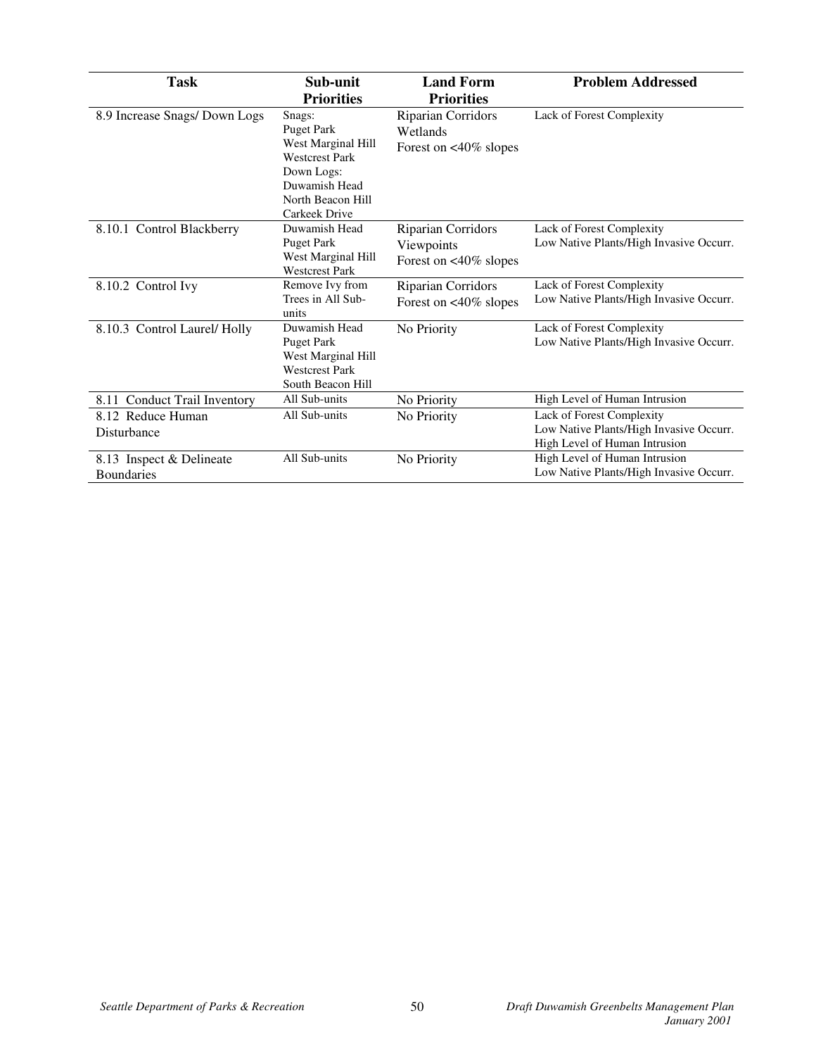| Task | Sub-unit Priorities | Land Form Priorities | Problem Addressed |
|---|---|---|---|
| 8.9 Increase Snags/ Down Logs | Snags:<br>Puget Park<br>West Marginal Hill<br>Westcrest Park<br>Down Logs:<br>Duwamish Head<br>North Beacon Hill<br>Carkeek Drive | Riparian Corridors<br>Wetlands<br>Forest on <40% slopes | Lack of Forest Complexity |
| 8.10.1 Control Blackberry | Duwamish Head<br>Puget Park<br>West Marginal Hill<br>Westcrest Park | Riparian Corridors<br>Viewpoints<br>Forest on <40% slopes | Lack of Forest Complexity<br>Low Native Plants/High Invasive Occurr. |
| 8.10.2 Control Ivy | Remove Ivy from Trees in All Sub-units | Riparian Corridors<br>Forest on <40% slopes | Lack of Forest Complexity<br>Low Native Plants/High Invasive Occurr. |
| 8.10.3 Control Laurel/ Holly | Duwamish Head<br>Puget Park<br>West Marginal Hill<br>Westcrest Park<br>South Beacon Hill | No Priority | Lack of Forest Complexity<br>Low Native Plants/High Invasive Occurr. |
| 8.11 Conduct Trail Inventory | All Sub-units | No Priority | High Level of Human Intrusion |
| 8.12 Reduce Human Disturbance | All Sub-units | No Priority | Lack of Forest Complexity<br>Low Native Plants/High Invasive Occurr.<br>High Level of Human Intrusion |
| 8.13 Inspect & Delineate Boundaries | All Sub-units | No Priority | High Level of Human Intrusion<br>Low Native Plants/High Invasive Occurr. |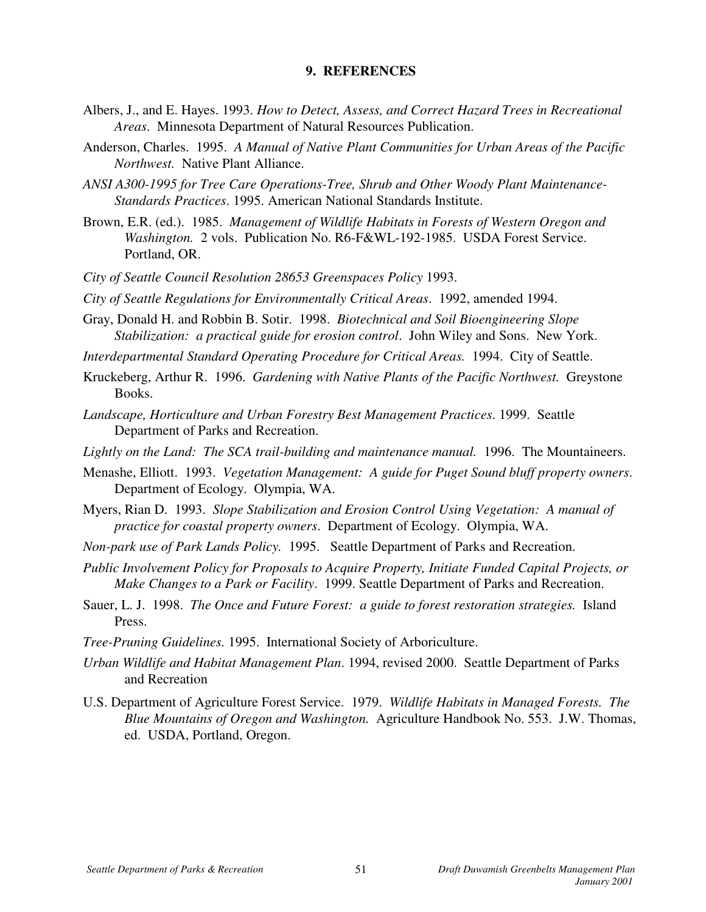## 9. REFERENCES

Albers, J., and E. Hayes. 1993. *How to Detect, Assess, and Correct Hazard Trees in Recreational Areas*. Minnesota Department of Natural Resources Publication.

Anderson, Charles. 1995. *A Manual of Native Plant Communities for Urban Areas of the Pacific Northwest.* Native Plant Alliance.

*ANSI A300-1995 for Tree Care Operations-Tree, Shrub and Other Woody Plant Maintenance-Standards Practices*. 1995. American National Standards Institute.

Brown, E.R. (ed.). 1985. *Management of Wildlife Habitats in Forests of Western Oregon and Washington.* 2 vols. Publication No. R6-F&WL-192-1985. USDA Forest Service. Portland, OR.

*City of Seattle Council Resolution 28653 Greenspaces Policy* 1993.

*City of Seattle Regulations for Environmentally Critical Areas*. 1992, amended 1994.

Gray, Donald H. and Robbin B. Sotir. 1998. *Biotechnical and Soil Bioengineering Slope Stabilization: a practical guide for erosion control*. John Wiley and Sons. New York.

*Interdepartmental Standard Operating Procedure for Critical Areas.* 1994. City of Seattle.

Kruckeberg, Arthur R. 1996. *Gardening with Native Plants of the Pacific Northwest.* Greystone Books.

*Landscape, Horticulture and Urban Forestry Best Management Practices*. 1999. Seattle Department of Parks and Recreation.

*Lightly on the Land: The SCA trail-building and maintenance manual.* 1996. The Mountaineers.

Menashe, Elliott. 1993. *Vegetation Management: A guide for Puget Sound bluff property owners*. Department of Ecology. Olympia, WA.

Myers, Rian D. 1993. *Slope Stabilization and Erosion Control Using Vegetation: A manual of practice for coastal property owners*. Department of Ecology. Olympia, WA.

*Non-park use of Park Lands Policy.* 1995. Seattle Department of Parks and Recreation.

*Public Involvement Policy for Proposals to Acquire Property, Initiate Funded Capital Projects, or Make Changes to a Park or Facility*. 1999. Seattle Department of Parks and Recreation.

Sauer, L. J. 1998. *The Once and Future Forest: a guide to forest restoration strategies.* Island Press.

*Tree-Pruning Guidelines.* 1995. International Society of Arboriculture.

*Urban Wildlife and Habitat Management Plan*. 1994, revised 2000. Seattle Department of Parks and Recreation

U.S. Department of Agriculture Forest Service. 1979. *Wildlife Habitats in Managed Forests. The Blue Mountains of Oregon and Washington.* Agriculture Handbook No. 553. J.W. Thomas, ed. USDA, Portland, Oregon.